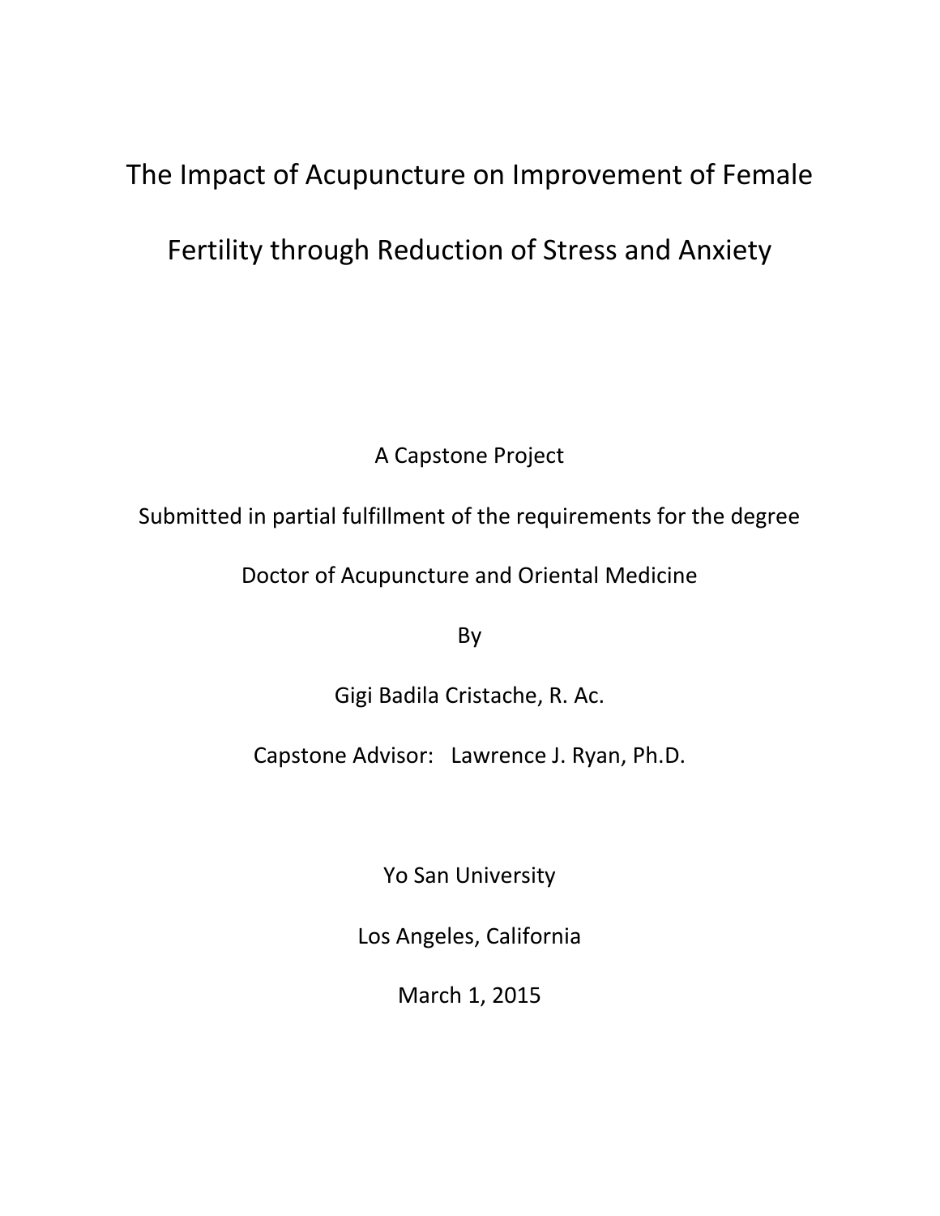# The Impact of Acupuncture on Improvement of Female Fertility through Reduction of Stress and Anxiety

A Capstone Project

Submitted in partial fulfillment of the requirements for the degree

Doctor of Acupuncture and Oriental Medicine

By

Gigi Badila Cristache, R. Ac.

Capstone Advisor: Lawrence J. Ryan, Ph.D.

Yo San University

Los Angeles, California

March 1, 2015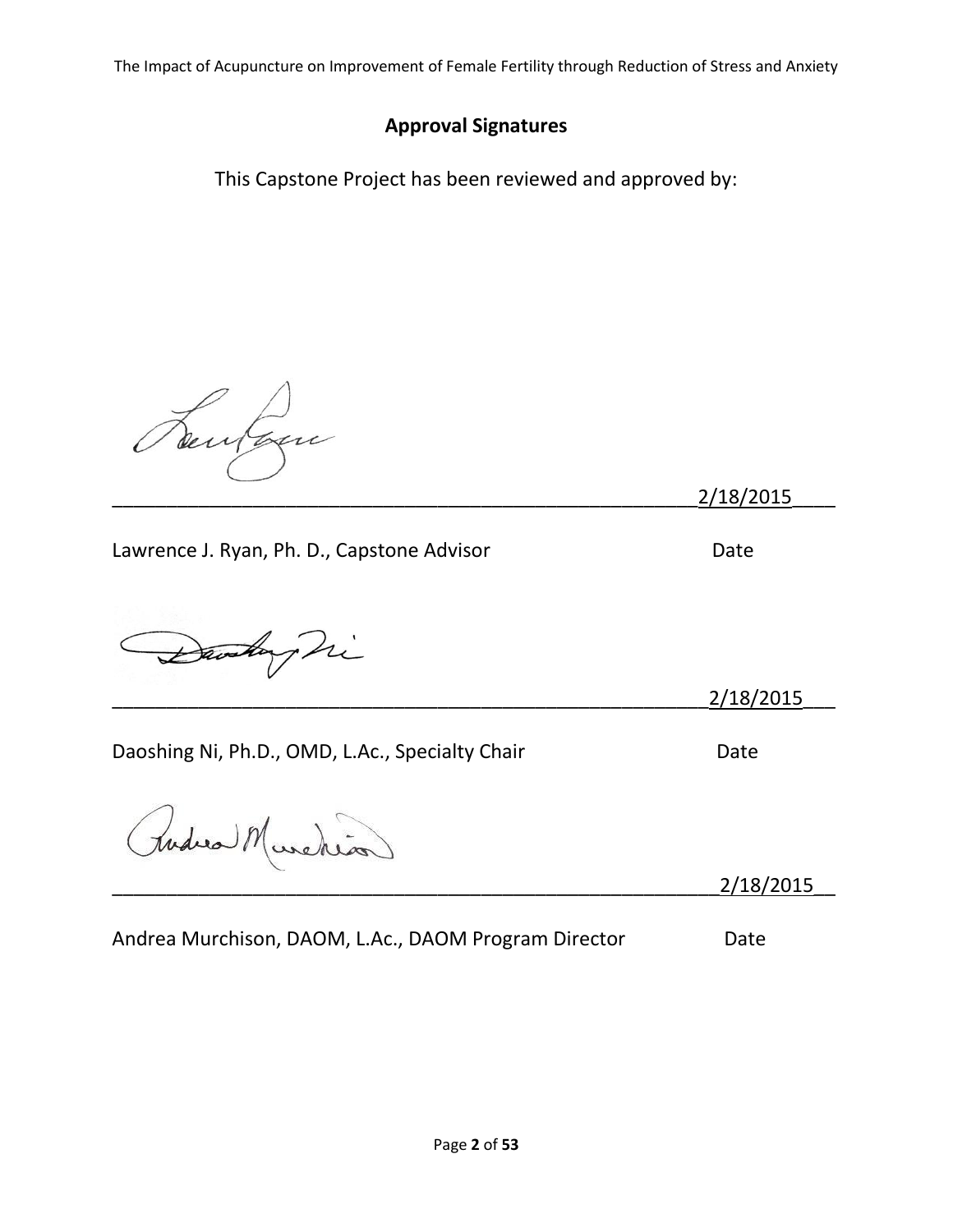## Approval Signatures

This Capstone Project has been reviewed and approved by:

_______________________________________________________2/18/2015____

Lawrence J. Ryan, Ph. D., Capstone Advisor                                                  Date

_______________________________________________________2/18/2015___

Daoshing Ni, Ph.D., OMD, L.Ac., Specialty Chair                                           Date

_______________________________________________________2/18/2015__

Andrea Murchison, DAOM, L.Ac., DAOM Program Director                          Date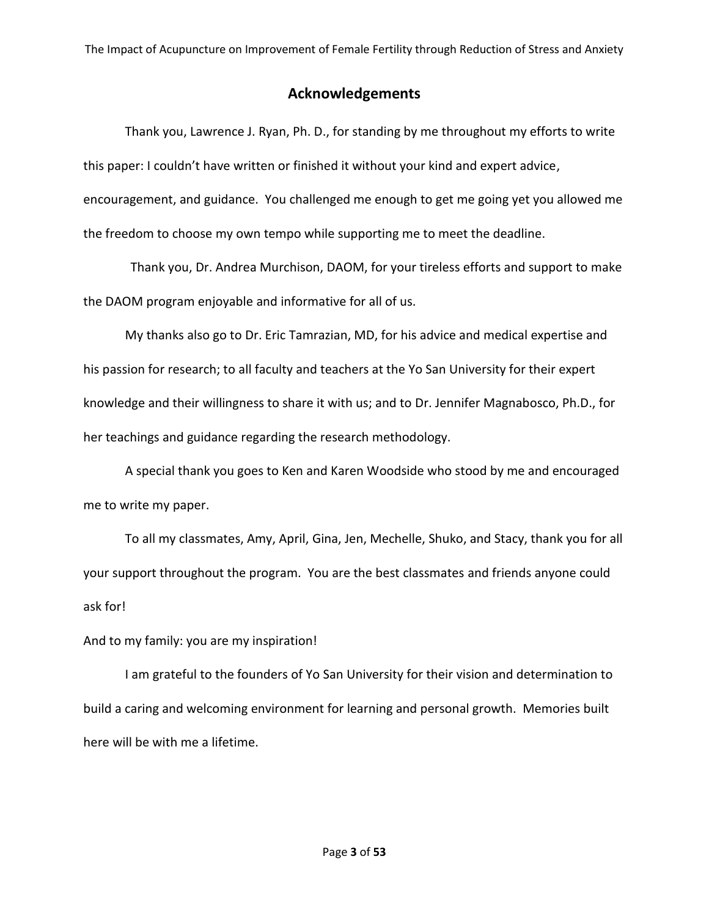## Acknowledgements

Thank you, Lawrence J. Ryan, Ph. D., for standing by me throughout my efforts to write this paper: I couldn't have written or finished it without your kind and expert advice, encouragement, and guidance. You challenged me enough to get me going yet you allowed me the freedom to choose my own tempo while supporting me to meet the deadline.

Thank you, Dr. Andrea Murchison, DAOM, for your tireless efforts and support to make the DAOM program enjoyable and informative for all of us.

My thanks also go to Dr. Eric Tamrazian, MD, for his advice and medical expertise and his passion for research; to all faculty and teachers at the Yo San University for their expert knowledge and their willingness to share it with us; and to Dr. Jennifer Magnabosco, Ph.D., for her teachings and guidance regarding the research methodology.

A special thank you goes to Ken and Karen Woodside who stood by me and encouraged me to write my paper.

To all my classmates, Amy, April, Gina, Jen, Mechelle, Shuko, and Stacy, thank you for all your support throughout the program. You are the best classmates and friends anyone could ask for!

And to my family: you are my inspiration!

I am grateful to the founders of Yo San University for their vision and determination to build a caring and welcoming environment for learning and personal growth. Memories built here will be with me a lifetime.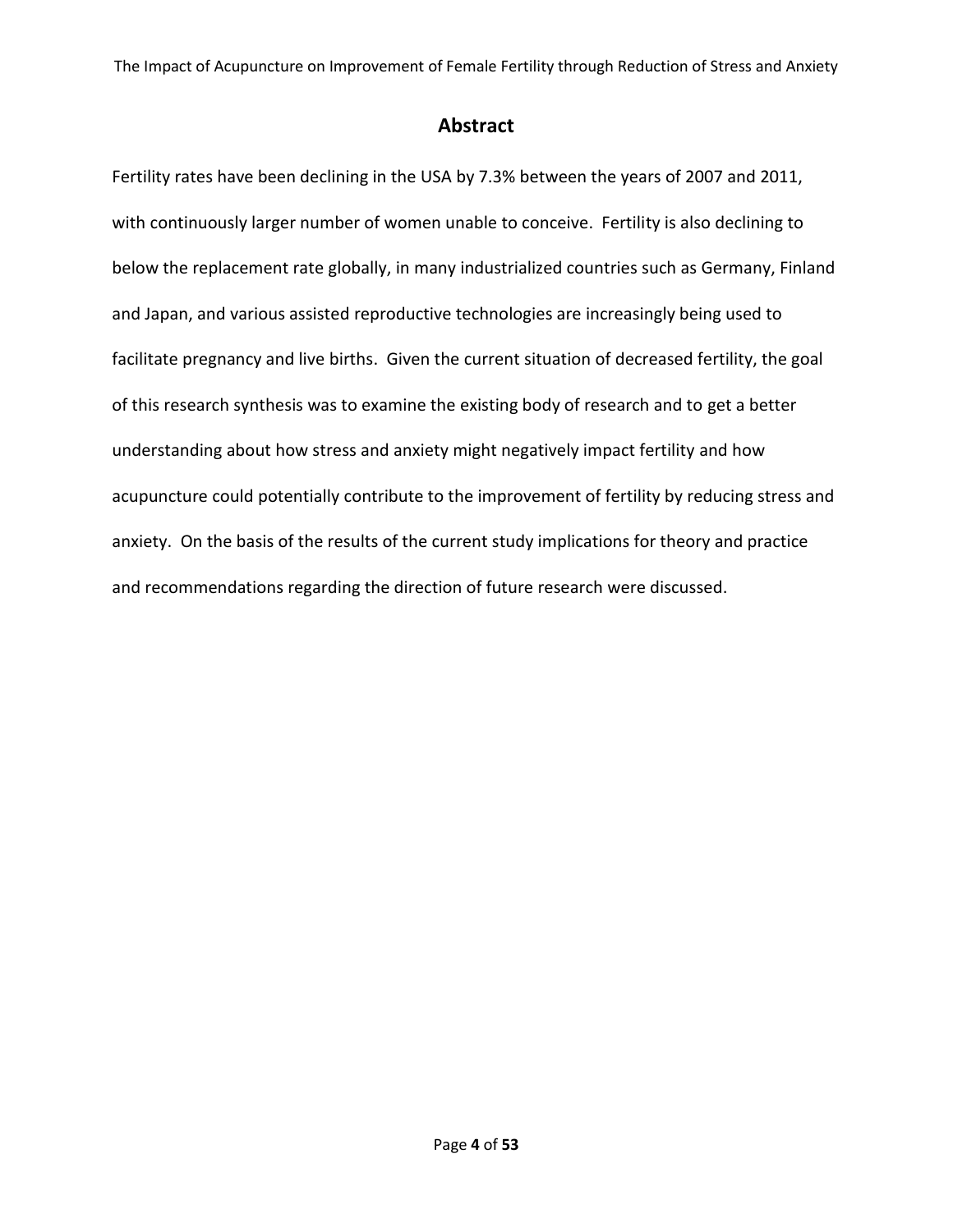## Abstract

Fertility rates have been declining in the USA by 7.3% between the years of 2007 and 2011, with continuously larger number of women unable to conceive. Fertility is also declining to below the replacement rate globally, in many industrialized countries such as Germany, Finland and Japan, and various assisted reproductive technologies are increasingly being used to facilitate pregnancy and live births. Given the current situation of decreased fertility, the goal of this research synthesis was to examine the existing body of research and to get a better understanding about how stress and anxiety might negatively impact fertility and how acupuncture could potentially contribute to the improvement of fertility by reducing stress and anxiety. On the basis of the results of the current study implications for theory and practice and recommendations regarding the direction of future research were discussed.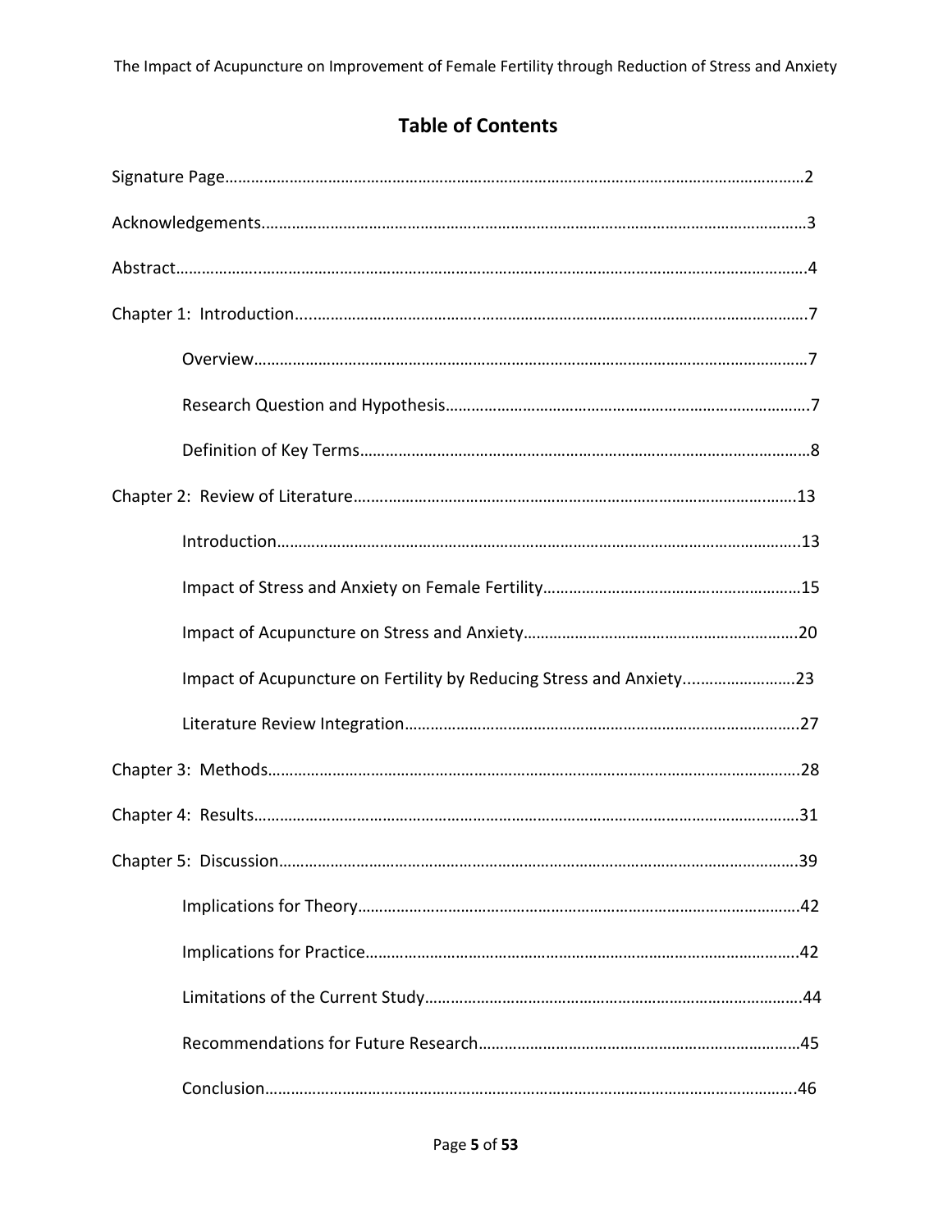## Table of Contents

Signature Page……………………………………………………………………………………………………………………2

Acknowledgements………………………………………………………………………………………………………………3

Abstract……………………………………………………………………………………………………………………………….4

Chapter 1: Introduction………………………………………………………………………………………………………7

- Overview…………………………………………………………………………………………………………………7
- Research Question and Hypothesis…………………………………………………………………………7
- Definition of Key Terms…………………………………………………………………………………………8

Chapter 2: Review of Literature……………………………………………………………………………………13

- Introduction……………………………………………………………………………………………………………13
- Impact of Stress and Anxiety on Female Fertility…………………………………………………15
- Impact of Acupuncture on Stress and Anxiety………………………………………………………20
- Impact of Acupuncture on Fertility by Reducing Stress and Anxiety……………………23
- Literature Review Integration…………………………………………………………………………………27

Chapter 3: Methods………………………………………………………………………………………………………28

Chapter 4: Results………………………………………………………………………………………………………31

Chapter 5: Discussion…………………………………………………………………………………………………39

- Implications for Theory………………………………………………………………………………………42
- Implications for Practice………………………………………………………………………………………42
- Limitations of the Current Study……………………………………………………………………………44
- Recommendations for Future Research……………………………………………………………………45
- Conclusion………………………………………………………………………………………………………………46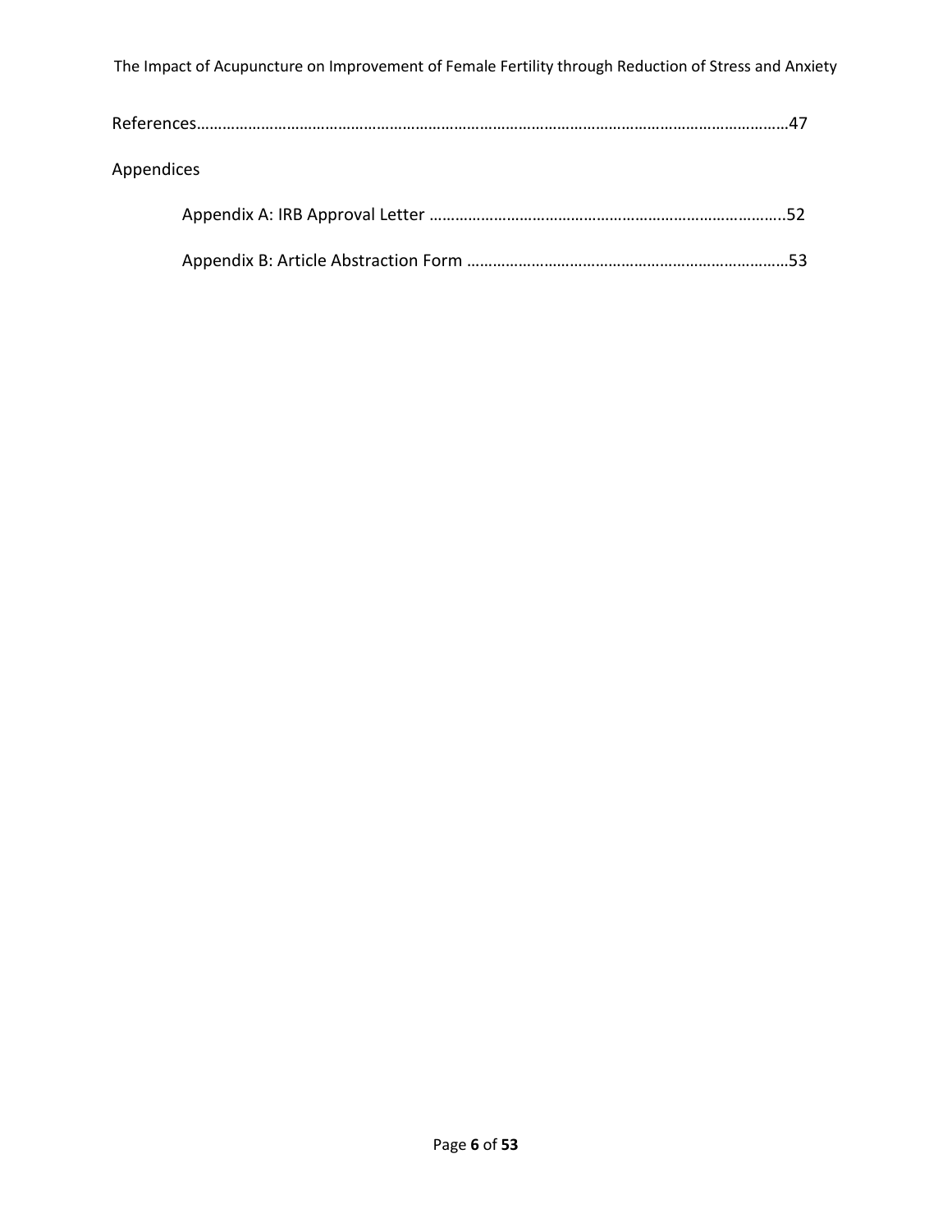References……………………………………………………………………………………………………………………47

Appendices

Appendix A: IRB Approval Letter ………………………………………………………………………..52

Appendix B: Article Abstraction Form ………………………………………………………………..53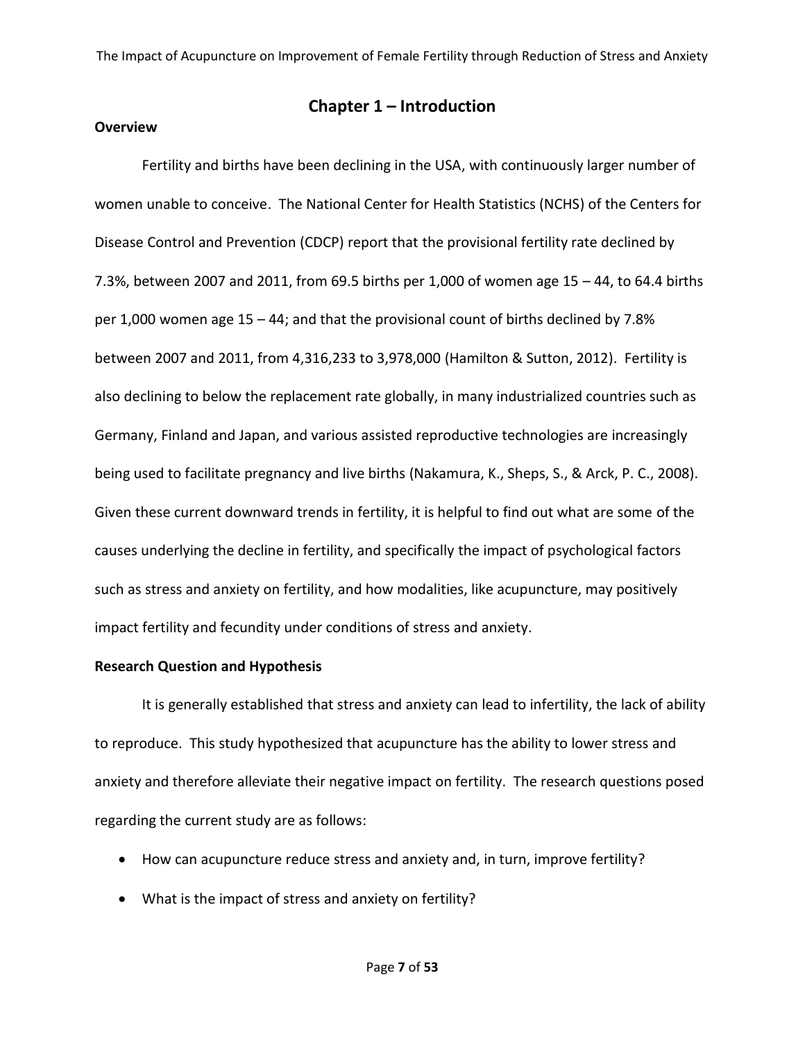# Chapter 1 – Introduction

## Overview

Fertility and births have been declining in the USA, with continuously larger number of women unable to conceive. The National Center for Health Statistics (NCHS) of the Centers for Disease Control and Prevention (CDCP) report that the provisional fertility rate declined by 7.3%, between 2007 and 2011, from 69.5 births per 1,000 of women age 15 – 44, to 64.4 births per 1,000 women age 15 – 44; and that the provisional count of births declined by 7.8% between 2007 and 2011, from 4,316,233 to 3,978,000 (Hamilton & Sutton, 2012). Fertility is also declining to below the replacement rate globally, in many industrialized countries such as Germany, Finland and Japan, and various assisted reproductive technologies are increasingly being used to facilitate pregnancy and live births (Nakamura, K., Sheps, S., & Arck, P. C., 2008). Given these current downward trends in fertility, it is helpful to find out what are some of the causes underlying the decline in fertility, and specifically the impact of psychological factors such as stress and anxiety on fertility, and how modalities, like acupuncture, may positively impact fertility and fecundity under conditions of stress and anxiety.

## Research Question and Hypothesis

It is generally established that stress and anxiety can lead to infertility, the lack of ability to reproduce. This study hypothesized that acupuncture has the ability to lower stress and anxiety and therefore alleviate their negative impact on fertility. The research questions posed regarding the current study are as follows:

- How can acupuncture reduce stress and anxiety and, in turn, improve fertility?
- What is the impact of stress and anxiety on fertility?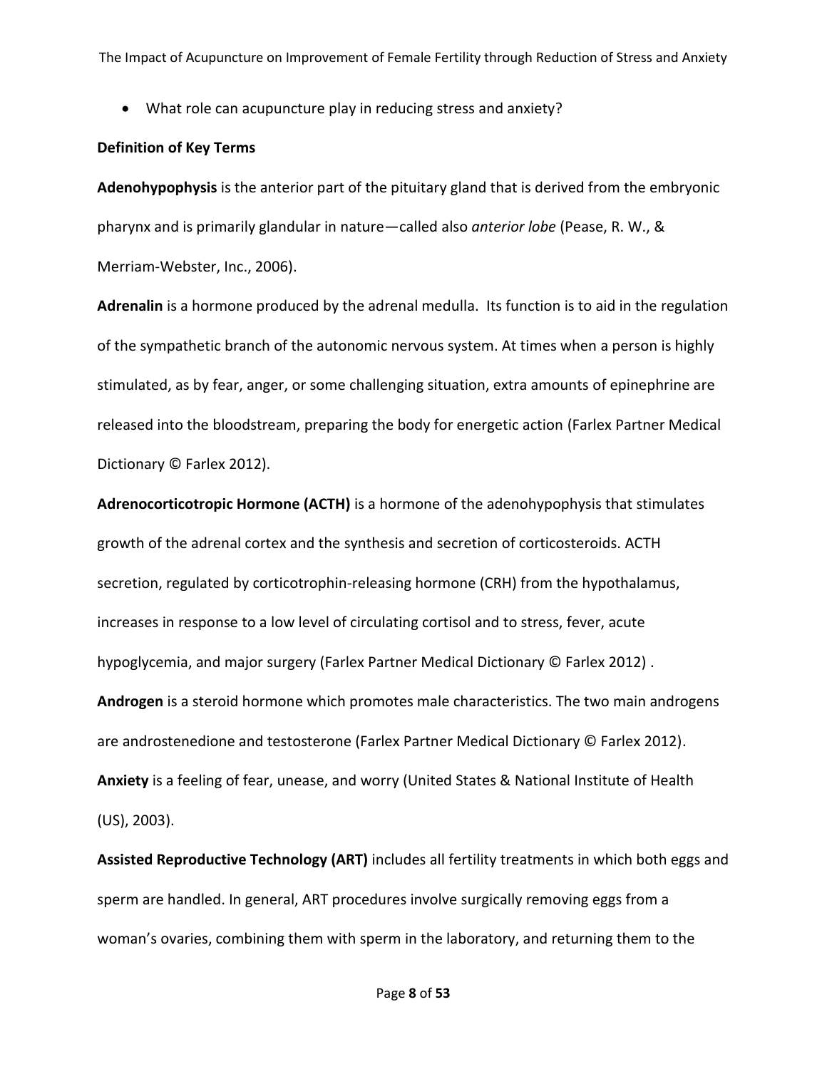- What role can acupuncture play in reducing stress and anxiety?

**Definition of Key Terms**

**Adenohypophysis** is the anterior part of the pituitary gland that is derived from the embryonic pharynx and is primarily glandular in nature—called also *anterior lobe* (Pease, R. W., & Merriam-Webster, Inc., 2006).

**Adrenalin** is a hormone produced by the adrenal medulla. Its function is to aid in the regulation of the sympathetic branch of the autonomic nervous system. At times when a person is highly stimulated, as by fear, anger, or some challenging situation, extra amounts of epinephrine are released into the bloodstream, preparing the body for energetic action (Farlex Partner Medical Dictionary © Farlex 2012).

**Adrenocorticotropic Hormone (ACTH)** is a hormone of the adenohypophysis that stimulates growth of the adrenal cortex and the synthesis and secretion of corticosteroids. ACTH secretion, regulated by corticotrophin-releasing hormone (CRH) from the hypothalamus, increases in response to a low level of circulating cortisol and to stress, fever, acute hypoglycemia, and major surgery (Farlex Partner Medical Dictionary © Farlex 2012) .

**Androgen** is a steroid hormone which promotes male characteristics. The two main androgens are androstenedione and testosterone (Farlex Partner Medical Dictionary © Farlex 2012).

**Anxiety** is a feeling of fear, unease, and worry (United States & National Institute of Health (US), 2003).

**Assisted Reproductive Technology (ART)** includes all fertility treatments in which both eggs and sperm are handled. In general, ART procedures involve surgically removing eggs from a woman's ovaries, combining them with sperm in the laboratory, and returning them to the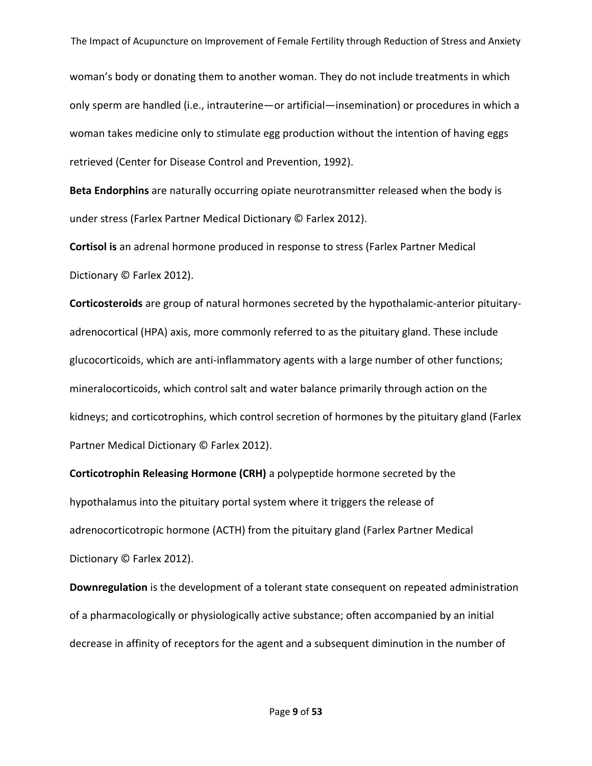woman's body or donating them to another woman. They do not include treatments in which only sperm are handled (i.e., intrauterine—or artificial—insemination) or procedures in which a woman takes medicine only to stimulate egg production without the intention of having eggs retrieved (Center for Disease Control and Prevention, 1992).

**Beta Endorphins** are naturally occurring opiate neurotransmitter released when the body is under stress (Farlex Partner Medical Dictionary © Farlex 2012).

**Cortisol is** an adrenal hormone produced in response to stress (Farlex Partner Medical Dictionary © Farlex 2012).

**Corticosteroids** are group of natural hormones secreted by the hypothalamic-anterior pituitary-adrenocortical (HPA) axis, more commonly referred to as the pituitary gland. These include glucocorticoids, which are anti-inflammatory agents with a large number of other functions; mineralocorticoids, which control salt and water balance primarily through action on the kidneys; and corticotrophins, which control secretion of hormones by the pituitary gland (Farlex Partner Medical Dictionary © Farlex 2012).

**Corticotrophin Releasing Hormone (CRH)** a polypeptide hormone secreted by the hypothalamus into the pituitary portal system where it triggers the release of adrenocorticotropic hormone (ACTH) from the pituitary gland (Farlex Partner Medical Dictionary © Farlex 2012).

**Downregulation** is the development of a tolerant state consequent on repeated administration of a pharmacologically or physiologically active substance; often accompanied by an initial decrease in affinity of receptors for the agent and a subsequent diminution in the number of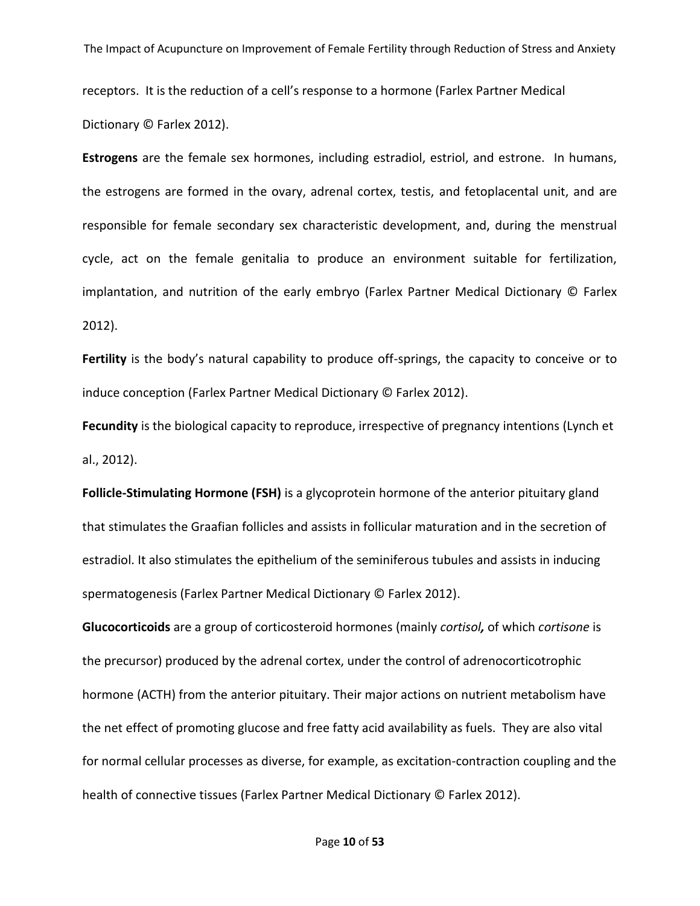receptors. It is the reduction of a cell's response to a hormone (Farlex Partner Medical Dictionary © Farlex 2012).

**Estrogens** are the female sex hormones, including estradiol, estriol, and estrone. In humans, the estrogens are formed in the ovary, adrenal cortex, testis, and fetoplacental unit, and are responsible for female secondary sex characteristic development, and, during the menstrual cycle, act on the female genitalia to produce an environment suitable for fertilization, implantation, and nutrition of the early embryo (Farlex Partner Medical Dictionary © Farlex 2012).

**Fertility** is the body's natural capability to produce off-springs, the capacity to conceive or to induce conception (Farlex Partner Medical Dictionary © Farlex 2012).

**Fecundity** is the biological capacity to reproduce, irrespective of pregnancy intentions (Lynch et al., 2012).

**Follicle-Stimulating Hormone (FSH)** is a glycoprotein hormone of the anterior pituitary gland that stimulates the Graafian follicles and assists in follicular maturation and in the secretion of estradiol. It also stimulates the epithelium of the seminiferous tubules and assists in inducing spermatogenesis (Farlex Partner Medical Dictionary © Farlex 2012).

**Glucocorticoids** are a group of corticosteroid hormones (mainly *cortisol***,** of which *cortisone* is the precursor) produced by the adrenal cortex, under the control of adrenocorticotrophic hormone (ACTH) from the anterior pituitary. Their major actions on nutrient metabolism have the net effect of promoting glucose and free fatty acid availability as fuels. They are also vital for normal cellular processes as diverse, for example, as excitation-contraction coupling and the health of connective tissues (Farlex Partner Medical Dictionary © Farlex 2012).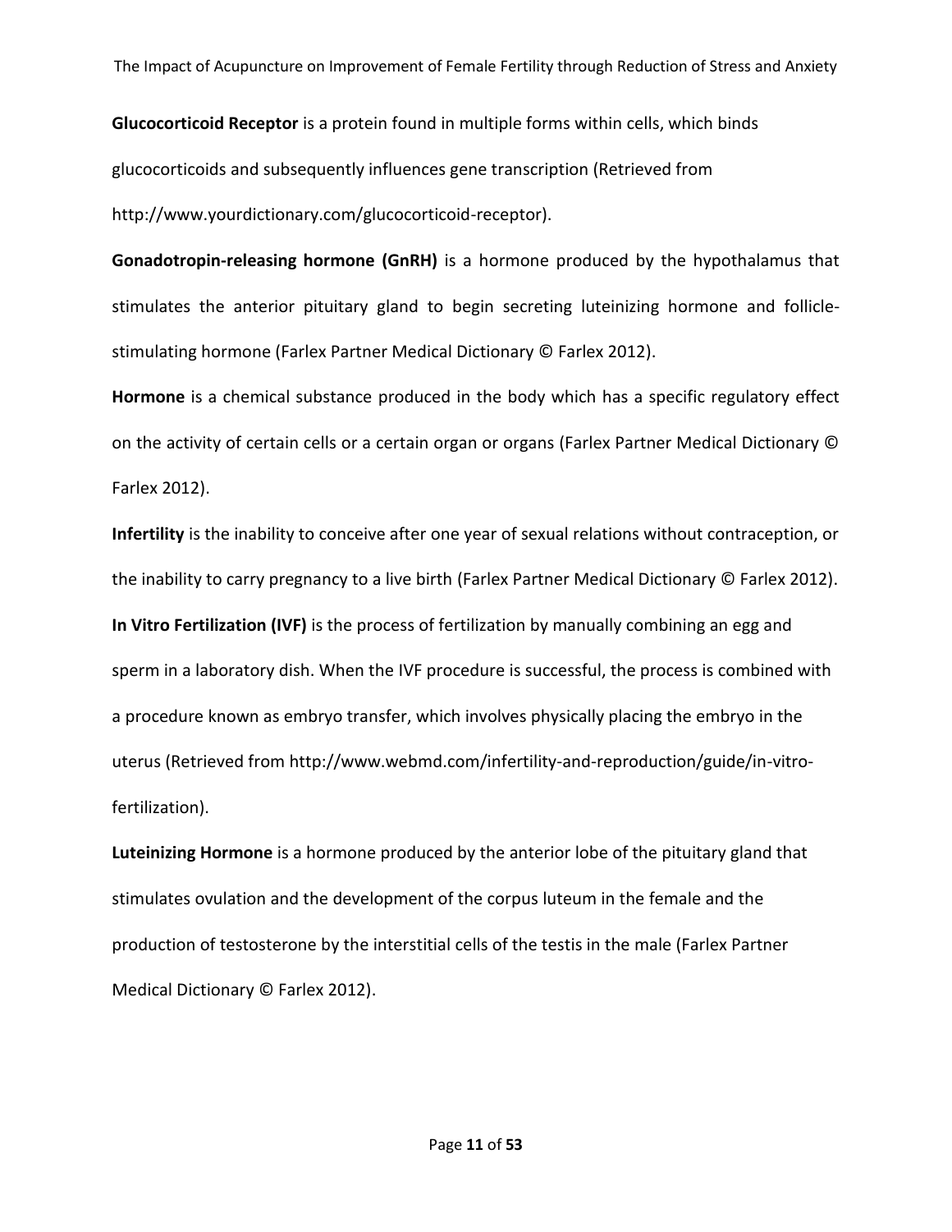**Glucocorticoid Receptor** is a protein found in multiple forms within cells, which binds glucocorticoids and subsequently influences gene transcription (Retrieved from http://www.yourdictionary.com/glucocorticoid-receptor).

**Gonadotropin-releasing hormone (GnRH)** is a hormone produced by the hypothalamus that stimulates the anterior pituitary gland to begin secreting luteinizing hormone and follicle-stimulating hormone (Farlex Partner Medical Dictionary © Farlex 2012).

**Hormone** is a chemical substance produced in the body which has a specific regulatory effect on the activity of certain cells or a certain organ or organs (Farlex Partner Medical Dictionary © Farlex 2012).

**Infertility** is the inability to conceive after one year of sexual relations without contraception, or the inability to carry pregnancy to a live birth (Farlex Partner Medical Dictionary © Farlex 2012).

**In Vitro Fertilization (IVF)** is the process of fertilization by manually combining an egg and sperm in a laboratory dish. When the IVF procedure is successful, the process is combined with a procedure known as embryo transfer, which involves physically placing the embryo in the uterus (Retrieved from http://www.webmd.com/infertility-and-reproduction/guide/in-vitro-fertilization).

**Luteinizing Hormone** is a hormone produced by the anterior lobe of the pituitary gland that stimulates ovulation and the development of the corpus luteum in the female and the production of testosterone by the interstitial cells of the testis in the male (Farlex Partner Medical Dictionary © Farlex 2012).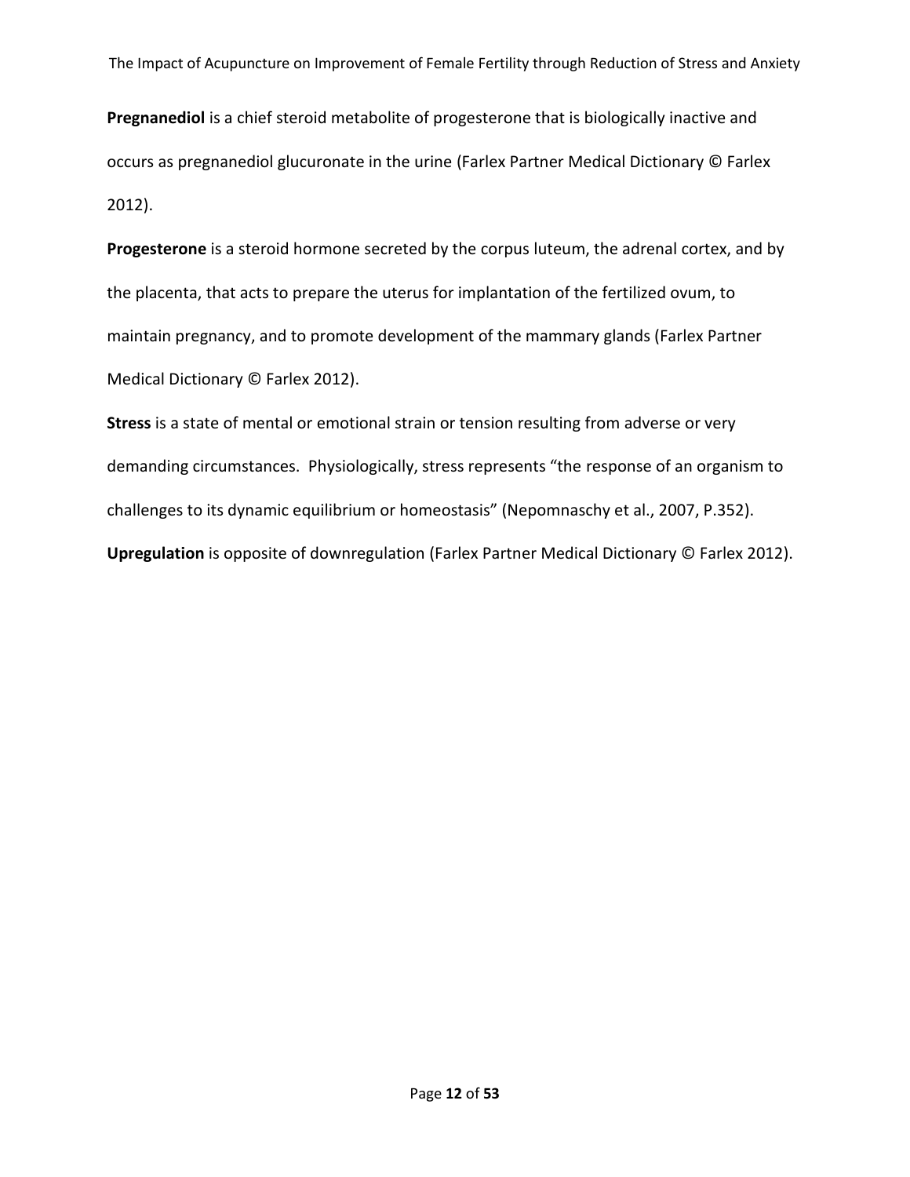**Pregnanediol** is a chief steroid metabolite of progesterone that is biologically inactive and occurs as pregnanediol glucuronate in the urine (Farlex Partner Medical Dictionary © Farlex 2012).

**Progesterone** is a steroid hormone secreted by the corpus luteum, the adrenal cortex, and by the placenta, that acts to prepare the uterus for implantation of the fertilized ovum, to maintain pregnancy, and to promote development of the mammary glands (Farlex Partner Medical Dictionary © Farlex 2012).

**Stress** is a state of mental or emotional strain or tension resulting from adverse or very demanding circumstances. Physiologically, stress represents "the response of an organism to challenges to its dynamic equilibrium or homeostasis" (Nepomnaschy et al., 2007, P.352).

**Upregulation** is opposite of downregulation (Farlex Partner Medical Dictionary © Farlex 2012).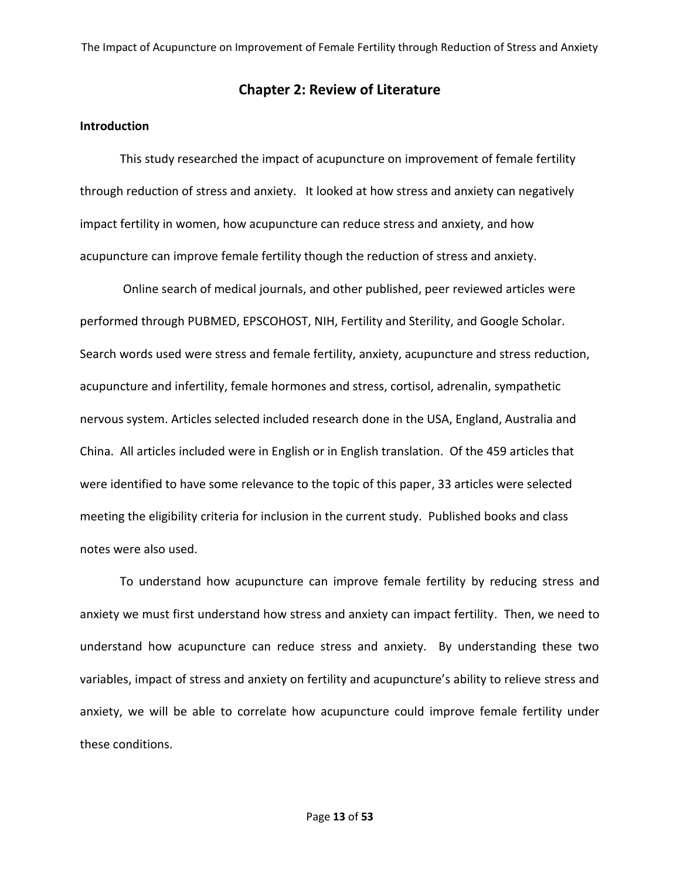## Chapter 2: Review of Literature

**Introduction**

This study researched the impact of acupuncture on improvement of female fertility through reduction of stress and anxiety. It looked at how stress and anxiety can negatively impact fertility in women, how acupuncture can reduce stress and anxiety, and how acupuncture can improve female fertility though the reduction of stress and anxiety.

Online search of medical journals, and other published, peer reviewed articles were performed through PUBMED, EPSCOHOST, NIH, Fertility and Sterility, and Google Scholar. Search words used were stress and female fertility, anxiety, acupuncture and stress reduction, acupuncture and infertility, female hormones and stress, cortisol, adrenalin, sympathetic nervous system. Articles selected included research done in the USA, England, Australia and China. All articles included were in English or in English translation. Of the 459 articles that were identified to have some relevance to the topic of this paper, 33 articles were selected meeting the eligibility criteria for inclusion in the current study. Published books and class notes were also used.

To understand how acupuncture can improve female fertility by reducing stress and anxiety we must first understand how stress and anxiety can impact fertility. Then, we need to understand how acupuncture can reduce stress and anxiety. By understanding these two variables, impact of stress and anxiety on fertility and acupuncture's ability to relieve stress and anxiety, we will be able to correlate how acupuncture could improve female fertility under these conditions.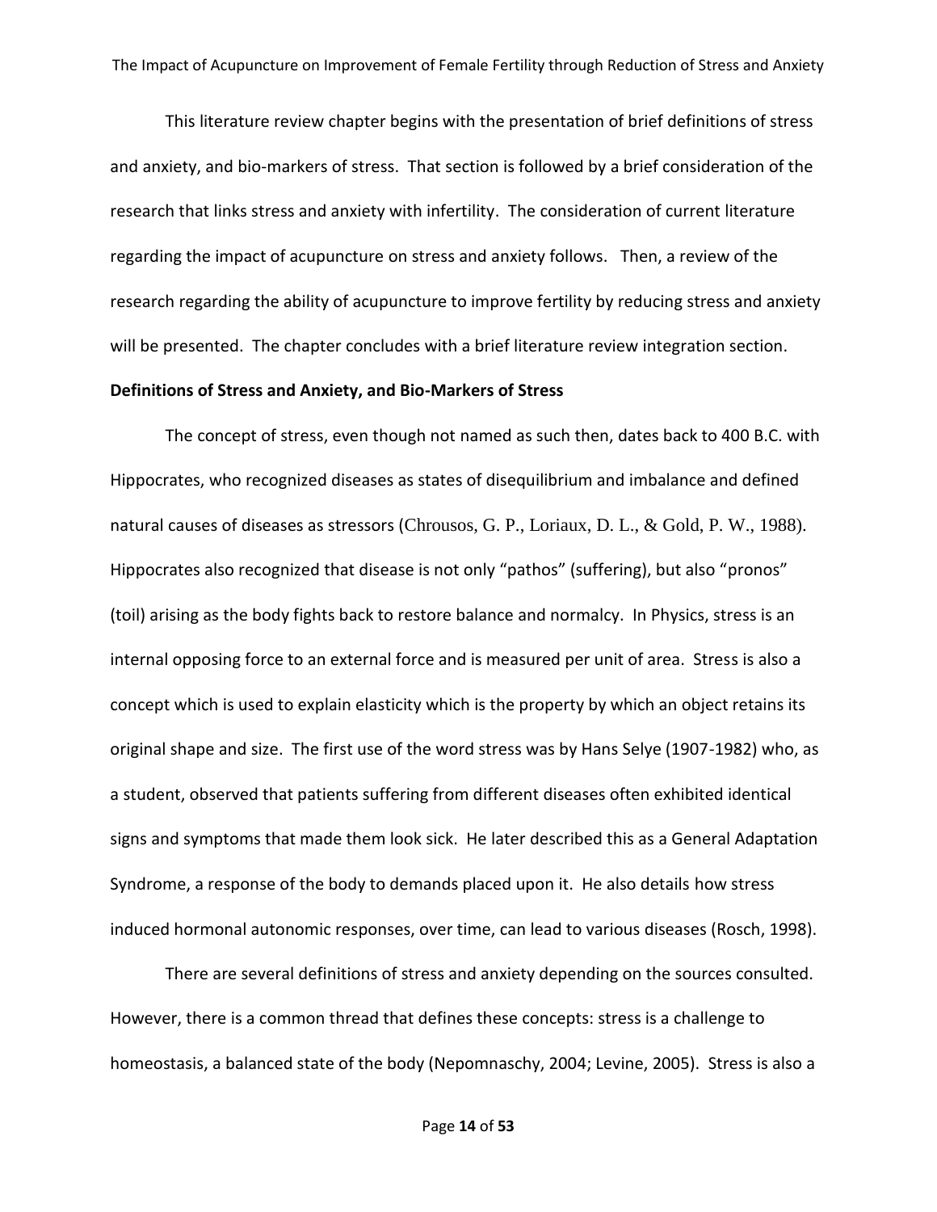This literature review chapter begins with the presentation of brief definitions of stress and anxiety, and bio-markers of stress. That section is followed by a brief consideration of the research that links stress and anxiety with infertility. The consideration of current literature regarding the impact of acupuncture on stress and anxiety follows. Then, a review of the research regarding the ability of acupuncture to improve fertility by reducing stress and anxiety will be presented. The chapter concludes with a brief literature review integration section.

**Definitions of Stress and Anxiety, and Bio-Markers of Stress**

The concept of stress, even though not named as such then, dates back to 400 B.C. with Hippocrates, who recognized diseases as states of disequilibrium and imbalance and defined natural causes of diseases as stressors (Chrousos, G. P., Loriaux, D. L., & Gold, P. W., 1988). Hippocrates also recognized that disease is not only "pathos" (suffering), but also "pronos" (toil) arising as the body fights back to restore balance and normalcy. In Physics, stress is an internal opposing force to an external force and is measured per unit of area. Stress is also a concept which is used to explain elasticity which is the property by which an object retains its original shape and size. The first use of the word stress was by Hans Selye (1907-1982) who, as a student, observed that patients suffering from different diseases often exhibited identical signs and symptoms that made them look sick. He later described this as a General Adaptation Syndrome, a response of the body to demands placed upon it. He also details how stress induced hormonal autonomic responses, over time, can lead to various diseases (Rosch, 1998).

There are several definitions of stress and anxiety depending on the sources consulted. However, there is a common thread that defines these concepts: stress is a challenge to homeostasis, a balanced state of the body (Nepomnaschy, 2004; Levine, 2005). Stress is also a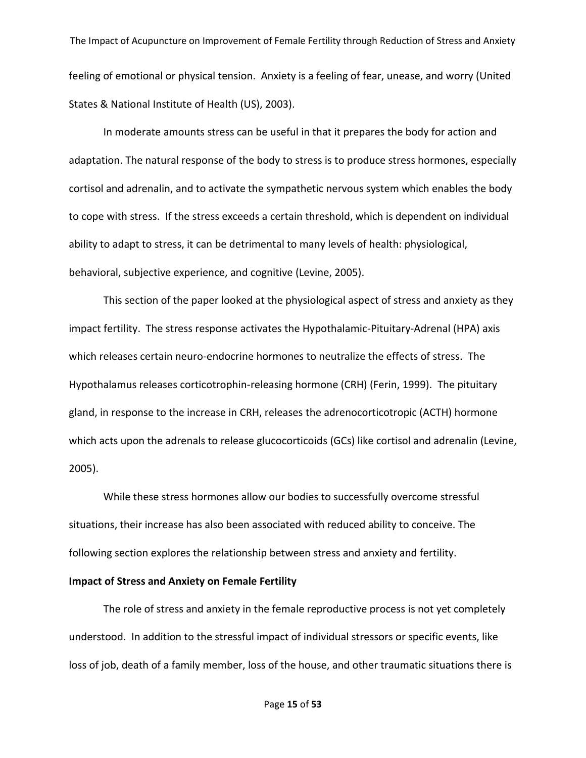feeling of emotional or physical tension. Anxiety is a feeling of fear, unease, and worry (United States & National Institute of Health (US), 2003).

In moderate amounts stress can be useful in that it prepares the body for action and adaptation. The natural response of the body to stress is to produce stress hormones, especially cortisol and adrenalin, and to activate the sympathetic nervous system which enables the body to cope with stress. If the stress exceeds a certain threshold, which is dependent on individual ability to adapt to stress, it can be detrimental to many levels of health: physiological, behavioral, subjective experience, and cognitive (Levine, 2005).

This section of the paper looked at the physiological aspect of stress and anxiety as they impact fertility. The stress response activates the Hypothalamic-Pituitary-Adrenal (HPA) axis which releases certain neuro-endocrine hormones to neutralize the effects of stress. The Hypothalamus releases corticotrophin-releasing hormone (CRH) (Ferin, 1999). The pituitary gland, in response to the increase in CRH, releases the adrenocorticotropic (ACTH) hormone which acts upon the adrenals to release glucocorticoids (GCs) like cortisol and adrenalin (Levine, 2005).

While these stress hormones allow our bodies to successfully overcome stressful situations, their increase has also been associated with reduced ability to conceive. The following section explores the relationship between stress and anxiety and fertility.

**Impact of Stress and Anxiety on Female Fertility**

The role of stress and anxiety in the female reproductive process is not yet completely understood. In addition to the stressful impact of individual stressors or specific events, like loss of job, death of a family member, loss of the house, and other traumatic situations there is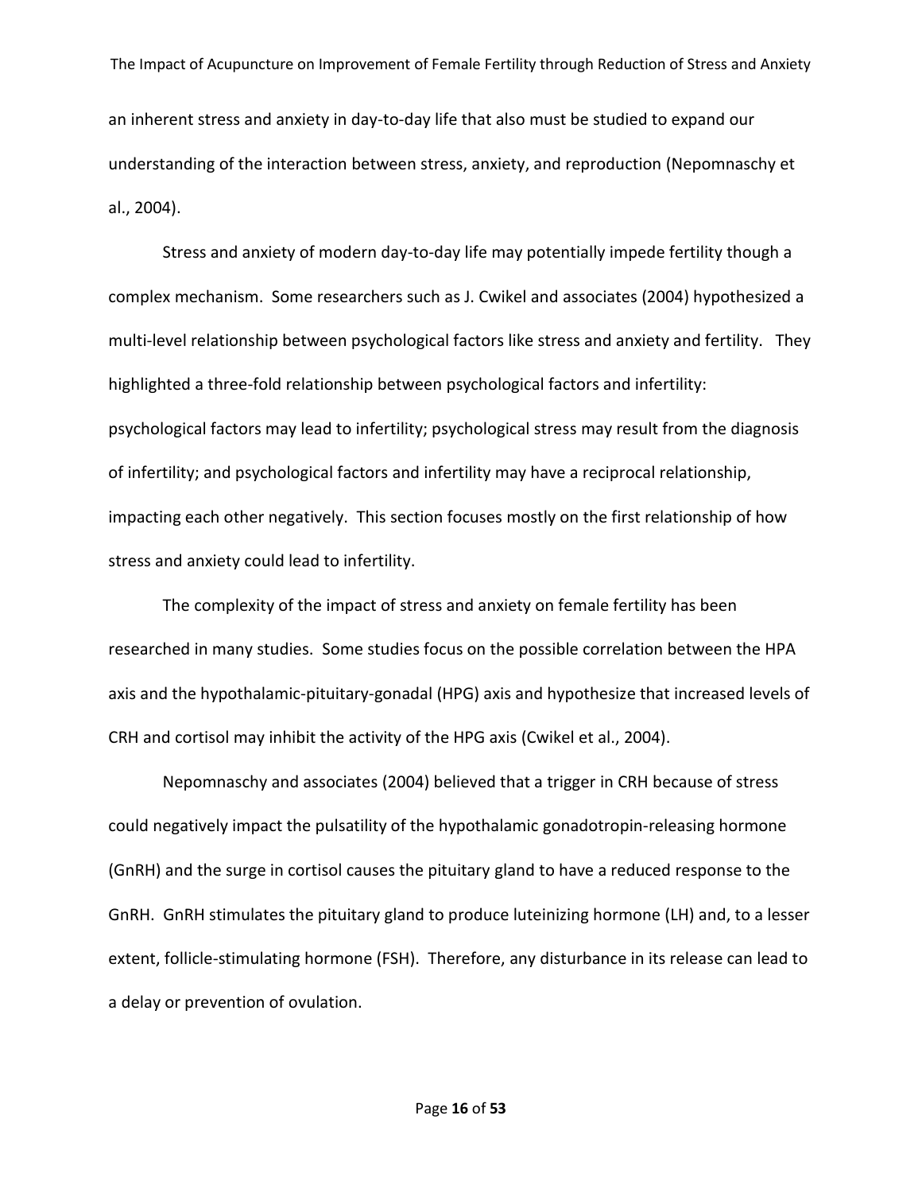an inherent stress and anxiety in day-to-day life that also must be studied to expand our understanding of the interaction between stress, anxiety, and reproduction (Nepomnaschy et al., 2004).

Stress and anxiety of modern day-to-day life may potentially impede fertility though a complex mechanism. Some researchers such as J. Cwikel and associates (2004) hypothesized a multi-level relationship between psychological factors like stress and anxiety and fertility. They highlighted a three-fold relationship between psychological factors and infertility: psychological factors may lead to infertility; psychological stress may result from the diagnosis of infertility; and psychological factors and infertility may have a reciprocal relationship, impacting each other negatively. This section focuses mostly on the first relationship of how stress and anxiety could lead to infertility.

The complexity of the impact of stress and anxiety on female fertility has been researched in many studies. Some studies focus on the possible correlation between the HPA axis and the hypothalamic-pituitary-gonadal (HPG) axis and hypothesize that increased levels of CRH and cortisol may inhibit the activity of the HPG axis (Cwikel et al., 2004).

Nepomnaschy and associates (2004) believed that a trigger in CRH because of stress could negatively impact the pulsatility of the hypothalamic gonadotropin-releasing hormone (GnRH) and the surge in cortisol causes the pituitary gland to have a reduced response to the GnRH. GnRH stimulates the pituitary gland to produce luteinizing hormone (LH) and, to a lesser extent, follicle-stimulating hormone (FSH). Therefore, any disturbance in its release can lead to a delay or prevention of ovulation.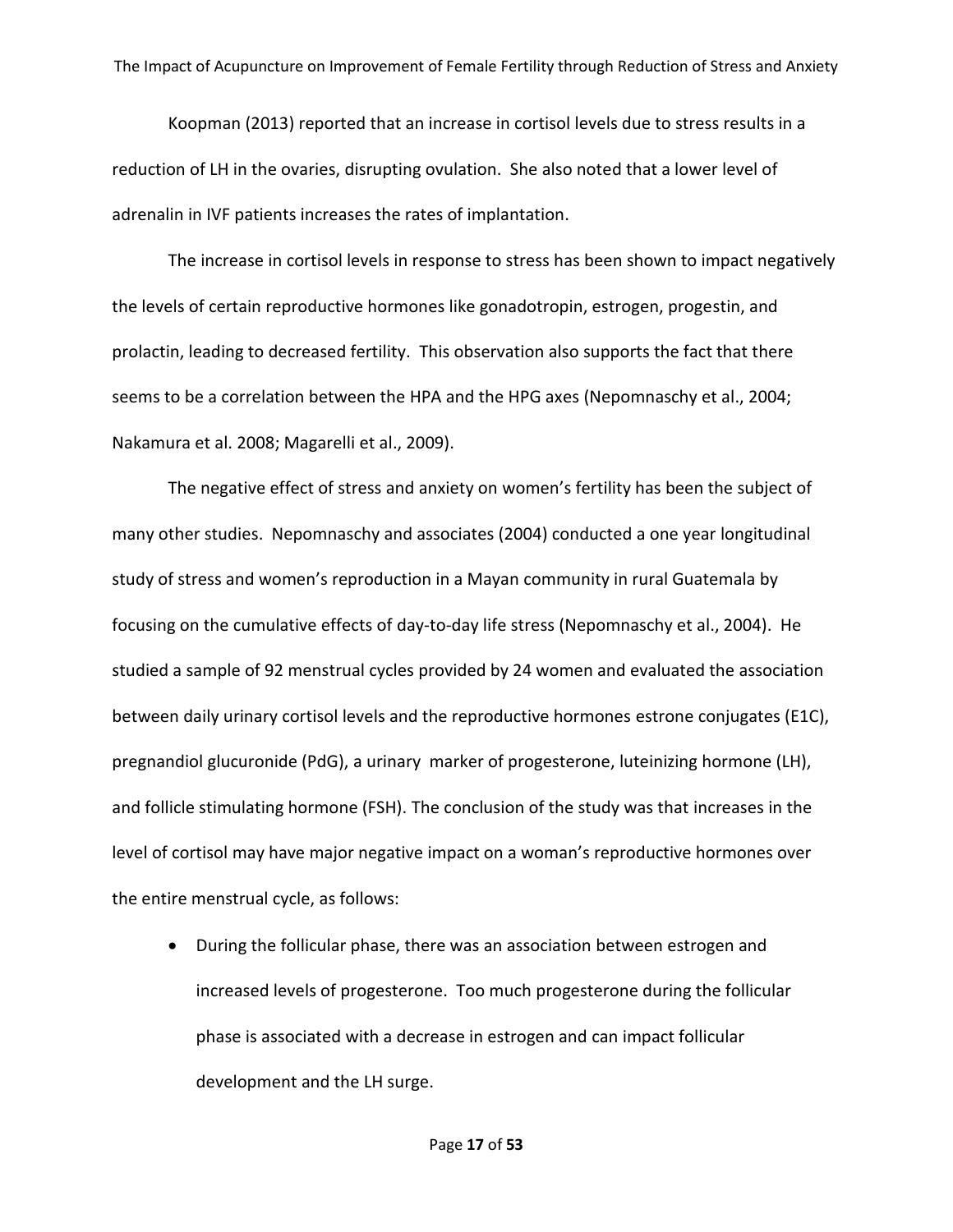Koopman (2013) reported that an increase in cortisol levels due to stress results in a reduction of LH in the ovaries, disrupting ovulation. She also noted that a lower level of adrenalin in IVF patients increases the rates of implantation.

The increase in cortisol levels in response to stress has been shown to impact negatively the levels of certain reproductive hormones like gonadotropin, estrogen, progestin, and prolactin, leading to decreased fertility. This observation also supports the fact that there seems to be a correlation between the HPA and the HPG axes (Nepomnaschy et al., 2004; Nakamura et al. 2008; Magarelli et al., 2009).

The negative effect of stress and anxiety on women's fertility has been the subject of many other studies. Nepomnaschy and associates (2004) conducted a one year longitudinal study of stress and women's reproduction in a Mayan community in rural Guatemala by focusing on the cumulative effects of day-to-day life stress (Nepomnaschy et al., 2004). He studied a sample of 92 menstrual cycles provided by 24 women and evaluated the association between daily urinary cortisol levels and the reproductive hormones estrone conjugates (E1C), pregnandiol glucuronide (PdG), a urinary marker of progesterone, luteinizing hormone (LH), and follicle stimulating hormone (FSH). The conclusion of the study was that increases in the level of cortisol may have major negative impact on a woman's reproductive hormones over the entire menstrual cycle, as follows:

- During the follicular phase, there was an association between estrogen and increased levels of progesterone. Too much progesterone during the follicular phase is associated with a decrease in estrogen and can impact follicular development and the LH surge.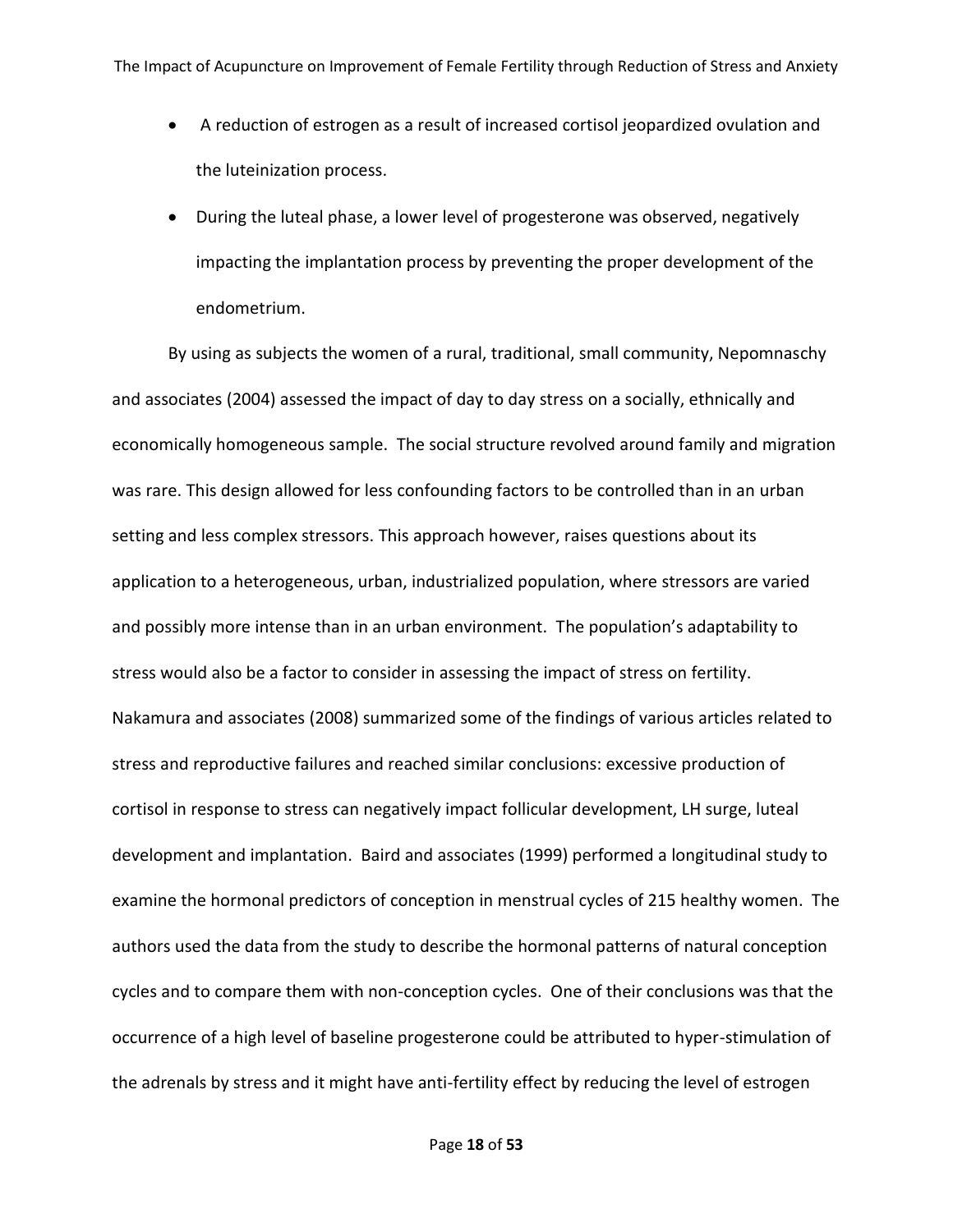- A reduction of estrogen as a result of increased cortisol jeopardized ovulation and the luteinization process.
- During the luteal phase, a lower level of progesterone was observed, negatively impacting the implantation process by preventing the proper development of the endometrium.

By using as subjects the women of a rural, traditional, small community, Nepomnaschy and associates (2004) assessed the impact of day to day stress on a socially, ethnically and economically homogeneous sample. The social structure revolved around family and migration was rare. This design allowed for less confounding factors to be controlled than in an urban setting and less complex stressors. This approach however, raises questions about its application to a heterogeneous, urban, industrialized population, where stressors are varied and possibly more intense than in an urban environment. The population's adaptability to stress would also be a factor to consider in assessing the impact of stress on fertility. Nakamura and associates (2008) summarized some of the findings of various articles related to stress and reproductive failures and reached similar conclusions: excessive production of cortisol in response to stress can negatively impact follicular development, LH surge, luteal development and implantation. Baird and associates (1999) performed a longitudinal study to examine the hormonal predictors of conception in menstrual cycles of 215 healthy women. The authors used the data from the study to describe the hormonal patterns of natural conception cycles and to compare them with non-conception cycles. One of their conclusions was that the occurrence of a high level of baseline progesterone could be attributed to hyper-stimulation of the adrenals by stress and it might have anti-fertility effect by reducing the level of estrogen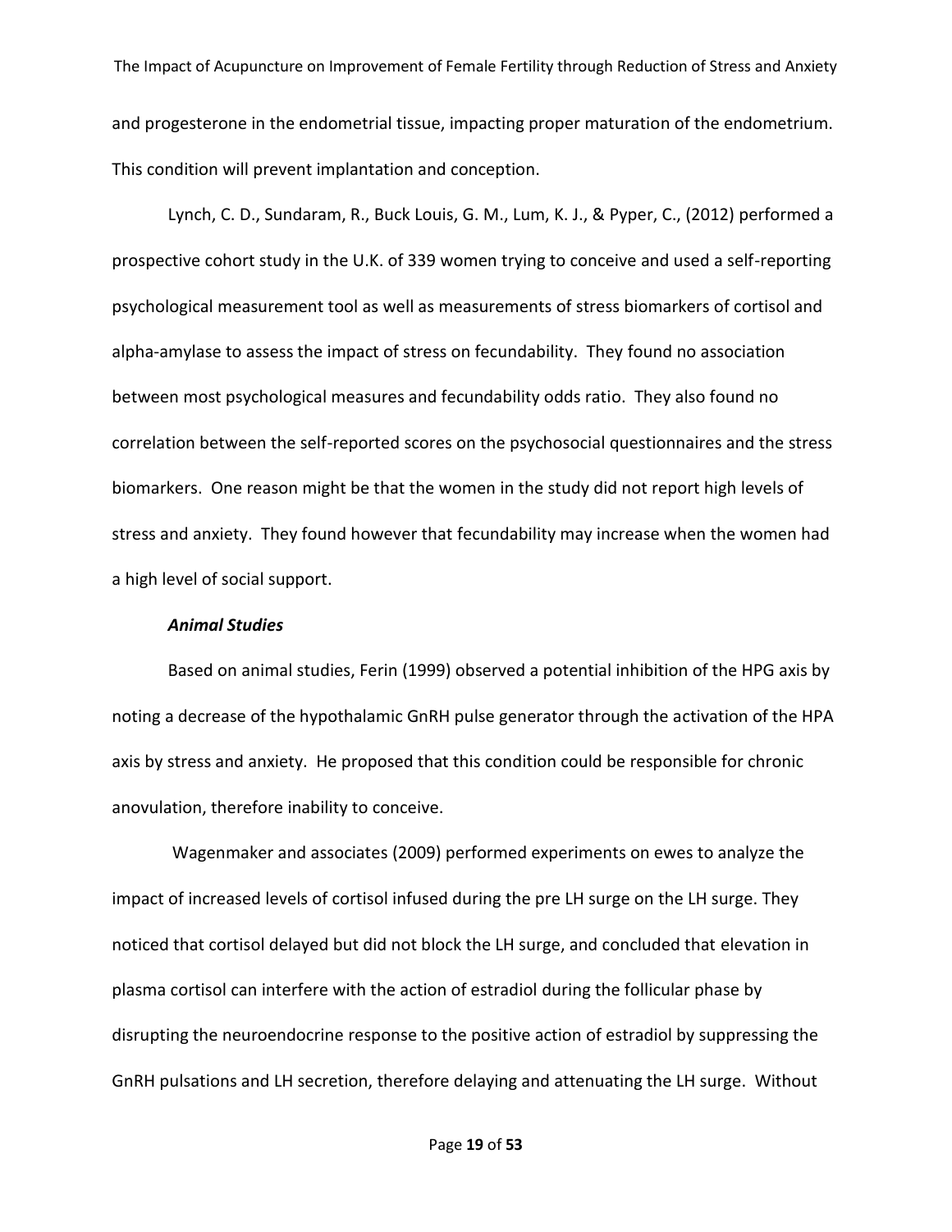and progesterone in the endometrial tissue, impacting proper maturation of the endometrium. This condition will prevent implantation and conception.

Lynch, C. D., Sundaram, R., Buck Louis, G. M., Lum, K. J., & Pyper, C., (2012) performed a prospective cohort study in the U.K. of 339 women trying to conceive and used a self-reporting psychological measurement tool as well as measurements of stress biomarkers of cortisol and alpha-amylase to assess the impact of stress on fecundability. They found no association between most psychological measures and fecundability odds ratio. They also found no correlation between the self-reported scores on the psychosocial questionnaires and the stress biomarkers. One reason might be that the women in the study did not report high levels of stress and anxiety. They found however that fecundability may increase when the women had a high level of social support.

***Animal Studies***

Based on animal studies, Ferin (1999) observed a potential inhibition of the HPG axis by noting a decrease of the hypothalamic GnRH pulse generator through the activation of the HPA axis by stress and anxiety. He proposed that this condition could be responsible for chronic anovulation, therefore inability to conceive.

Wagenmaker and associates (2009) performed experiments on ewes to analyze the impact of increased levels of cortisol infused during the pre LH surge on the LH surge. They noticed that cortisol delayed but did not block the LH surge, and concluded that elevation in plasma cortisol can interfere with the action of estradiol during the follicular phase by disrupting the neuroendocrine response to the positive action of estradiol by suppressing the GnRH pulsations and LH secretion, therefore delaying and attenuating the LH surge. Without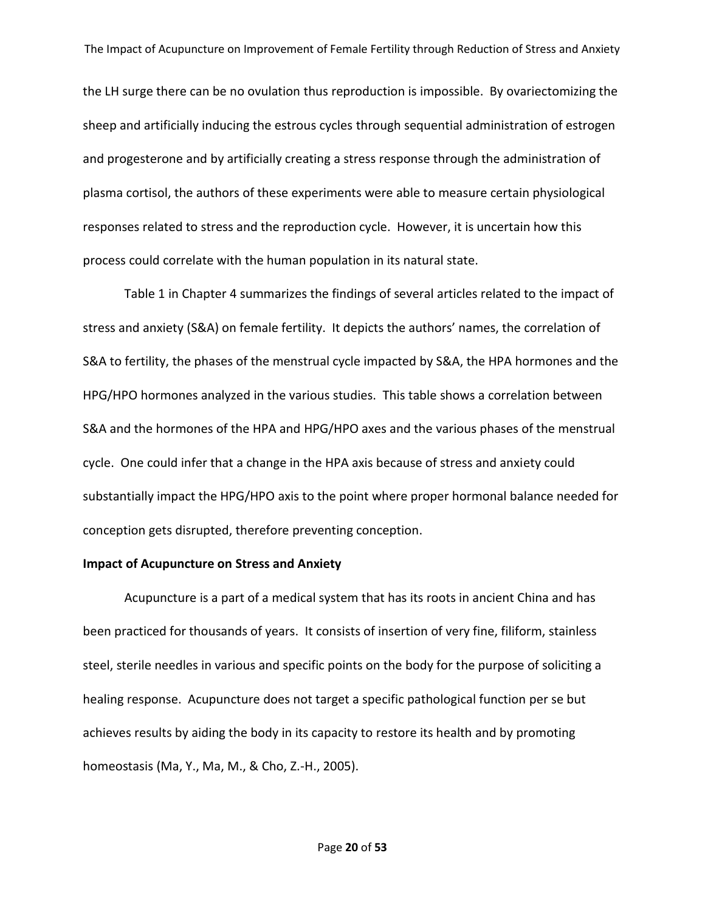the LH surge there can be no ovulation thus reproduction is impossible. By ovariectomizing the sheep and artificially inducing the estrous cycles through sequential administration of estrogen and progesterone and by artificially creating a stress response through the administration of plasma cortisol, the authors of these experiments were able to measure certain physiological responses related to stress and the reproduction cycle. However, it is uncertain how this process could correlate with the human population in its natural state.

Table 1 in Chapter 4 summarizes the findings of several articles related to the impact of stress and anxiety (S&A) on female fertility. It depicts the authors' names, the correlation of S&A to fertility, the phases of the menstrual cycle impacted by S&A, the HPA hormones and the HPG/HPO hormones analyzed in the various studies. This table shows a correlation between S&A and the hormones of the HPA and HPG/HPO axes and the various phases of the menstrual cycle. One could infer that a change in the HPA axis because of stress and anxiety could substantially impact the HPG/HPO axis to the point where proper hormonal balance needed for conception gets disrupted, therefore preventing conception.

**Impact of Acupuncture on Stress and Anxiety**

Acupuncture is a part of a medical system that has its roots in ancient China and has been practiced for thousands of years. It consists of insertion of very fine, filiform, stainless steel, sterile needles in various and specific points on the body for the purpose of soliciting a healing response. Acupuncture does not target a specific pathological function per se but achieves results by aiding the body in its capacity to restore its health and by promoting homeostasis (Ma, Y., Ma, M., & Cho, Z.-H., 2005).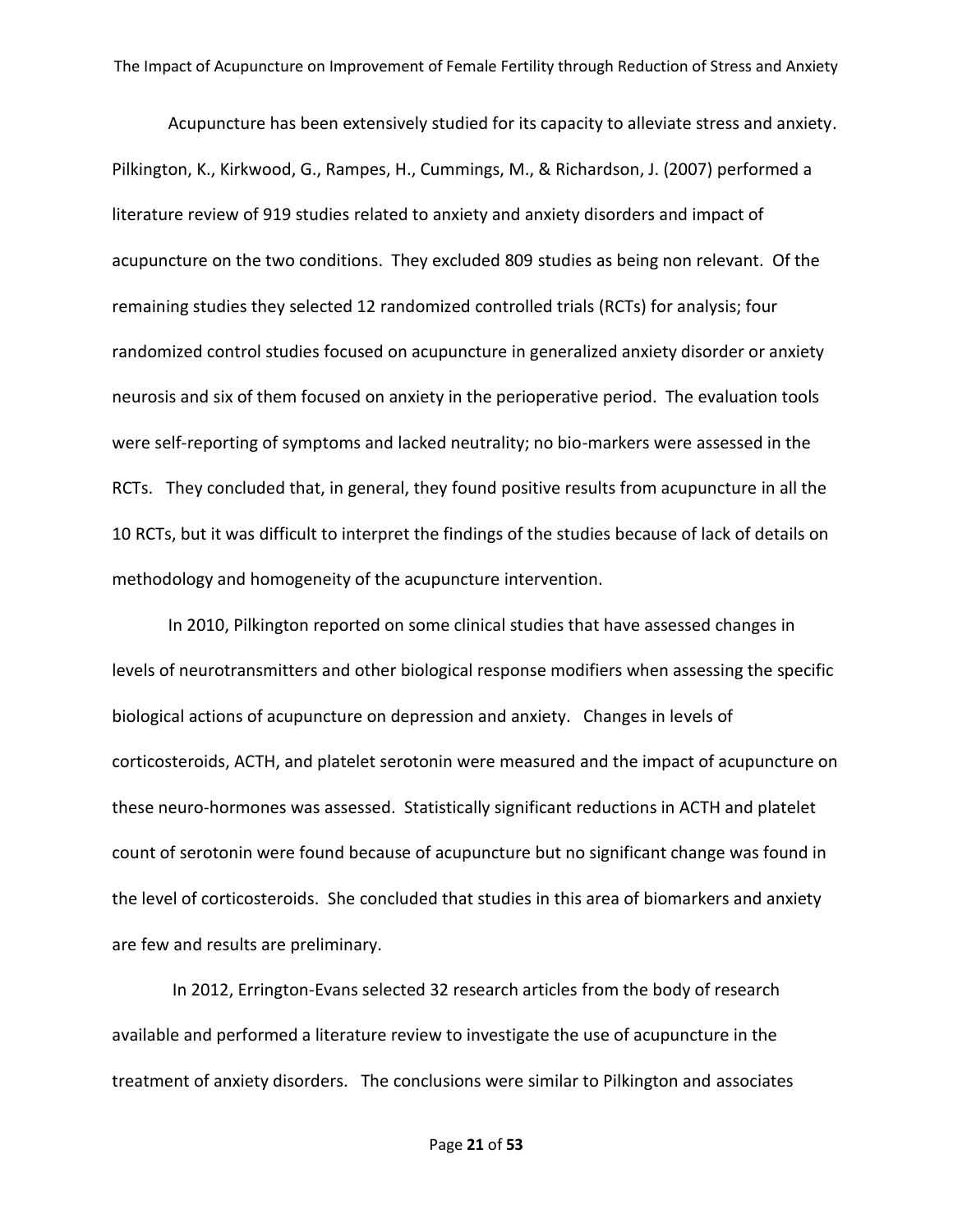Acupuncture has been extensively studied for its capacity to alleviate stress and anxiety. Pilkington, K., Kirkwood, G., Rampes, H., Cummings, M., & Richardson, J. (2007) performed a literature review of 919 studies related to anxiety and anxiety disorders and impact of acupuncture on the two conditions. They excluded 809 studies as being non relevant. Of the remaining studies they selected 12 randomized controlled trials (RCTs) for analysis; four randomized control studies focused on acupuncture in generalized anxiety disorder or anxiety neurosis and six of them focused on anxiety in the perioperative period. The evaluation tools were self-reporting of symptoms and lacked neutrality; no bio-markers were assessed in the RCTs. They concluded that, in general, they found positive results from acupuncture in all the 10 RCTs, but it was difficult to interpret the findings of the studies because of lack of details on methodology and homogeneity of the acupuncture intervention.

In 2010, Pilkington reported on some clinical studies that have assessed changes in levels of neurotransmitters and other biological response modifiers when assessing the specific biological actions of acupuncture on depression and anxiety. Changes in levels of corticosteroids, ACTH, and platelet serotonin were measured and the impact of acupuncture on these neuro-hormones was assessed. Statistically significant reductions in ACTH and platelet count of serotonin were found because of acupuncture but no significant change was found in the level of corticosteroids. She concluded that studies in this area of biomarkers and anxiety are few and results are preliminary.

In 2012, Errington-Evans selected 32 research articles from the body of research available and performed a literature review to investigate the use of acupuncture in the treatment of anxiety disorders. The conclusions were similar to Pilkington and associates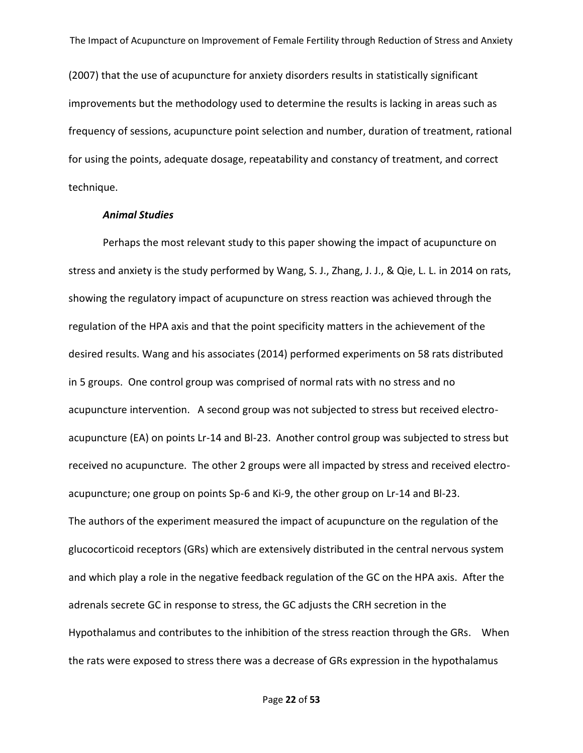(2007) that the use of acupuncture for anxiety disorders results in statistically significant improvements but the methodology used to determine the results is lacking in areas such as frequency of sessions, acupuncture point selection and number, duration of treatment, rational for using the points, adequate dosage, repeatability and constancy of treatment, and correct technique.

***Animal Studies***

Perhaps the most relevant study to this paper showing the impact of acupuncture on stress and anxiety is the study performed by Wang, S. J., Zhang, J. J., & Qie, L. L. in 2014 on rats, showing the regulatory impact of acupuncture on stress reaction was achieved through the regulation of the HPA axis and that the point specificity matters in the achievement of the desired results. Wang and his associates (2014) performed experiments on 58 rats distributed in 5 groups. One control group was comprised of normal rats with no stress and no acupuncture intervention. A second group was not subjected to stress but received electro-acupuncture (EA) on points Lr-14 and Bl-23. Another control group was subjected to stress but received no acupuncture. The other 2 groups were all impacted by stress and received electro-acupuncture; one group on points Sp-6 and Ki-9, the other group on Lr-14 and Bl-23.
The authors of the experiment measured the impact of acupuncture on the regulation of the glucocorticoid receptors (GRs) which are extensively distributed in the central nervous system and which play a role in the negative feedback regulation of the GC on the HPA axis. After the adrenals secrete GC in response to stress, the GC adjusts the CRH secretion in the Hypothalamus and contributes to the inhibition of the stress reaction through the GRs. When the rats were exposed to stress there was a decrease of GRs expression in the hypothalamus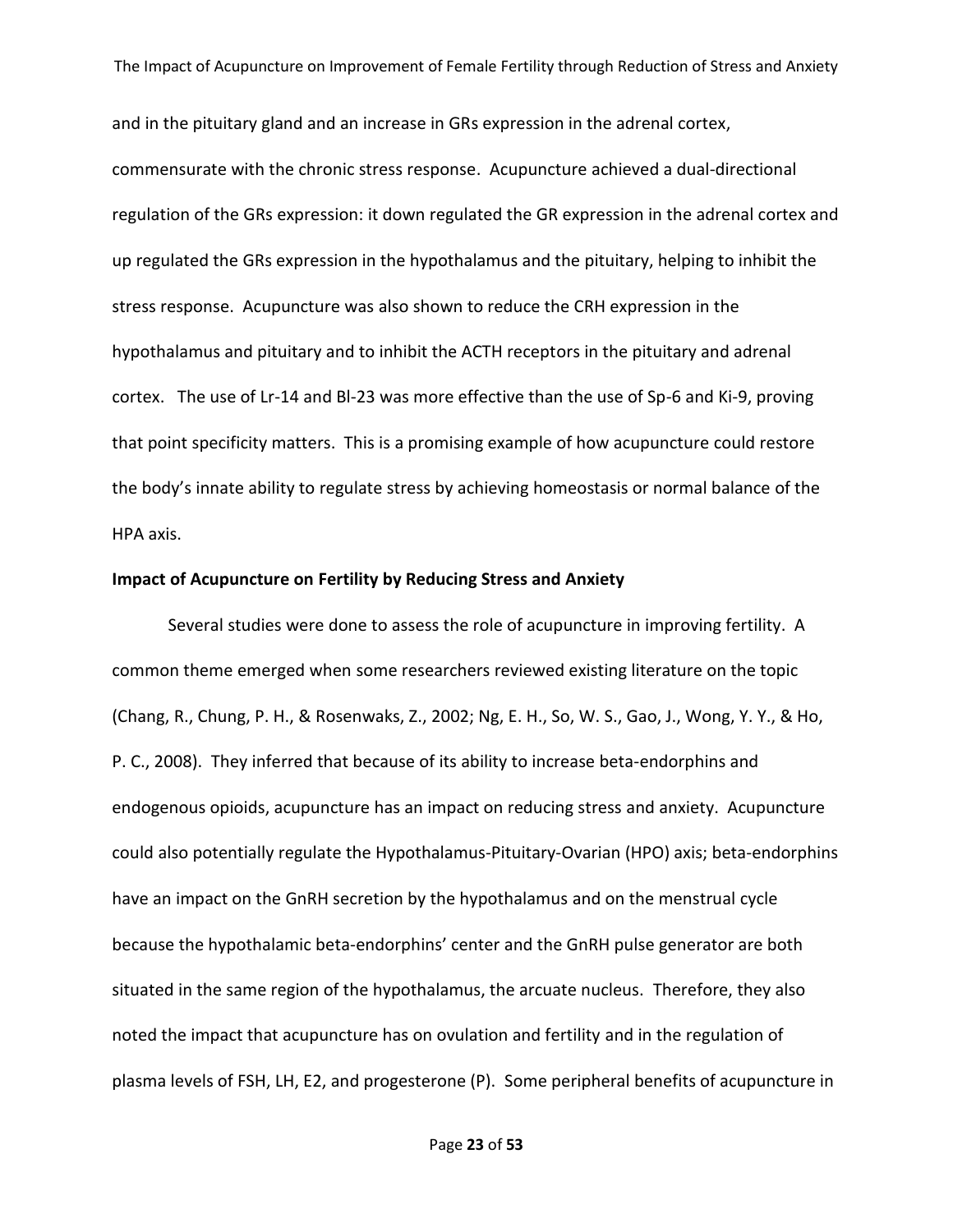and in the pituitary gland and an increase in GRs expression in the adrenal cortex, commensurate with the chronic stress response. Acupuncture achieved a dual-directional regulation of the GRs expression: it down regulated the GR expression in the adrenal cortex and up regulated the GRs expression in the hypothalamus and the pituitary, helping to inhibit the stress response. Acupuncture was also shown to reduce the CRH expression in the hypothalamus and pituitary and to inhibit the ACTH receptors in the pituitary and adrenal cortex. The use of Lr-14 and Bl-23 was more effective than the use of Sp-6 and Ki-9, proving that point specificity matters. This is a promising example of how acupuncture could restore the body's innate ability to regulate stress by achieving homeostasis or normal balance of the HPA axis.

**Impact of Acupuncture on Fertility by Reducing Stress and Anxiety**

Several studies were done to assess the role of acupuncture in improving fertility. A common theme emerged when some researchers reviewed existing literature on the topic (Chang, R., Chung, P. H., & Rosenwaks, Z., 2002; Ng, E. H., So, W. S., Gao, J., Wong, Y. Y., & Ho, P. C., 2008). They inferred that because of its ability to increase beta-endorphins and endogenous opioids, acupuncture has an impact on reducing stress and anxiety. Acupuncture could also potentially regulate the Hypothalamus-Pituitary-Ovarian (HPO) axis; beta-endorphins have an impact on the GnRH secretion by the hypothalamus and on the menstrual cycle because the hypothalamic beta-endorphins' center and the GnRH pulse generator are both situated in the same region of the hypothalamus, the arcuate nucleus. Therefore, they also noted the impact that acupuncture has on ovulation and fertility and in the regulation of plasma levels of FSH, LH, E2, and progesterone (P). Some peripheral benefits of acupuncture in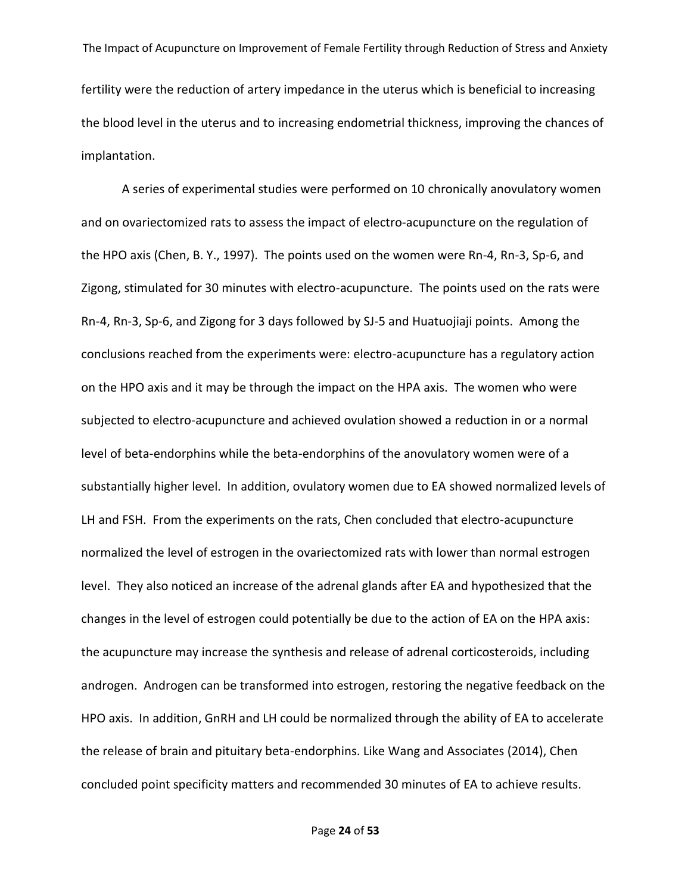fertility were the reduction of artery impedance in the uterus which is beneficial to increasing the blood level in the uterus and to increasing endometrial thickness, improving the chances of implantation.

A series of experimental studies were performed on 10 chronically anovulatory women and on ovariectomized rats to assess the impact of electro-acupuncture on the regulation of the HPO axis (Chen, B. Y., 1997). The points used on the women were Rn-4, Rn-3, Sp-6, and Zigong, stimulated for 30 minutes with electro-acupuncture. The points used on the rats were Rn-4, Rn-3, Sp-6, and Zigong for 3 days followed by SJ-5 and Huatuojiaji points. Among the conclusions reached from the experiments were: electro-acupuncture has a regulatory action on the HPO axis and it may be through the impact on the HPA axis. The women who were subjected to electro-acupuncture and achieved ovulation showed a reduction in or a normal level of beta-endorphins while the beta-endorphins of the anovulatory women were of a substantially higher level. In addition, ovulatory women due to EA showed normalized levels of LH and FSH. From the experiments on the rats, Chen concluded that electro-acupuncture normalized the level of estrogen in the ovariectomized rats with lower than normal estrogen level. They also noticed an increase of the adrenal glands after EA and hypothesized that the changes in the level of estrogen could potentially be due to the action of EA on the HPA axis: the acupuncture may increase the synthesis and release of adrenal corticosteroids, including androgen. Androgen can be transformed into estrogen, restoring the negative feedback on the HPO axis. In addition, GnRH and LH could be normalized through the ability of EA to accelerate the release of brain and pituitary beta-endorphins. Like Wang and Associates (2014), Chen concluded point specificity matters and recommended 30 minutes of EA to achieve results.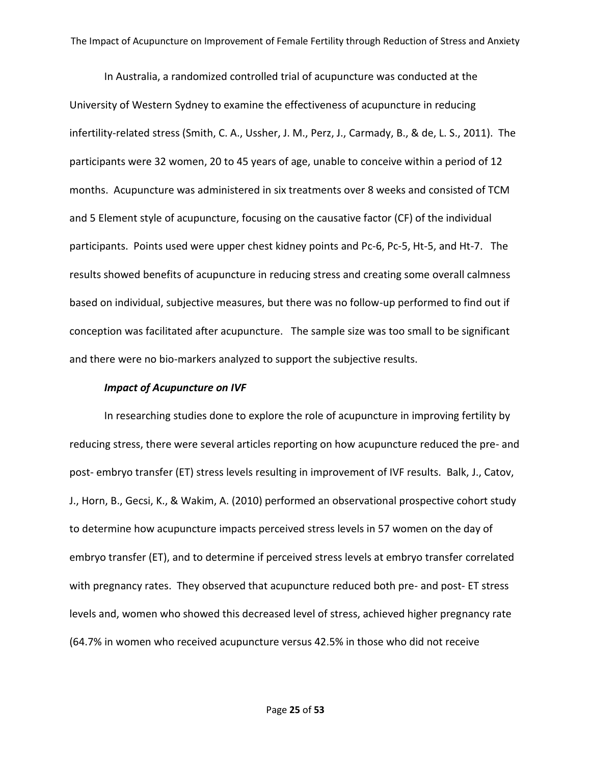In Australia, a randomized controlled trial of acupuncture was conducted at the University of Western Sydney to examine the effectiveness of acupuncture in reducing infertility-related stress (Smith, C. A., Ussher, J. M., Perz, J., Carmady, B., & de, L. S., 2011). The participants were 32 women, 20 to 45 years of age, unable to conceive within a period of 12 months. Acupuncture was administered in six treatments over 8 weeks and consisted of TCM and 5 Element style of acupuncture, focusing on the causative factor (CF) of the individual participants. Points used were upper chest kidney points and Pc-6, Pc-5, Ht-5, and Ht-7. The results showed benefits of acupuncture in reducing stress and creating some overall calmness based on individual, subjective measures, but there was no follow-up performed to find out if conception was facilitated after acupuncture. The sample size was too small to be significant and there were no bio-markers analyzed to support the subjective results.

***Impact of Acupuncture on IVF***

In researching studies done to explore the role of acupuncture in improving fertility by reducing stress, there were several articles reporting on how acupuncture reduced the pre- and post- embryo transfer (ET) stress levels resulting in improvement of IVF results. Balk, J., Catov, J., Horn, B., Gecsi, K., & Wakim, A. (2010) performed an observational prospective cohort study to determine how acupuncture impacts perceived stress levels in 57 women on the day of embryo transfer (ET), and to determine if perceived stress levels at embryo transfer correlated with pregnancy rates. They observed that acupuncture reduced both pre- and post- ET stress levels and, women who showed this decreased level of stress, achieved higher pregnancy rate (64.7% in women who received acupuncture versus 42.5% in those who did not receive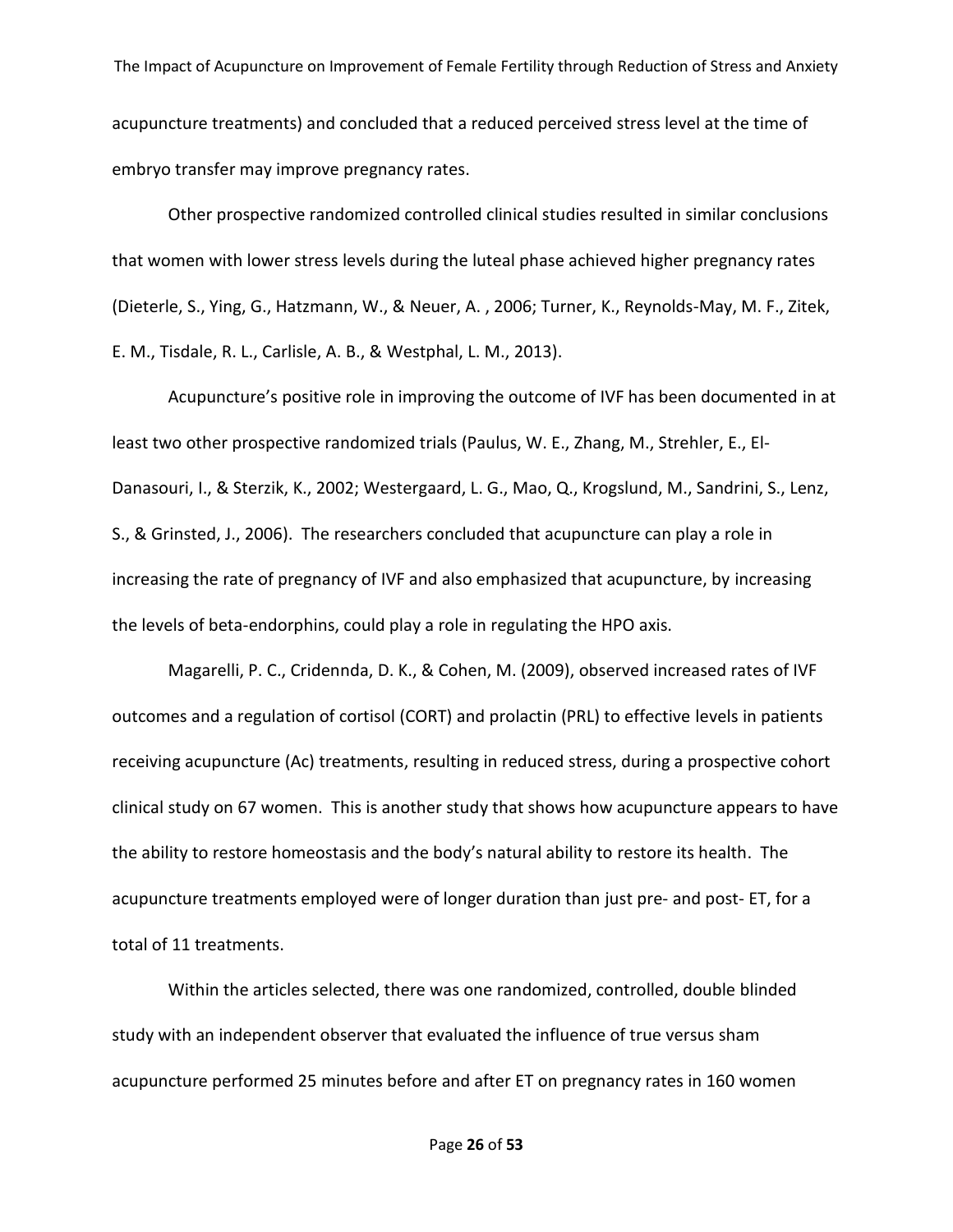acupuncture treatments) and concluded that a reduced perceived stress level at the time of embryo transfer may improve pregnancy rates.

Other prospective randomized controlled clinical studies resulted in similar conclusions that women with lower stress levels during the luteal phase achieved higher pregnancy rates (Dieterle, S., Ying, G., Hatzmann, W., & Neuer, A. , 2006; Turner, K., Reynolds-May, M. F., Zitek, E. M., Tisdale, R. L., Carlisle, A. B., & Westphal, L. M., 2013).

Acupuncture's positive role in improving the outcome of IVF has been documented in at least two other prospective randomized trials (Paulus, W. E., Zhang, M., Strehler, E., El-Danasouri, I., & Sterzik, K., 2002; Westergaard, L. G., Mao, Q., Krogslund, M., Sandrini, S., Lenz, S., & Grinsted, J., 2006). The researchers concluded that acupuncture can play a role in increasing the rate of pregnancy of IVF and also emphasized that acupuncture, by increasing the levels of beta-endorphins, could play a role in regulating the HPO axis.

Magarelli, P. C., Cridennda, D. K., & Cohen, M. (2009), observed increased rates of IVF outcomes and a regulation of cortisol (CORT) and prolactin (PRL) to effective levels in patients receiving acupuncture (Ac) treatments, resulting in reduced stress, during a prospective cohort clinical study on 67 women. This is another study that shows how acupuncture appears to have the ability to restore homeostasis and the body's natural ability to restore its health. The acupuncture treatments employed were of longer duration than just pre- and post- ET, for a total of 11 treatments.

Within the articles selected, there was one randomized, controlled, double blinded study with an independent observer that evaluated the influence of true versus sham acupuncture performed 25 minutes before and after ET on pregnancy rates in 160 women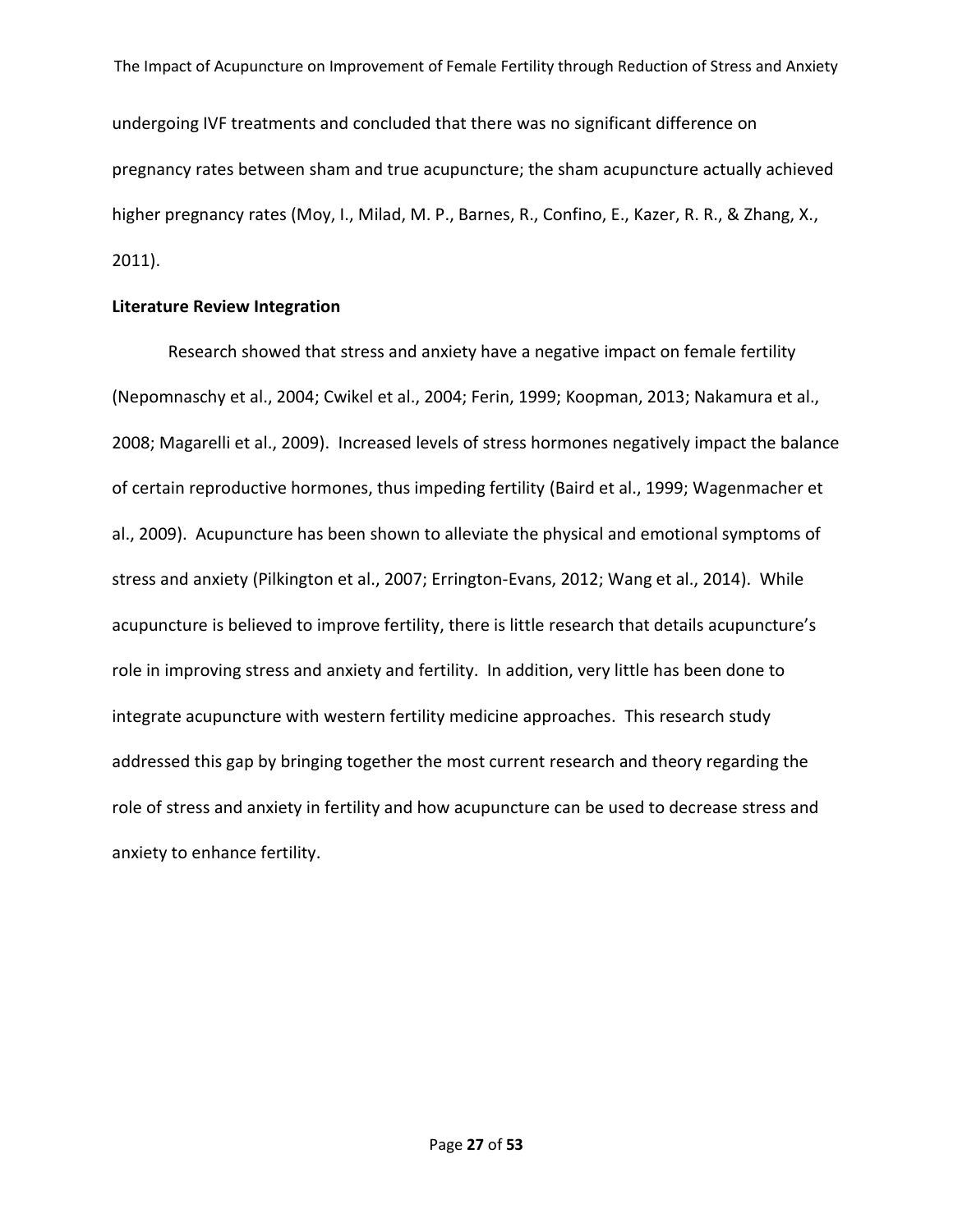undergoing IVF treatments and concluded that there was no significant difference on pregnancy rates between sham and true acupuncture; the sham acupuncture actually achieved higher pregnancy rates (Moy, I., Milad, M. P., Barnes, R., Confino, E., Kazer, R. R., & Zhang, X., 2011).

**Literature Review Integration**

Research showed that stress and anxiety have a negative impact on female fertility (Nepomnaschy et al., 2004; Cwikel et al., 2004; Ferin, 1999; Koopman, 2013; Nakamura et al., 2008; Magarelli et al., 2009). Increased levels of stress hormones negatively impact the balance of certain reproductive hormones, thus impeding fertility (Baird et al., 1999; Wagenmacher et al., 2009). Acupuncture has been shown to alleviate the physical and emotional symptoms of stress and anxiety (Pilkington et al., 2007; Errington-Evans, 2012; Wang et al., 2014). While acupuncture is believed to improve fertility, there is little research that details acupuncture's role in improving stress and anxiety and fertility. In addition, very little has been done to integrate acupuncture with western fertility medicine approaches. This research study addressed this gap by bringing together the most current research and theory regarding the role of stress and anxiety in fertility and how acupuncture can be used to decrease stress and anxiety to enhance fertility.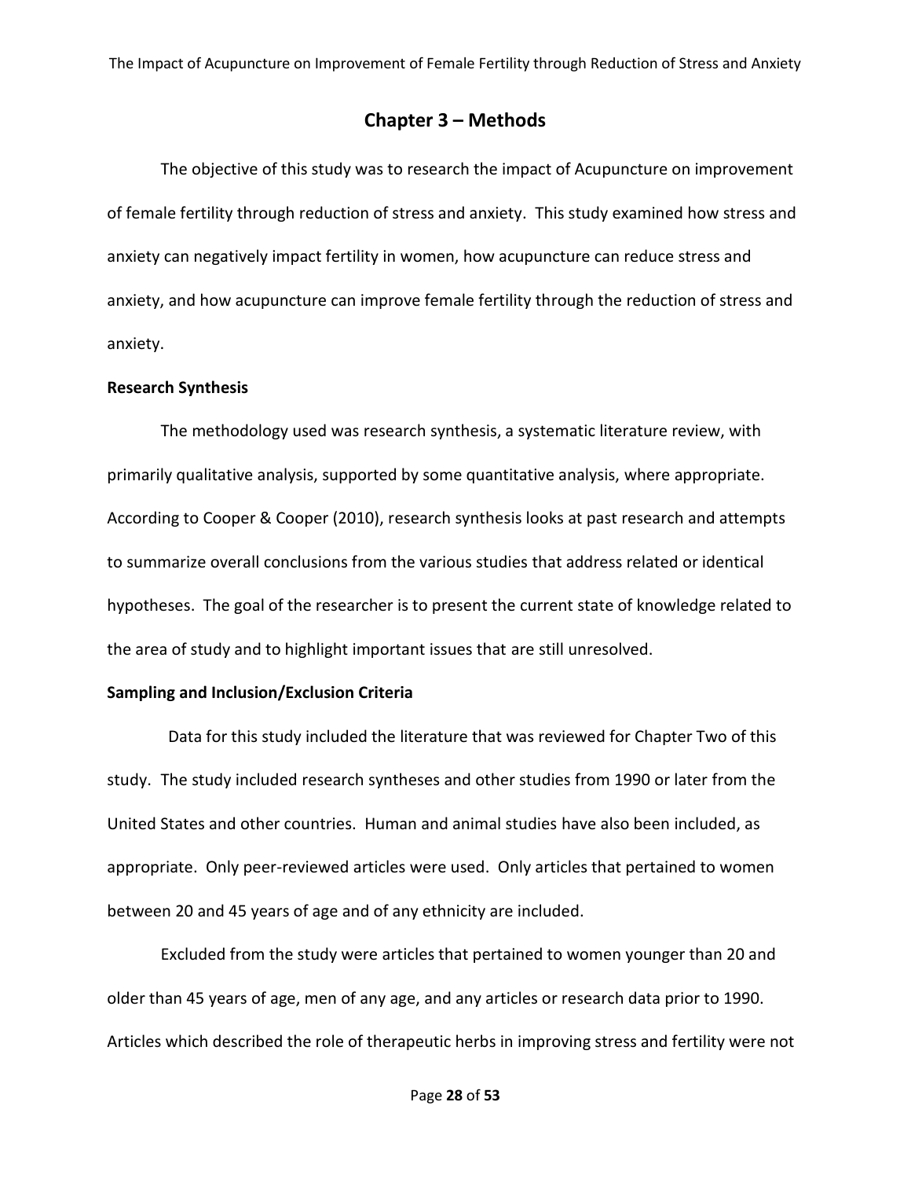## Chapter 3 – Methods

The objective of this study was to research the impact of Acupuncture on improvement of female fertility through reduction of stress and anxiety. This study examined how stress and anxiety can negatively impact fertility in women, how acupuncture can reduce stress and anxiety, and how acupuncture can improve female fertility through the reduction of stress and anxiety.

### Research Synthesis

The methodology used was research synthesis, a systematic literature review, with primarily qualitative analysis, supported by some quantitative analysis, where appropriate. According to Cooper & Cooper (2010), research synthesis looks at past research and attempts to summarize overall conclusions from the various studies that address related or identical hypotheses. The goal of the researcher is to present the current state of knowledge related to the area of study and to highlight important issues that are still unresolved.

### Sampling and Inclusion/Exclusion Criteria

Data for this study included the literature that was reviewed for Chapter Two of this study. The study included research syntheses and other studies from 1990 or later from the United States and other countries. Human and animal studies have also been included, as appropriate. Only peer-reviewed articles were used. Only articles that pertained to women between 20 and 45 years of age and of any ethnicity are included.

Excluded from the study were articles that pertained to women younger than 20 and older than 45 years of age, men of any age, and any articles or research data prior to 1990. Articles which described the role of therapeutic herbs in improving stress and fertility were not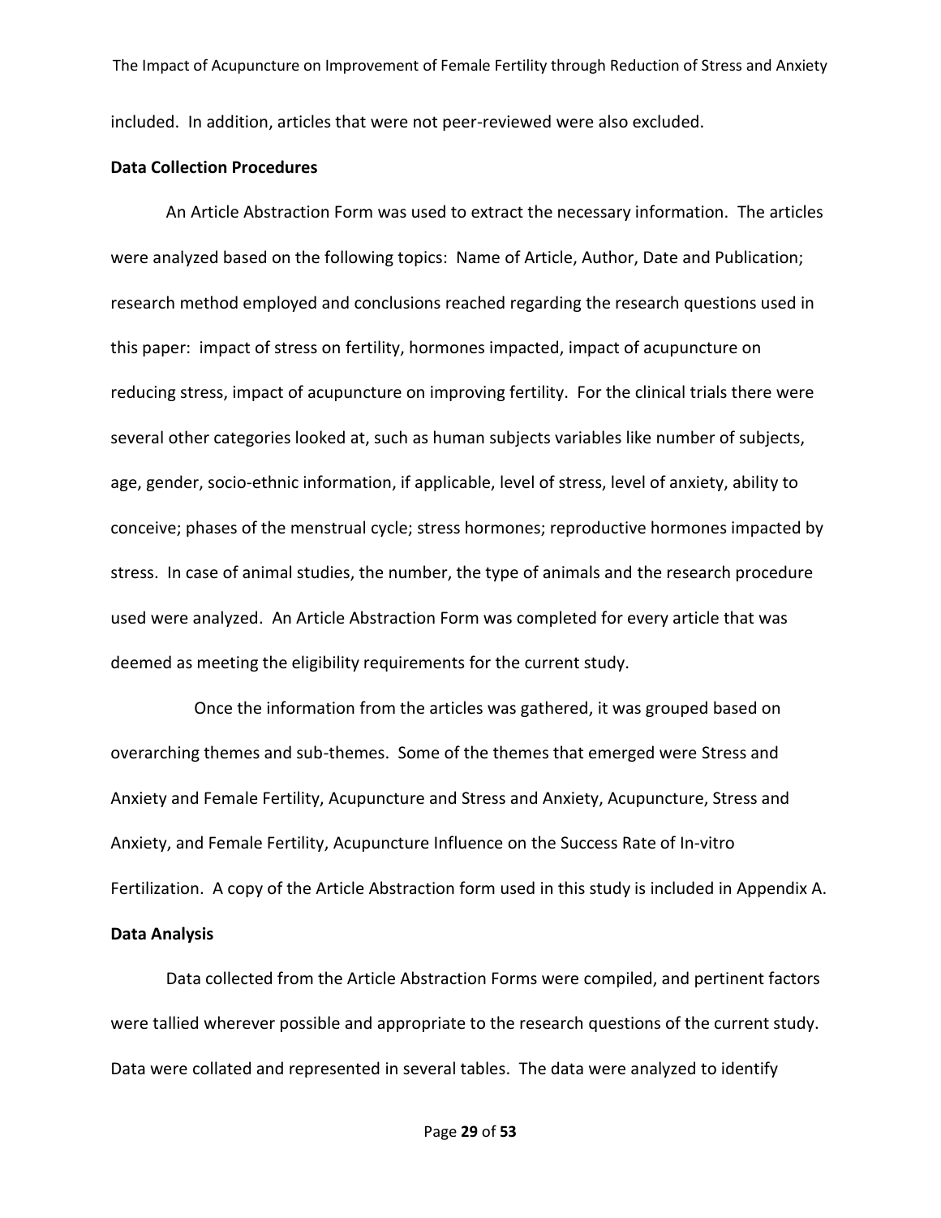included. In addition, articles that were not peer-reviewed were also excluded.

**Data Collection Procedures**

An Article Abstraction Form was used to extract the necessary information. The articles were analyzed based on the following topics: Name of Article, Author, Date and Publication; research method employed and conclusions reached regarding the research questions used in this paper: impact of stress on fertility, hormones impacted, impact of acupuncture on reducing stress, impact of acupuncture on improving fertility. For the clinical trials there were several other categories looked at, such as human subjects variables like number of subjects, age, gender, socio-ethnic information, if applicable, level of stress, level of anxiety, ability to conceive; phases of the menstrual cycle; stress hormones; reproductive hormones impacted by stress. In case of animal studies, the number, the type of animals and the research procedure used were analyzed. An Article Abstraction Form was completed for every article that was deemed as meeting the eligibility requirements for the current study.

Once the information from the articles was gathered, it was grouped based on overarching themes and sub-themes. Some of the themes that emerged were Stress and Anxiety and Female Fertility, Acupuncture and Stress and Anxiety, Acupuncture, Stress and Anxiety, and Female Fertility, Acupuncture Influence on the Success Rate of In-vitro Fertilization. A copy of the Article Abstraction form used in this study is included in Appendix A.

**Data Analysis**

Data collected from the Article Abstraction Forms were compiled, and pertinent factors were tallied wherever possible and appropriate to the research questions of the current study. Data were collated and represented in several tables. The data were analyzed to identify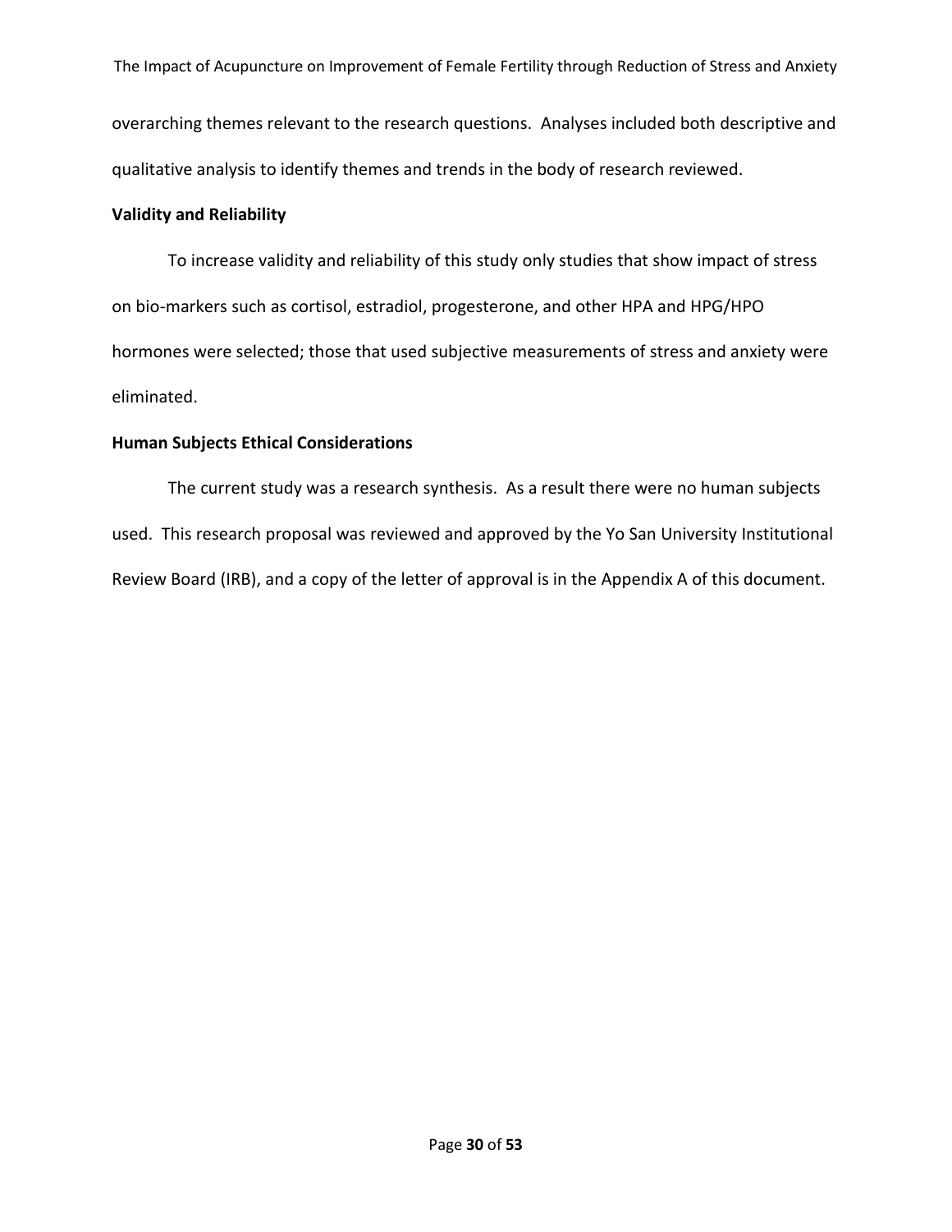overarching themes relevant to the research questions. Analyses included both descriptive and qualitative analysis to identify themes and trends in the body of research reviewed.

### Validity and Reliability

To increase validity and reliability of this study only studies that show impact of stress on bio-markers such as cortisol, estradiol, progesterone, and other HPA and HPG/HPO hormones were selected; those that used subjective measurements of stress and anxiety were eliminated.

### Human Subjects Ethical Considerations

The current study was a research synthesis. As a result there were no human subjects used. This research proposal was reviewed and approved by the Yo San University Institutional Review Board (IRB), and a copy of the letter of approval is in the Appendix A of this document.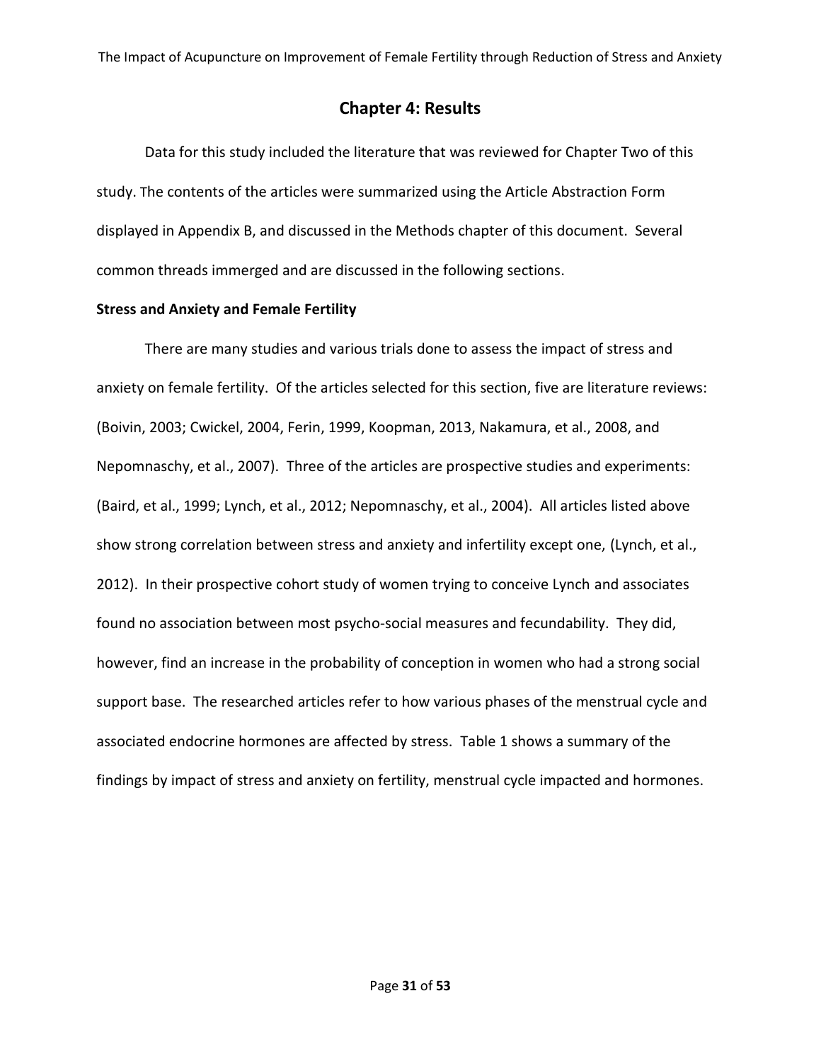# Chapter 4: Results

Data for this study included the literature that was reviewed for Chapter Two of this study. The contents of the articles were summarized using the Article Abstraction Form displayed in Appendix B, and discussed in the Methods chapter of this document. Several common threads immerged and are discussed in the following sections.

**Stress and Anxiety and Female Fertility**

There are many studies and various trials done to assess the impact of stress and anxiety on female fertility. Of the articles selected for this section, five are literature reviews: (Boivin, 2003; Cwickel, 2004, Ferin, 1999, Koopman, 2013, Nakamura, et al., 2008, and Nepomnaschy, et al., 2007). Three of the articles are prospective studies and experiments: (Baird, et al., 1999; Lynch, et al., 2012; Nepomnaschy, et al., 2004). All articles listed above show strong correlation between stress and anxiety and infertility except one, (Lynch, et al., 2012). In their prospective cohort study of women trying to conceive Lynch and associates found no association between most psycho-social measures and fecundability. They did, however, find an increase in the probability of conception in women who had a strong social support base. The researched articles refer to how various phases of the menstrual cycle and associated endocrine hormones are affected by stress. Table 1 shows a summary of the findings by impact of stress and anxiety on fertility, menstrual cycle impacted and hormones.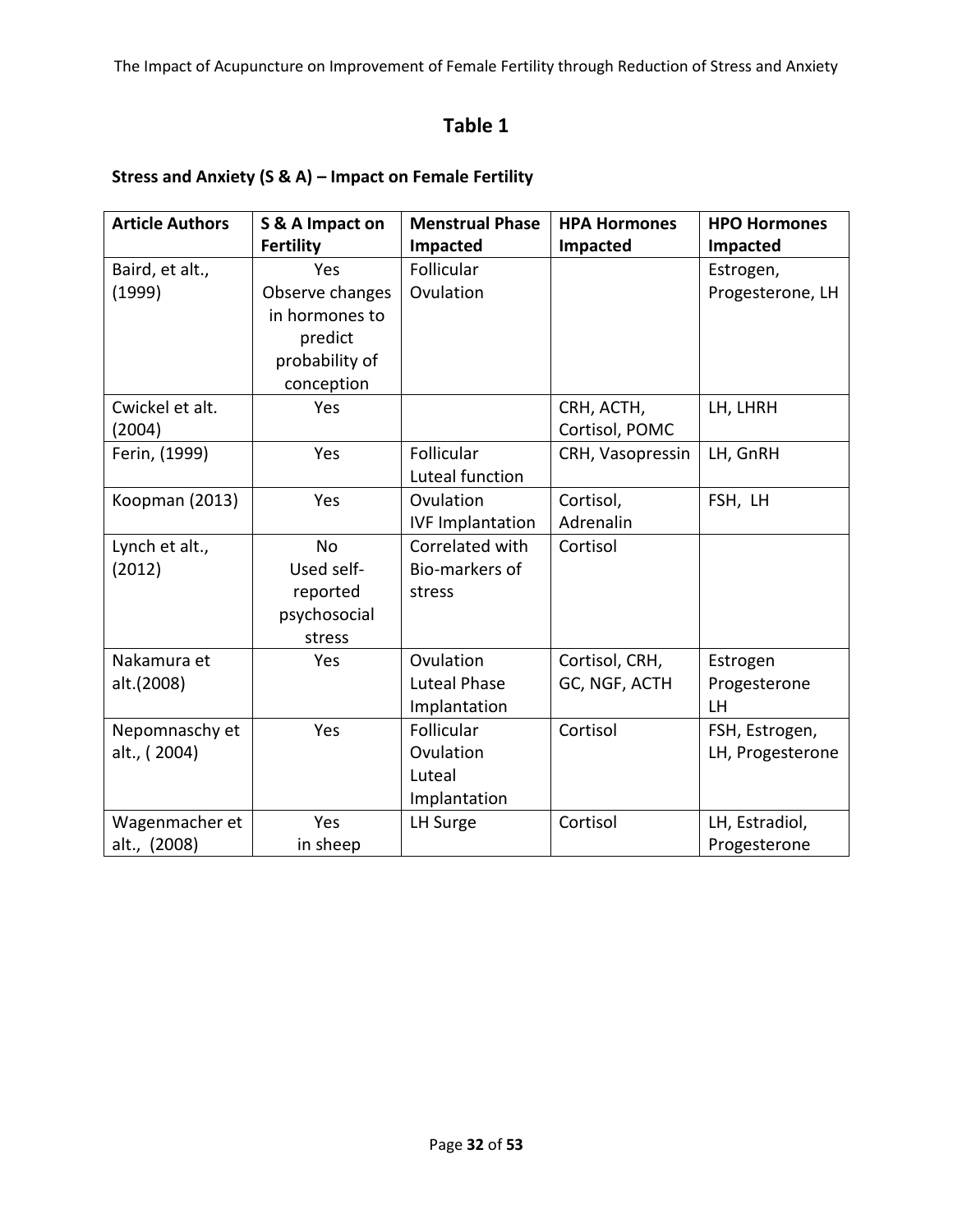## Table 1

**Stress and Anxiety (S & A) – Impact on Female Fertility**

| Article Authors | S & A Impact on Fertility | Menstrual Phase Impacted | HPA Hormones Impacted | HPO Hormones Impacted |
|---|---|---|---|---|
| Baird, et alt., (1999) | Yes Observe changes in hormones to predict probability of conception | Follicular Ovulation | | Estrogen, Progesterone, LH |
| Cwickel et alt. (2004) | Yes | | CRH, ACTH, Cortisol, POMC | LH, LHRH |
| Ferin, (1999) | Yes | Follicular Luteal function | CRH, Vasopressin | LH, GnRH |
| Koopman (2013) | Yes | Ovulation IVF Implantation | Cortisol, Adrenalin | FSH, LH |
| Lynch et alt., (2012) | No Used self-reported psychosocial stress | Correlated with Bio-markers of stress | Cortisol | |
| Nakamura et alt.(2008) | Yes | Ovulation Luteal Phase Implantation | Cortisol, CRH, GC, NGF, ACTH | Estrogen Progesterone LH |
| Nepomnaschy et alt., ( 2004) | Yes | Follicular Ovulation Luteal Implantation | Cortisol | FSH, Estrogen, LH, Progesterone |
| Wagenmacher et alt., (2008) | Yes in sheep | LH Surge | Cortisol | LH, Estradiol, Progesterone |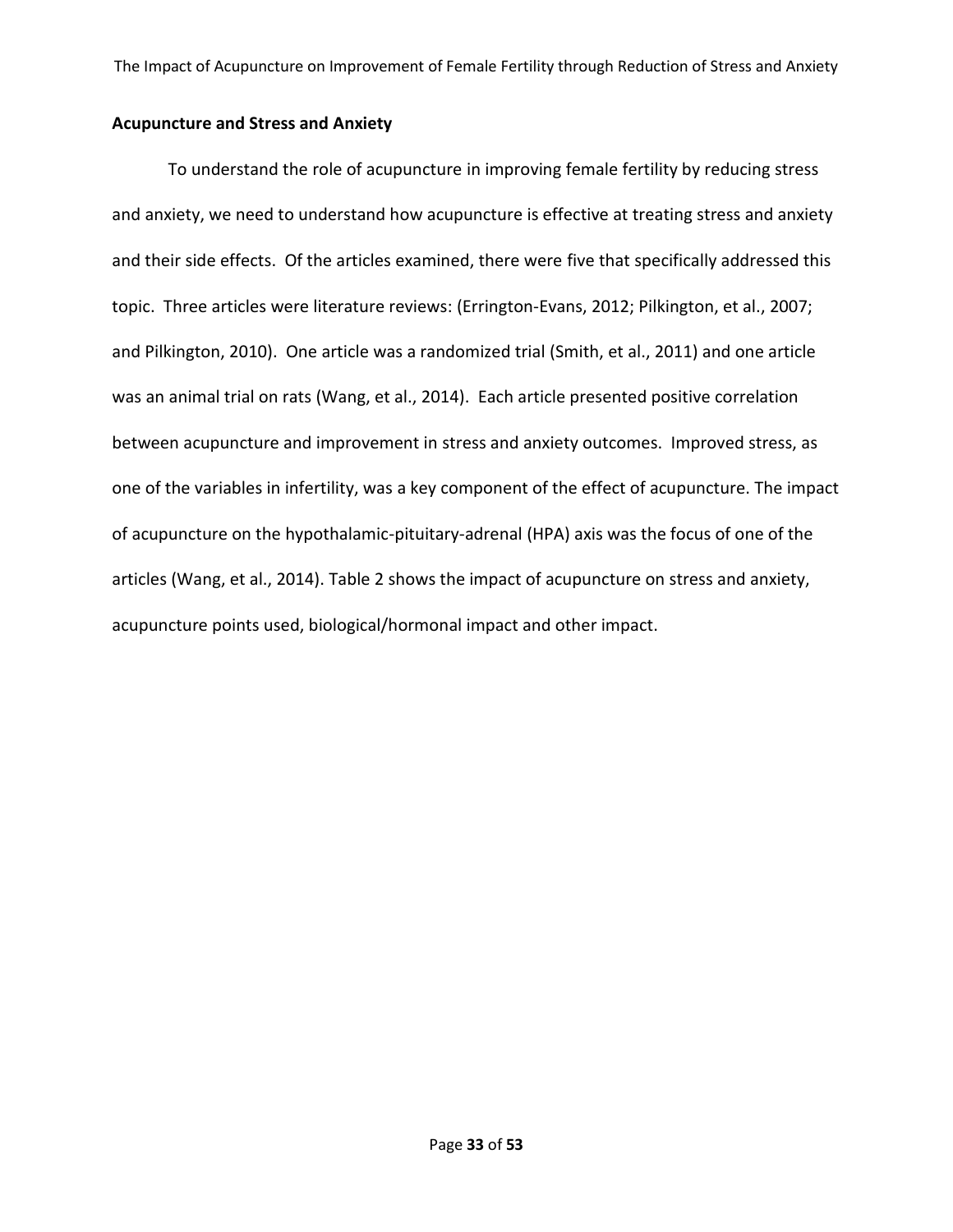## Acupuncture and Stress and Anxiety

To understand the role of acupuncture in improving female fertility by reducing stress and anxiety, we need to understand how acupuncture is effective at treating stress and anxiety and their side effects. Of the articles examined, there were five that specifically addressed this topic. Three articles were literature reviews: (Errington-Evans, 2012; Pilkington, et al., 2007; and Pilkington, 2010). One article was a randomized trial (Smith, et al., 2011) and one article was an animal trial on rats (Wang, et al., 2014). Each article presented positive correlation between acupuncture and improvement in stress and anxiety outcomes. Improved stress, as one of the variables in infertility, was a key component of the effect of acupuncture. The impact of acupuncture on the hypothalamic-pituitary-adrenal (HPA) axis was the focus of one of the articles (Wang, et al., 2014). Table 2 shows the impact of acupuncture on stress and anxiety, acupuncture points used, biological/hormonal impact and other impact.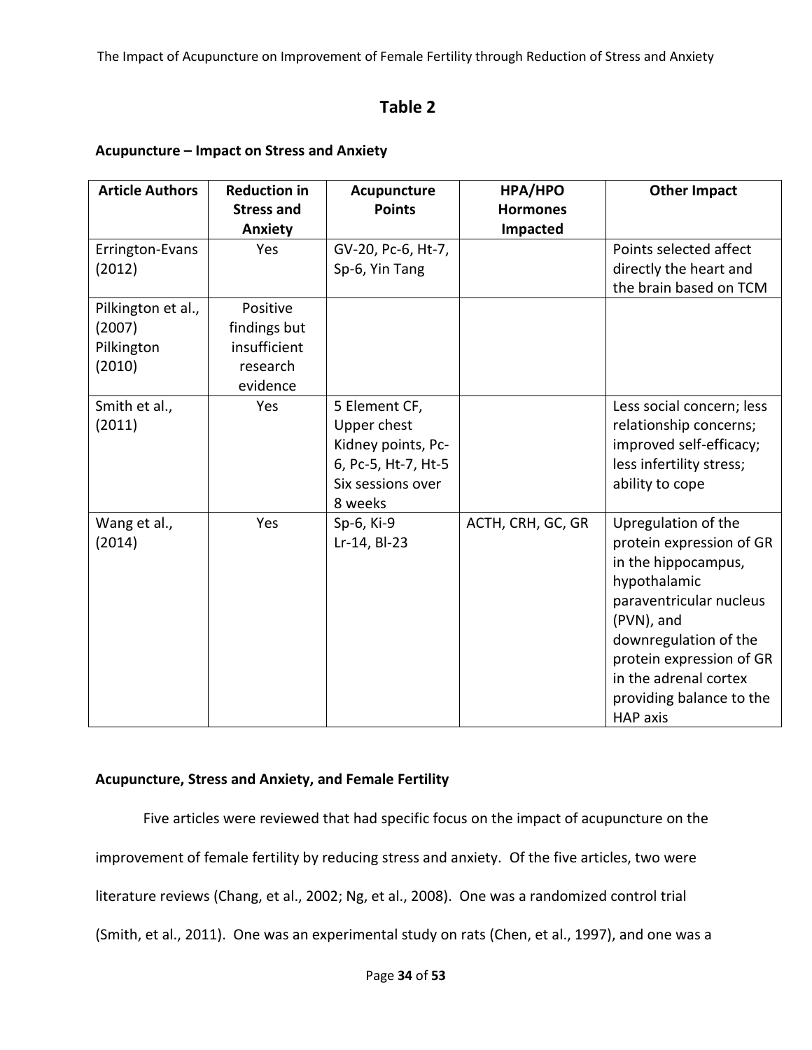## Table 2

**Acupuncture – Impact on Stress and Anxiety**

| Article Authors | Reduction in Stress and Anxiety | Acupuncture Points | HPA/HPO Hormones Impacted | Other Impact |
|---|---|---|---|---|
| Errington-Evans (2012) | Yes | GV-20, Pc-6, Ht-7, Sp-6, Yin Tang | | Points selected affect directly the heart and the brain based on TCM |
| Pilkington et al., (2007) Pilkington (2010) | Positive findings but insufficient research evidence | | | |
| Smith et al., (2011) | Yes | 5 Element CF, Upper chest Kidney points, Pc-6, Pc-5, Ht-7, Ht-5 Six sessions over 8 weeks | | Less social concern; less relationship concerns; improved self-efficacy; less infertility stress; ability to cope |
| Wang et al., (2014) | Yes | Sp-6, Ki-9 Lr-14, Bl-23 | ACTH, CRH, GC, GR | Upregulation of the protein expression of GR in the hippocampus, hypothalamic paraventricular nucleus (PVN), and downregulation of the protein expression of GR in the adrenal cortex providing balance to the HAP axis |

### Acupuncture, Stress and Anxiety, and Female Fertility

Five articles were reviewed that had specific focus on the impact of acupuncture on the improvement of female fertility by reducing stress and anxiety. Of the five articles, two were literature reviews (Chang, et al., 2002; Ng, et al., 2008). One was a randomized control trial (Smith, et al., 2011). One was an experimental study on rats (Chen, et al., 1997), and one was a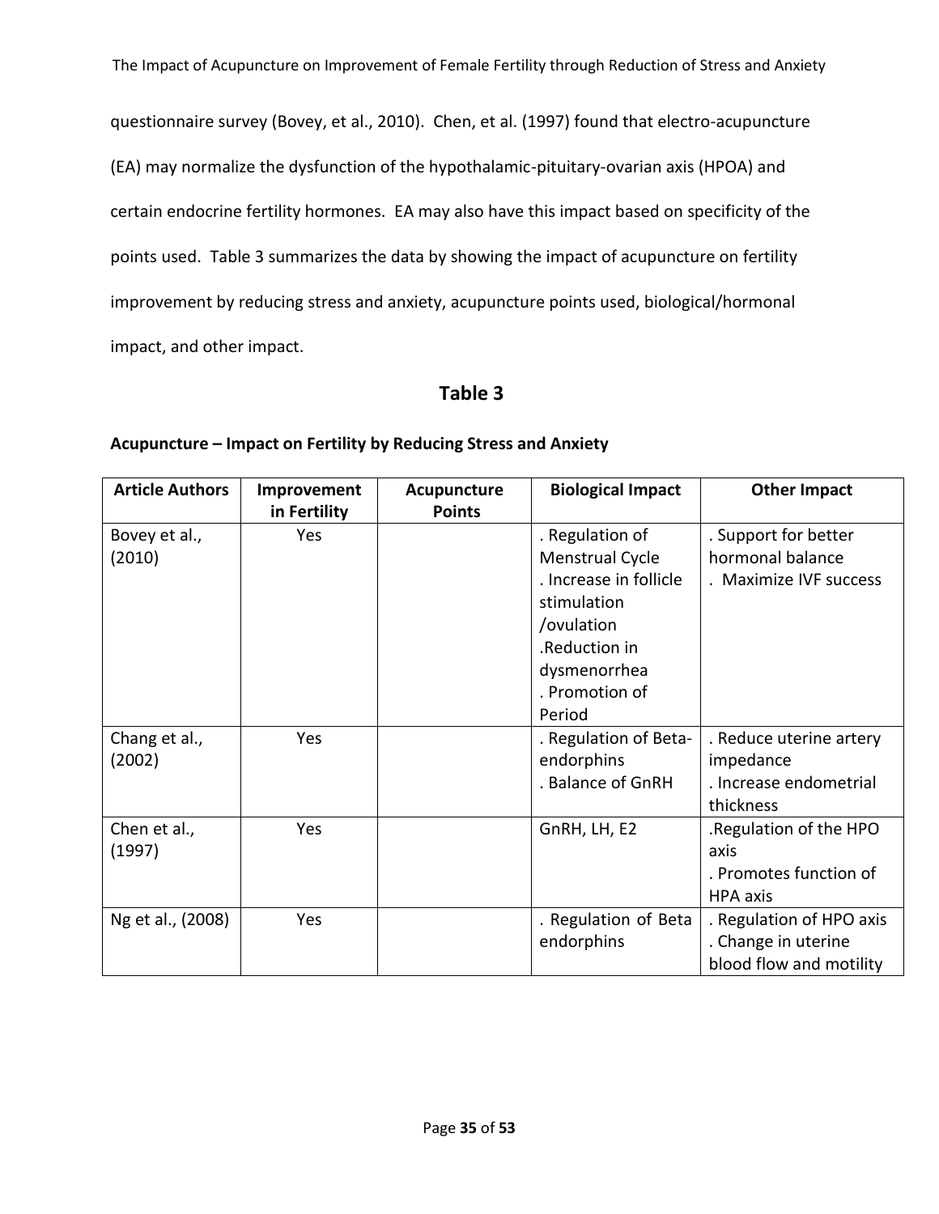questionnaire survey (Bovey, et al., 2010). Chen, et al. (1997) found that electro-acupuncture (EA) may normalize the dysfunction of the hypothalamic-pituitary-ovarian axis (HPOA) and certain endocrine fertility hormones. EA may also have this impact based on specificity of the points used. Table 3 summarizes the data by showing the impact of acupuncture on fertility improvement by reducing stress and anxiety, acupuncture points used, biological/hormonal impact, and other impact.

## Table 3

**Acupuncture – Impact on Fertility by Reducing Stress and Anxiety**

| Article Authors | Improvement in Fertility | Acupuncture Points | Biological Impact | Other Impact |
|---|---|---|---|---|
| Bovey et al., (2010) | Yes | | . Regulation of Menstrual Cycle<br>. Increase in follicle stimulation /ovulation<br>.Reduction in dysmenorrhea<br>. Promotion of Period | . Support for better hormonal balance<br>. Maximize IVF success |
| Chang et al., (2002) | Yes | | . Regulation of Beta-endorphins<br>. Balance of GnRH | . Reduce uterine artery impedance<br>. Increase endometrial thickness |
| Chen et al., (1997) | Yes | | GnRH, LH, E2 | .Regulation of the HPO axis<br>. Promotes function of HPA axis |
| Ng et al., (2008) | Yes | | . Regulation of Beta endorphins | . Regulation of HPO axis<br>. Change in uterine blood flow and motility |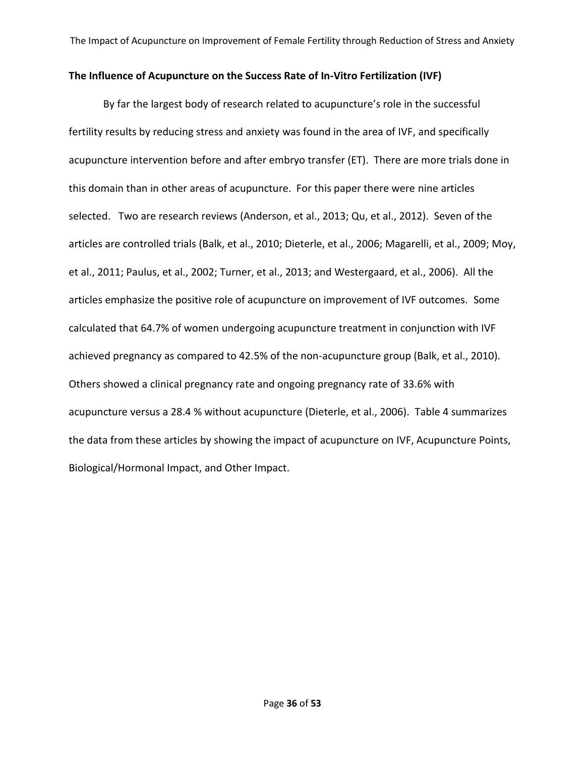## The Influence of Acupuncture on the Success Rate of In-Vitro Fertilization (IVF)

By far the largest body of research related to acupuncture's role in the successful fertility results by reducing stress and anxiety was found in the area of IVF, and specifically acupuncture intervention before and after embryo transfer (ET). There are more trials done in this domain than in other areas of acupuncture. For this paper there were nine articles selected. Two are research reviews (Anderson, et al., 2013; Qu, et al., 2012). Seven of the articles are controlled trials (Balk, et al., 2010; Dieterle, et al., 2006; Magarelli, et al., 2009; Moy, et al., 2011; Paulus, et al., 2002; Turner, et al., 2013; and Westergaard, et al., 2006). All the articles emphasize the positive role of acupuncture on improvement of IVF outcomes. Some calculated that 64.7% of women undergoing acupuncture treatment in conjunction with IVF achieved pregnancy as compared to 42.5% of the non-acupuncture group (Balk, et al., 2010). Others showed a clinical pregnancy rate and ongoing pregnancy rate of 33.6% with acupuncture versus a 28.4 % without acupuncture (Dieterle, et al., 2006). Table 4 summarizes the data from these articles by showing the impact of acupuncture on IVF, Acupuncture Points, Biological/Hormonal Impact, and Other Impact.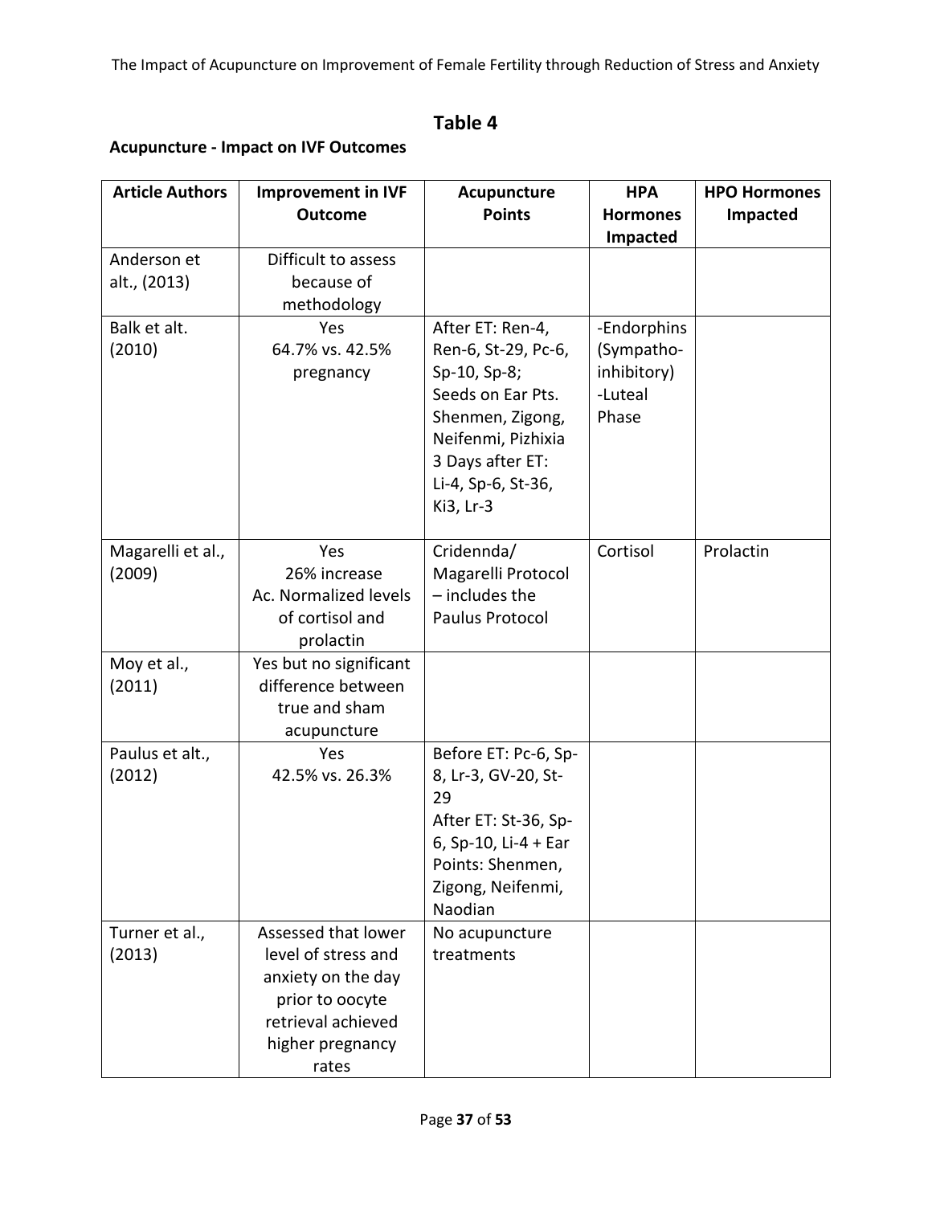## Table 4

**Acupuncture - Impact on IVF Outcomes**

| Article Authors | Improvement in IVF Outcome | Acupuncture Points | HPA Hormones Impacted | HPO Hormones Impacted |
|---|---|---|---|---|
| Anderson et alt., (2013) | Difficult to assess because of methodology | | | |
| Balk et alt. (2010) | Yes<br>64.7% vs. 42.5% pregnancy | After ET: Ren-4, Ren-6, St-29, Pc-6, Sp-10, Sp-8;<br>Seeds on Ear Pts. Shenmen, Zigong, Neifenmi, Pizhixia<br>3 Days after ET: Li-4, Sp-6, St-36, Ki3, Lr-3 | -Endorphins (Sympatho-inhibitory)<br>-Luteal Phase | |
| Magarelli et al., (2009) | Yes<br>26% increase<br>Ac. Normalized levels of cortisol and prolactin | Cridennda/ Magarelli Protocol – includes the Paulus Protocol | Cortisol | Prolactin |
| Moy et al., (2011) | Yes but no significant difference between true and sham acupuncture | | | |
| Paulus et alt., (2012) | Yes<br>42.5% vs. 26.3% | Before ET: Pc-6, Sp-8, Lr-3, GV-20, St-29<br>After ET: St-36, Sp-6, Sp-10, Li-4 + Ear Points: Shenmen, Zigong, Neifenmi, Naodian | | |
| Turner et al., (2013) | Assessed that lower level of stress and anxiety on the day prior to oocyte retrieval achieved higher pregnancy rates | No acupuncture treatments | | |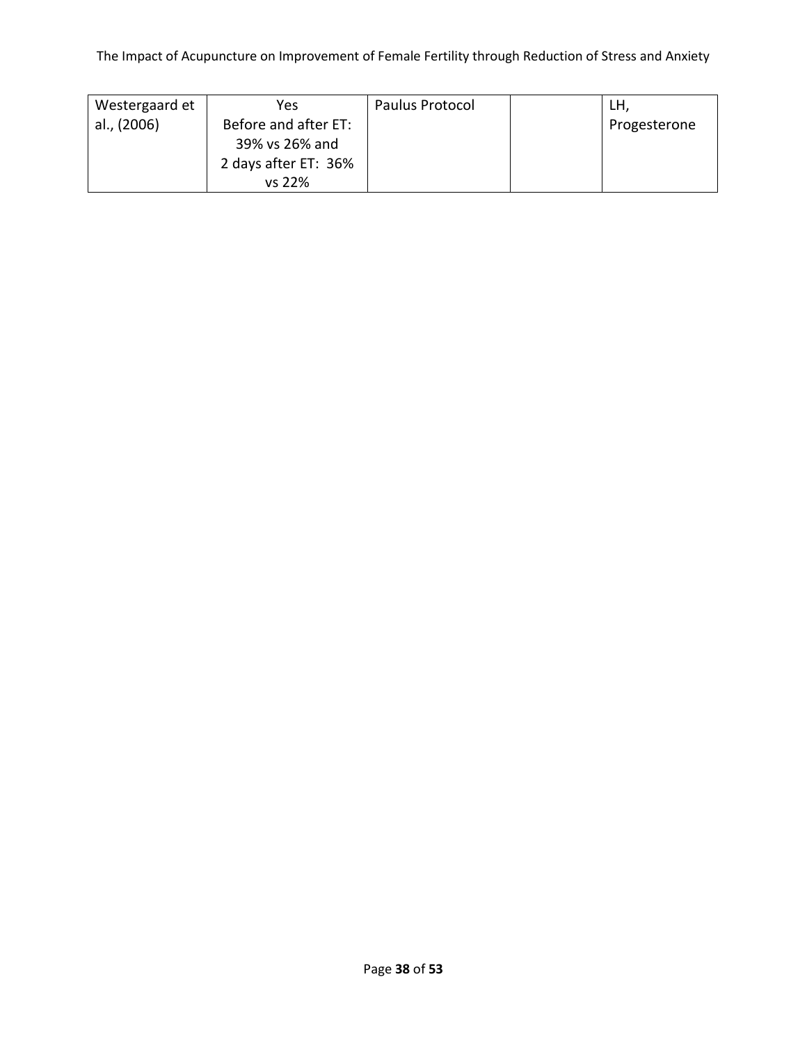| | | | | |
|---|---|---|---|---|
| Westergaard et al., (2006) | Yes Before and after ET: 39% vs 26% and 2 days after ET: 36% vs 22% | Paulus Protocol | | LH, Progesterone |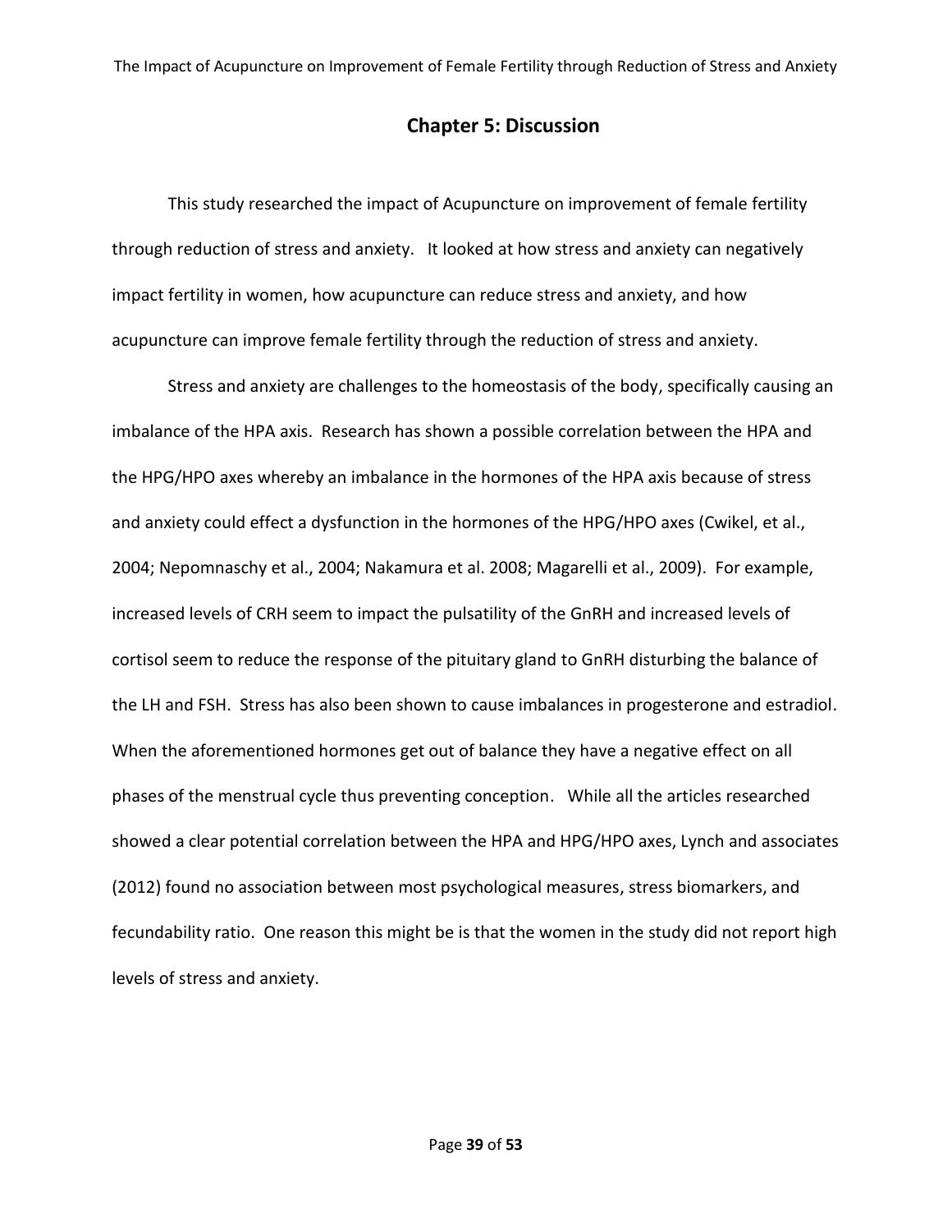## Chapter 5: Discussion

This study researched the impact of Acupuncture on improvement of female fertility through reduction of stress and anxiety. It looked at how stress and anxiety can negatively impact fertility in women, how acupuncture can reduce stress and anxiety, and how acupuncture can improve female fertility through the reduction of stress and anxiety.

Stress and anxiety are challenges to the homeostasis of the body, specifically causing an imbalance of the HPA axis. Research has shown a possible correlation between the HPA and the HPG/HPO axes whereby an imbalance in the hormones of the HPA axis because of stress and anxiety could effect a dysfunction in the hormones of the HPG/HPO axes (Cwikel, et al., 2004; Nepomnaschy et al., 2004; Nakamura et al. 2008; Magarelli et al., 2009). For example, increased levels of CRH seem to impact the pulsatility of the GnRH and increased levels of cortisol seem to reduce the response of the pituitary gland to GnRH disturbing the balance of the LH and FSH. Stress has also been shown to cause imbalances in progesterone and estradiol. When the aforementioned hormones get out of balance they have a negative effect on all phases of the menstrual cycle thus preventing conception. While all the articles researched showed a clear potential correlation between the HPA and HPG/HPO axes, Lynch and associates (2012) found no association between most psychological measures, stress biomarkers, and fecundability ratio. One reason this might be is that the women in the study did not report high levels of stress and anxiety.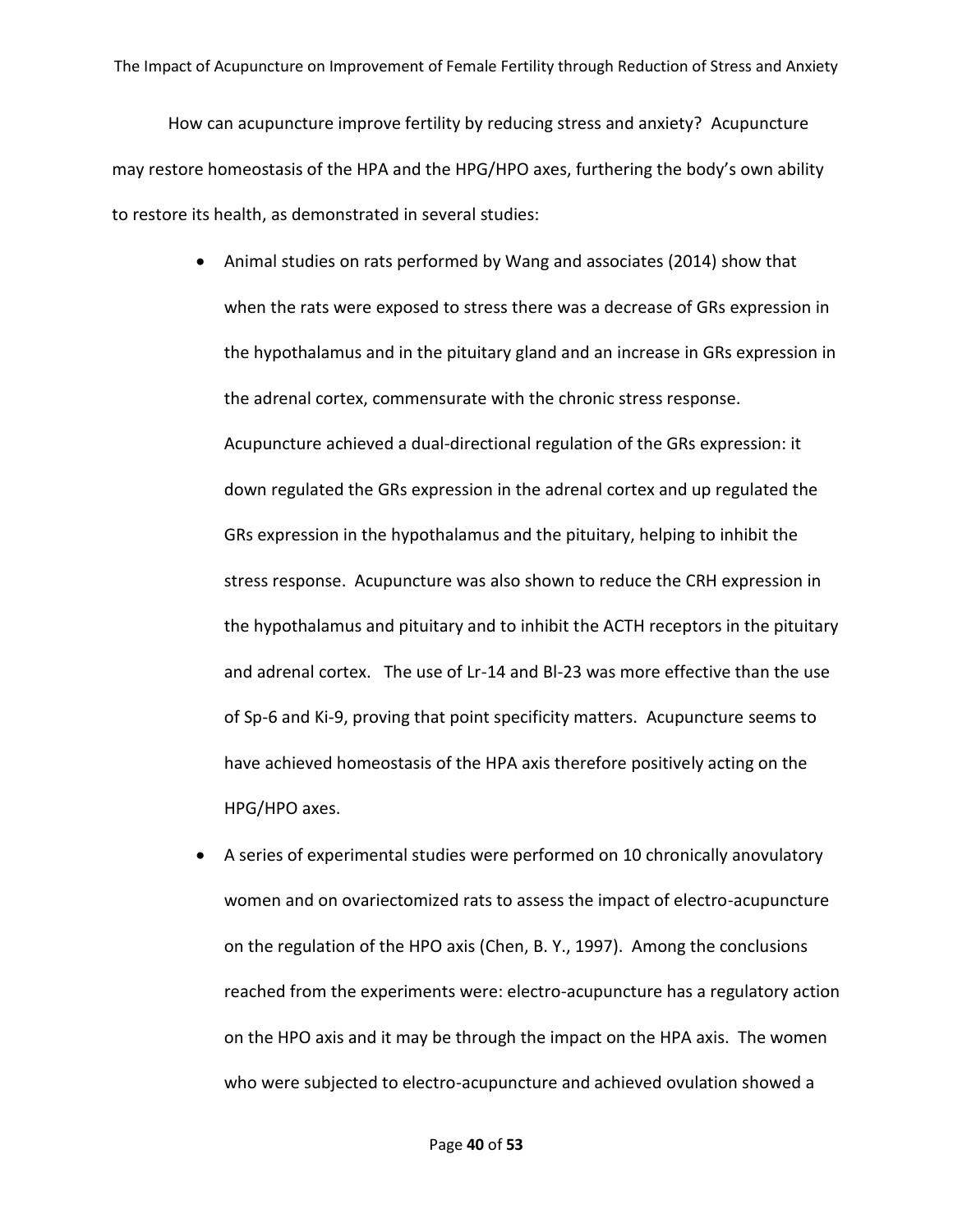How can acupuncture improve fertility by reducing stress and anxiety? Acupuncture may restore homeostasis of the HPA and the HPG/HPO axes, furthering the body's own ability to restore its health, as demonstrated in several studies:

- Animal studies on rats performed by Wang and associates (2014) show that when the rats were exposed to stress there was a decrease of GRs expression in the hypothalamus and in the pituitary gland and an increase in GRs expression in the adrenal cortex, commensurate with the chronic stress response. Acupuncture achieved a dual-directional regulation of the GRs expression: it down regulated the GRs expression in the adrenal cortex and up regulated the GRs expression in the hypothalamus and the pituitary, helping to inhibit the stress response. Acupuncture was also shown to reduce the CRH expression in the hypothalamus and pituitary and to inhibit the ACTH receptors in the pituitary and adrenal cortex. The use of Lr-14 and Bl-23 was more effective than the use of Sp-6 and Ki-9, proving that point specificity matters. Acupuncture seems to have achieved homeostasis of the HPA axis therefore positively acting on the HPG/HPO axes.
- A series of experimental studies were performed on 10 chronically anovulatory women and on ovariectomized rats to assess the impact of electro-acupuncture on the regulation of the HPO axis (Chen, B. Y., 1997). Among the conclusions reached from the experiments were: electro-acupuncture has a regulatory action on the HPO axis and it may be through the impact on the HPA axis. The women who were subjected to electro-acupuncture and achieved ovulation showed a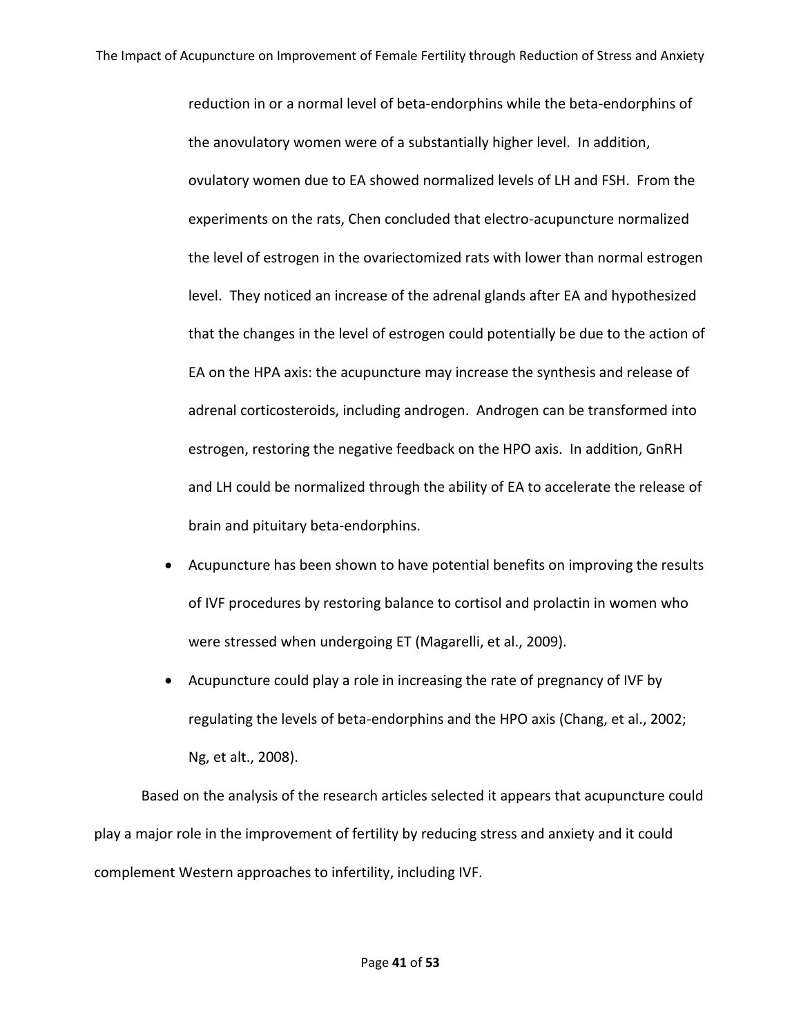reduction in or a normal level of beta-endorphins while the beta-endorphins of the anovulatory women were of a substantially higher level. In addition, ovulatory women due to EA showed normalized levels of LH and FSH. From the experiments on the rats, Chen concluded that electro-acupuncture normalized the level of estrogen in the ovariectomized rats with lower than normal estrogen level. They noticed an increase of the adrenal glands after EA and hypothesized that the changes in the level of estrogen could potentially be due to the action of EA on the HPA axis: the acupuncture may increase the synthesis and release of adrenal corticosteroids, including androgen. Androgen can be transformed into estrogen, restoring the negative feedback on the HPO axis. In addition, GnRH and LH could be normalized through the ability of EA to accelerate the release of brain and pituitary beta-endorphins.

- Acupuncture has been shown to have potential benefits on improving the results of IVF procedures by restoring balance to cortisol and prolactin in women who were stressed when undergoing ET (Magarelli, et al., 2009).
- Acupuncture could play a role in increasing the rate of pregnancy of IVF by regulating the levels of beta-endorphins and the HPO axis (Chang, et al., 2002; Ng, et alt., 2008).

Based on the analysis of the research articles selected it appears that acupuncture could play a major role in the improvement of fertility by reducing stress and anxiety and it could complement Western approaches to infertility, including IVF.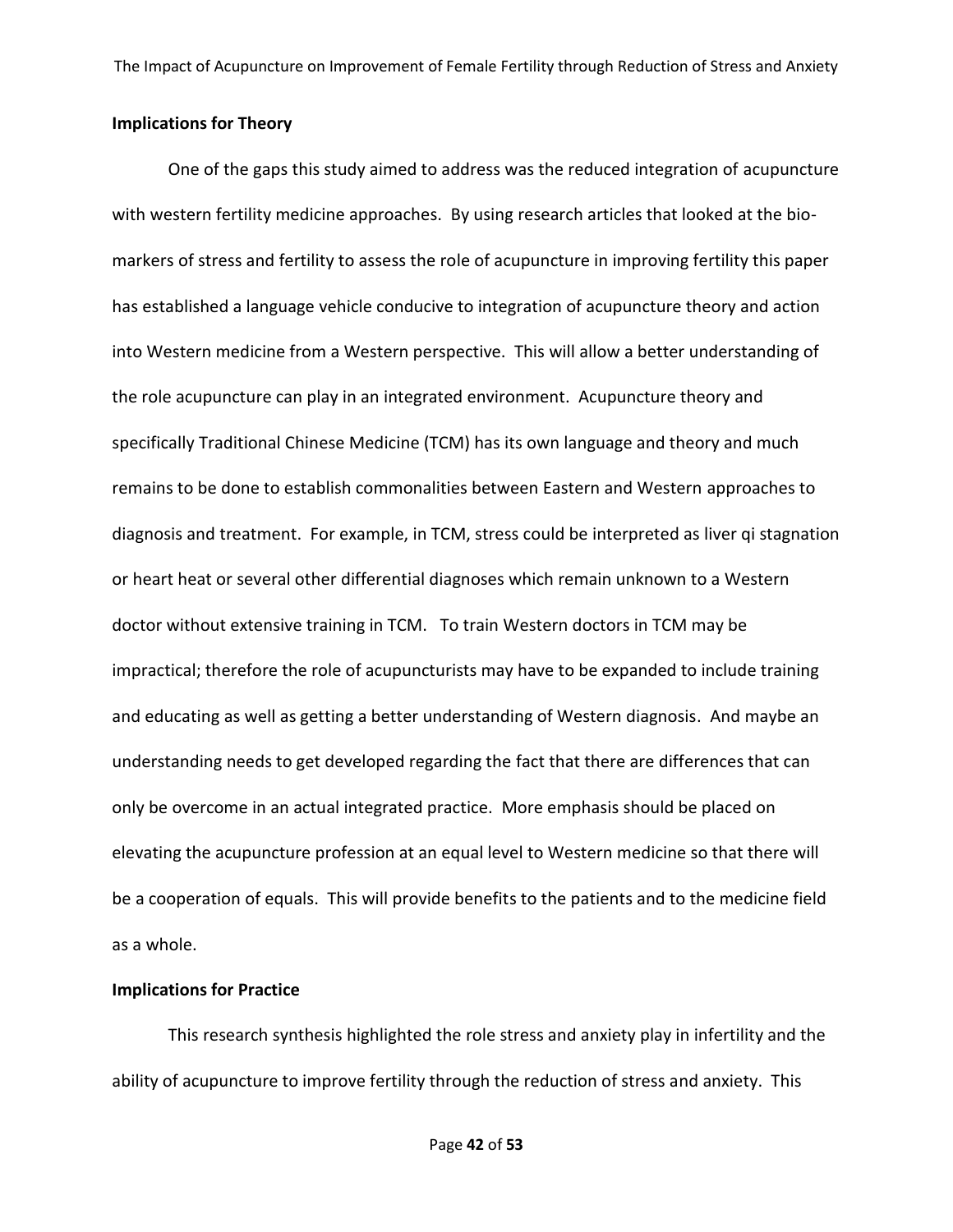### Implications for Theory

One of the gaps this study aimed to address was the reduced integration of acupuncture with western fertility medicine approaches. By using research articles that looked at the bio-markers of stress and fertility to assess the role of acupuncture in improving fertility this paper has established a language vehicle conducive to integration of acupuncture theory and action into Western medicine from a Western perspective. This will allow a better understanding of the role acupuncture can play in an integrated environment. Acupuncture theory and specifically Traditional Chinese Medicine (TCM) has its own language and theory and much remains to be done to establish commonalities between Eastern and Western approaches to diagnosis and treatment. For example, in TCM, stress could be interpreted as liver qi stagnation or heart heat or several other differential diagnoses which remain unknown to a Western doctor without extensive training in TCM. To train Western doctors in TCM may be impractical; therefore the role of acupuncturists may have to be expanded to include training and educating as well as getting a better understanding of Western diagnosis. And maybe an understanding needs to get developed regarding the fact that there are differences that can only be overcome in an actual integrated practice. More emphasis should be placed on elevating the acupuncture profession at an equal level to Western medicine so that there will be a cooperation of equals. This will provide benefits to the patients and to the medicine field as a whole.

### Implications for Practice

This research synthesis highlighted the role stress and anxiety play in infertility and the ability of acupuncture to improve fertility through the reduction of stress and anxiety. This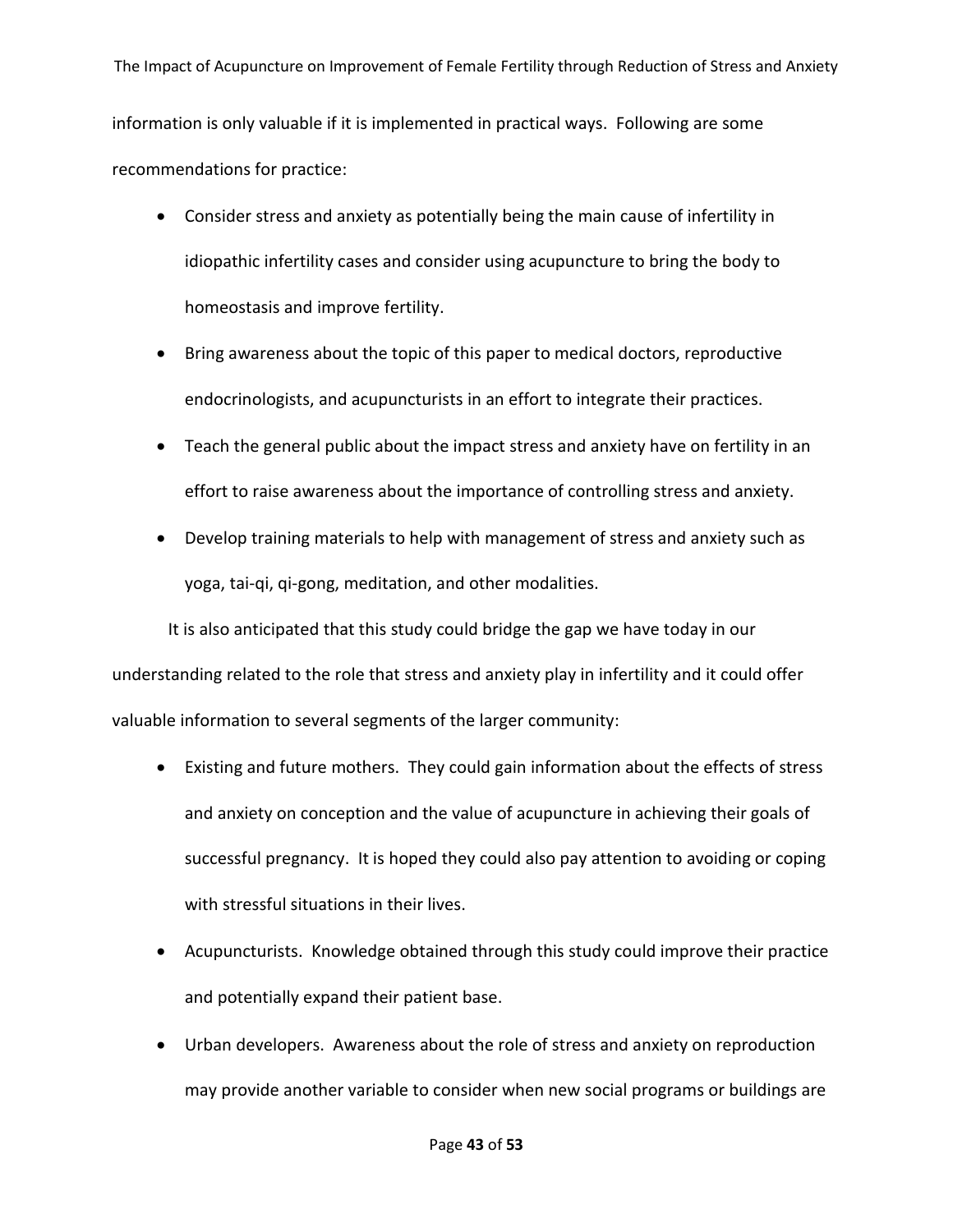information is only valuable if it is implemented in practical ways. Following are some recommendations for practice:

- Consider stress and anxiety as potentially being the main cause of infertility in idiopathic infertility cases and consider using acupuncture to bring the body to homeostasis and improve fertility.
- Bring awareness about the topic of this paper to medical doctors, reproductive endocrinologists, and acupuncturists in an effort to integrate their practices.
- Teach the general public about the impact stress and anxiety have on fertility in an effort to raise awareness about the importance of controlling stress and anxiety.
- Develop training materials to help with management of stress and anxiety such as yoga, tai-qi, qi-gong, meditation, and other modalities.

It is also anticipated that this study could bridge the gap we have today in our understanding related to the role that stress and anxiety play in infertility and it could offer valuable information to several segments of the larger community:

- Existing and future mothers. They could gain information about the effects of stress and anxiety on conception and the value of acupuncture in achieving their goals of successful pregnancy. It is hoped they could also pay attention to avoiding or coping with stressful situations in their lives.
- Acupuncturists. Knowledge obtained through this study could improve their practice and potentially expand their patient base.
- Urban developers. Awareness about the role of stress and anxiety on reproduction may provide another variable to consider when new social programs or buildings are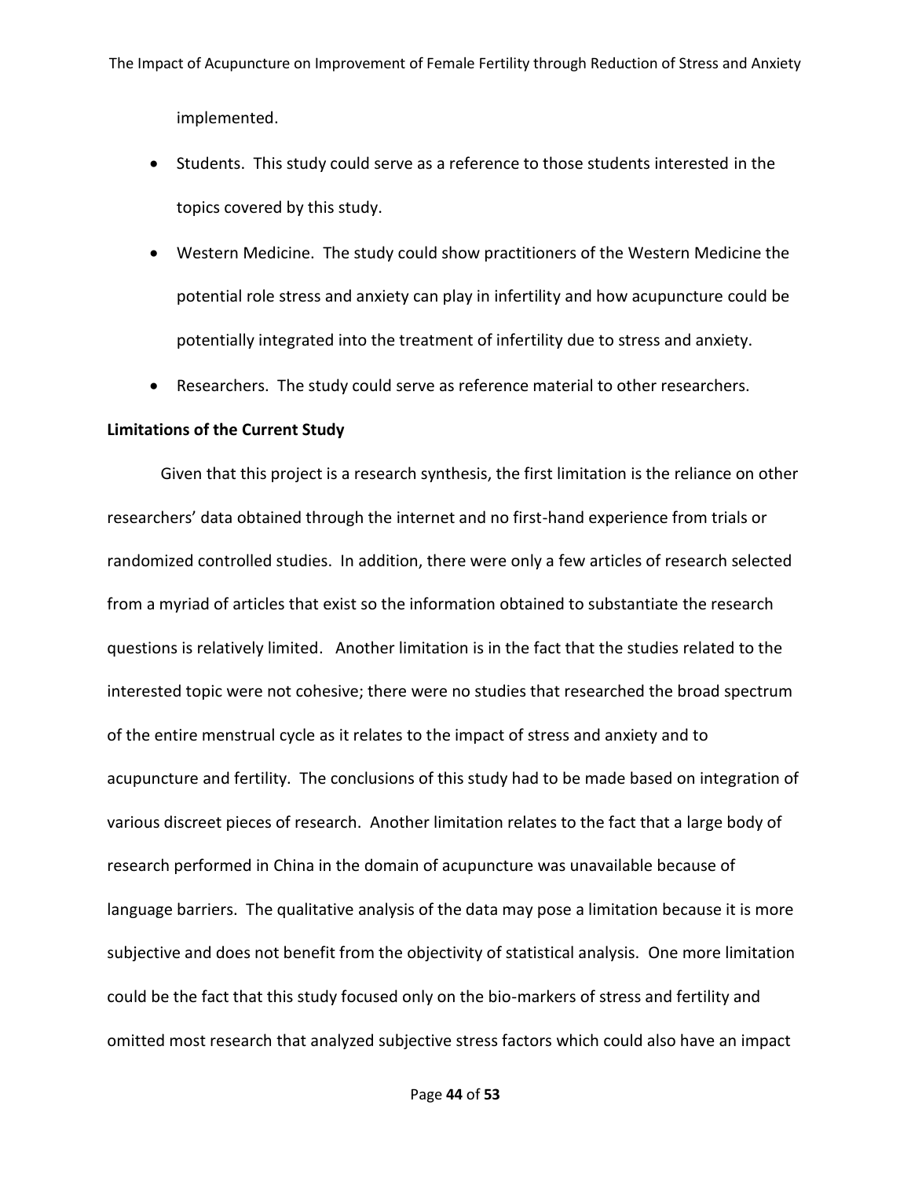implemented.

- Students. This study could serve as a reference to those students interested in the topics covered by this study.
- Western Medicine. The study could show practitioners of the Western Medicine the potential role stress and anxiety can play in infertility and how acupuncture could be potentially integrated into the treatment of infertility due to stress and anxiety.
- Researchers. The study could serve as reference material to other researchers.

**Limitations of the Current Study**

Given that this project is a research synthesis, the first limitation is the reliance on other researchers' data obtained through the internet and no first-hand experience from trials or randomized controlled studies. In addition, there were only a few articles of research selected from a myriad of articles that exist so the information obtained to substantiate the research questions is relatively limited. Another limitation is in the fact that the studies related to the interested topic were not cohesive; there were no studies that researched the broad spectrum of the entire menstrual cycle as it relates to the impact of stress and anxiety and to acupuncture and fertility. The conclusions of this study had to be made based on integration of various discreet pieces of research. Another limitation relates to the fact that a large body of research performed in China in the domain of acupuncture was unavailable because of language barriers. The qualitative analysis of the data may pose a limitation because it is more subjective and does not benefit from the objectivity of statistical analysis. One more limitation could be the fact that this study focused only on the bio-markers of stress and fertility and omitted most research that analyzed subjective stress factors which could also have an impact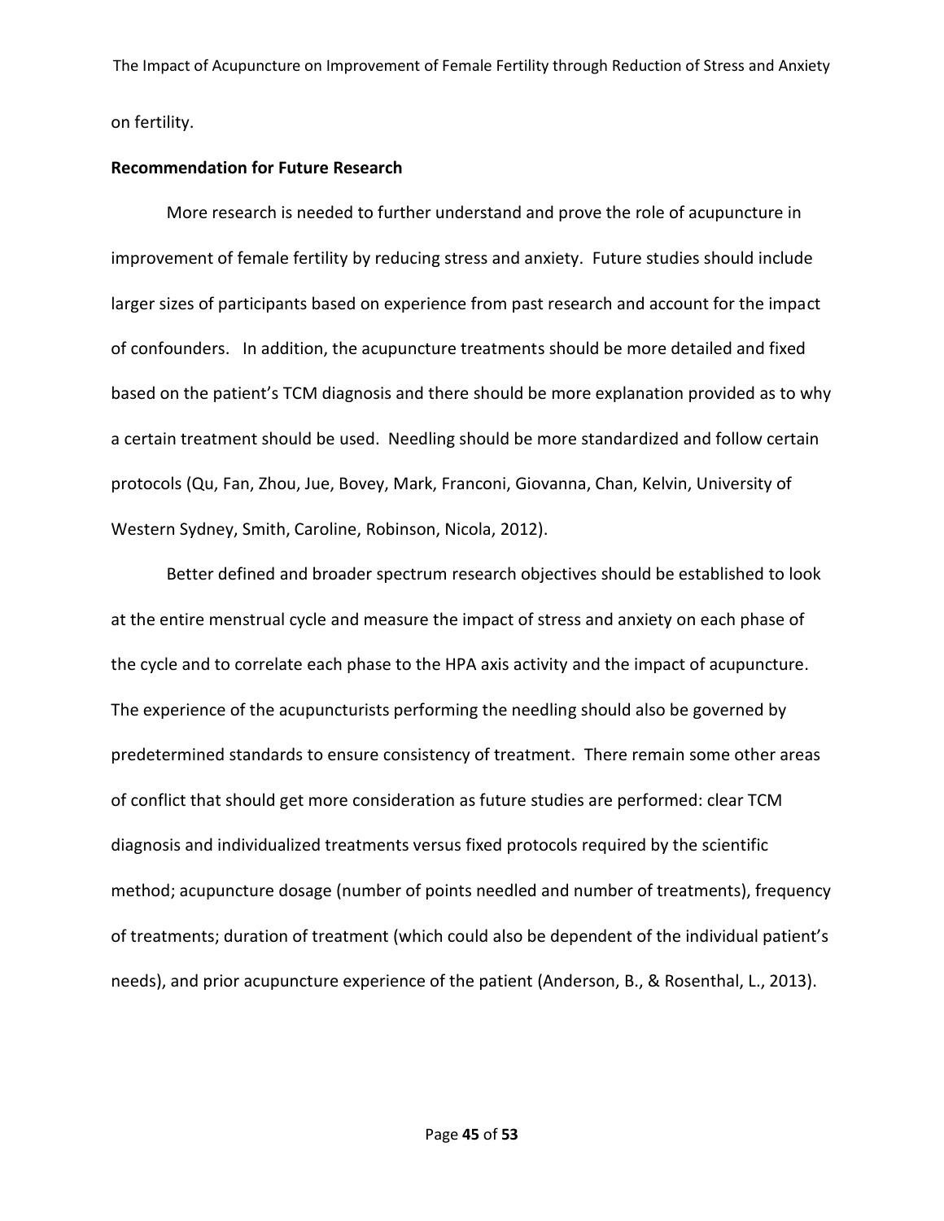on fertility.

**Recommendation for Future Research**

More research is needed to further understand and prove the role of acupuncture in improvement of female fertility by reducing stress and anxiety. Future studies should include larger sizes of participants based on experience from past research and account for the impact of confounders. In addition, the acupuncture treatments should be more detailed and fixed based on the patient's TCM diagnosis and there should be more explanation provided as to why a certain treatment should be used. Needling should be more standardized and follow certain protocols (Qu, Fan, Zhou, Jue, Bovey, Mark, Franconi, Giovanna, Chan, Kelvin, University of Western Sydney, Smith, Caroline, Robinson, Nicola, 2012).

Better defined and broader spectrum research objectives should be established to look at the entire menstrual cycle and measure the impact of stress and anxiety on each phase of the cycle and to correlate each phase to the HPA axis activity and the impact of acupuncture. The experience of the acupuncturists performing the needling should also be governed by predetermined standards to ensure consistency of treatment. There remain some other areas of conflict that should get more consideration as future studies are performed: clear TCM diagnosis and individualized treatments versus fixed protocols required by the scientific method; acupuncture dosage (number of points needled and number of treatments), frequency of treatments; duration of treatment (which could also be dependent of the individual patient's needs), and prior acupuncture experience of the patient (Anderson, B., & Rosenthal, L., 2013).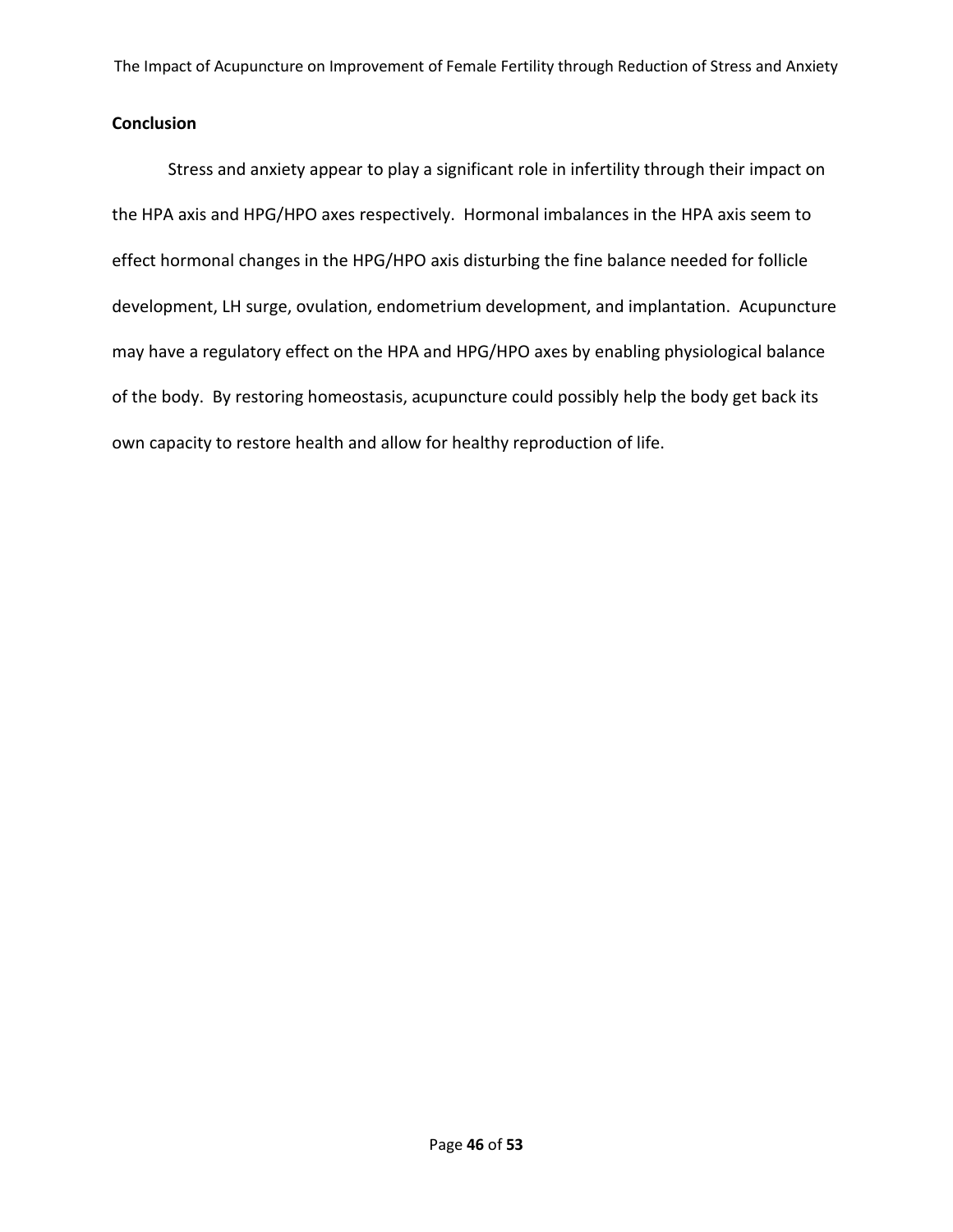## Conclusion

Stress and anxiety appear to play a significant role in infertility through their impact on the HPA axis and HPG/HPO axes respectively. Hormonal imbalances in the HPA axis seem to effect hormonal changes in the HPG/HPO axis disturbing the fine balance needed for follicle development, LH surge, ovulation, endometrium development, and implantation. Acupuncture may have a regulatory effect on the HPA and HPG/HPO axes by enabling physiological balance of the body. By restoring homeostasis, acupuncture could possibly help the body get back its own capacity to restore health and allow for healthy reproduction of life.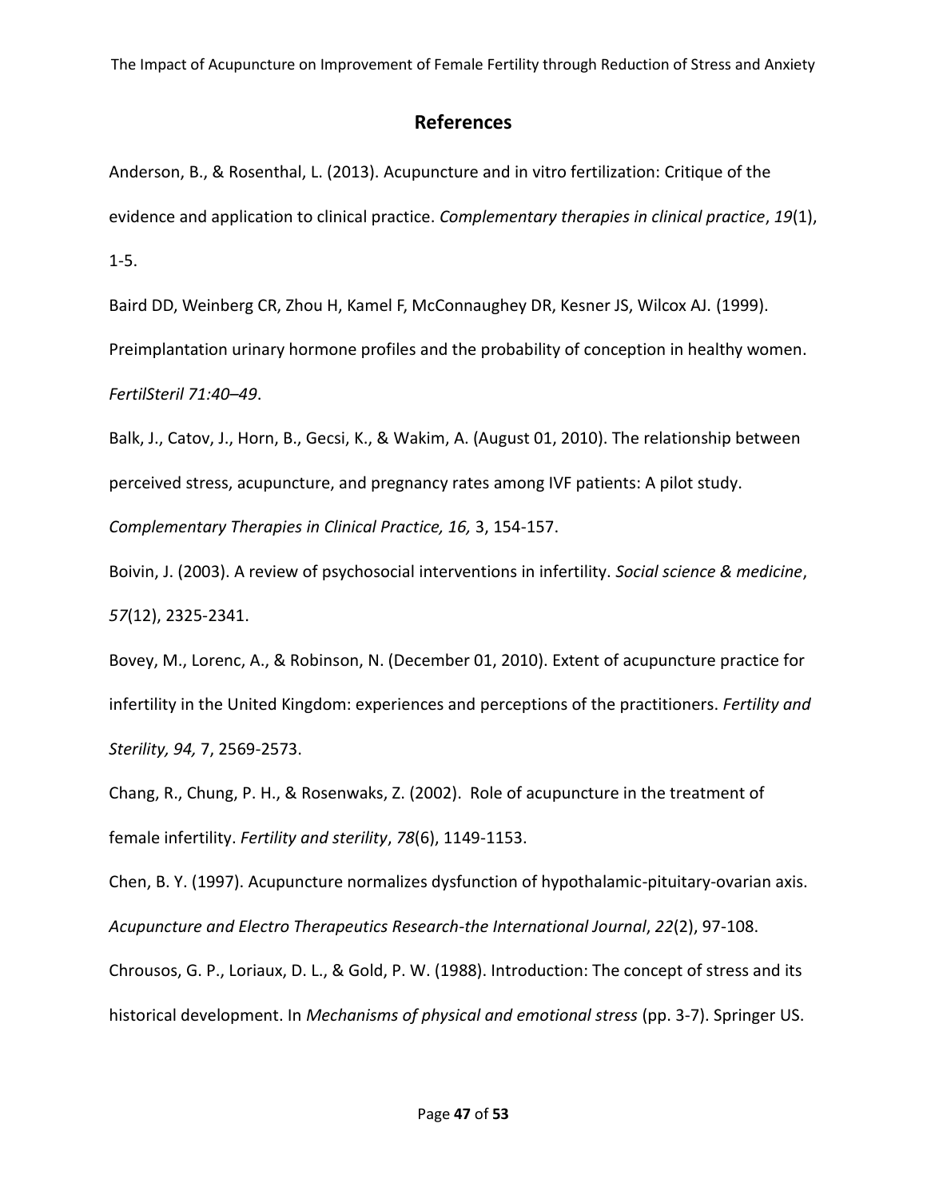## References

Anderson, B., & Rosenthal, L. (2013). Acupuncture and in vitro fertilization: Critique of the evidence and application to clinical practice. *Complementary therapies in clinical practice*, *19*(1), 1-5.

Baird DD, Weinberg CR, Zhou H, Kamel F, McConnaughey DR, Kesner JS, Wilcox AJ. (1999). Preimplantation urinary hormone profiles and the probability of conception in healthy women. *FertilSteril 71:40–49*.

Balk, J., Catov, J., Horn, B., Gecsi, K., & Wakim, A. (August 01, 2010). The relationship between perceived stress, acupuncture, and pregnancy rates among IVF patients: A pilot study. *Complementary Therapies in Clinical Practice, 16,* 3, 154-157.

Boivin, J. (2003). A review of psychosocial interventions in infertility. *Social science & medicine*, *57*(12), 2325-2341.

Bovey, M., Lorenc, A., & Robinson, N. (December 01, 2010). Extent of acupuncture practice for infertility in the United Kingdom: experiences and perceptions of the practitioners. *Fertility and Sterility, 94,* 7, 2569-2573.

Chang, R., Chung, P. H., & Rosenwaks, Z. (2002). Role of acupuncture in the treatment of female infertility. *Fertility and sterility*, *78*(6), 1149-1153.

Chen, B. Y. (1997). Acupuncture normalizes dysfunction of hypothalamic-pituitary-ovarian axis. *Acupuncture and Electro Therapeutics Research-the International Journal*, *22*(2), 97-108.

Chrousos, G. P., Loriaux, D. L., & Gold, P. W. (1988). Introduction: The concept of stress and its historical development. In *Mechanisms of physical and emotional stress* (pp. 3-7). Springer US.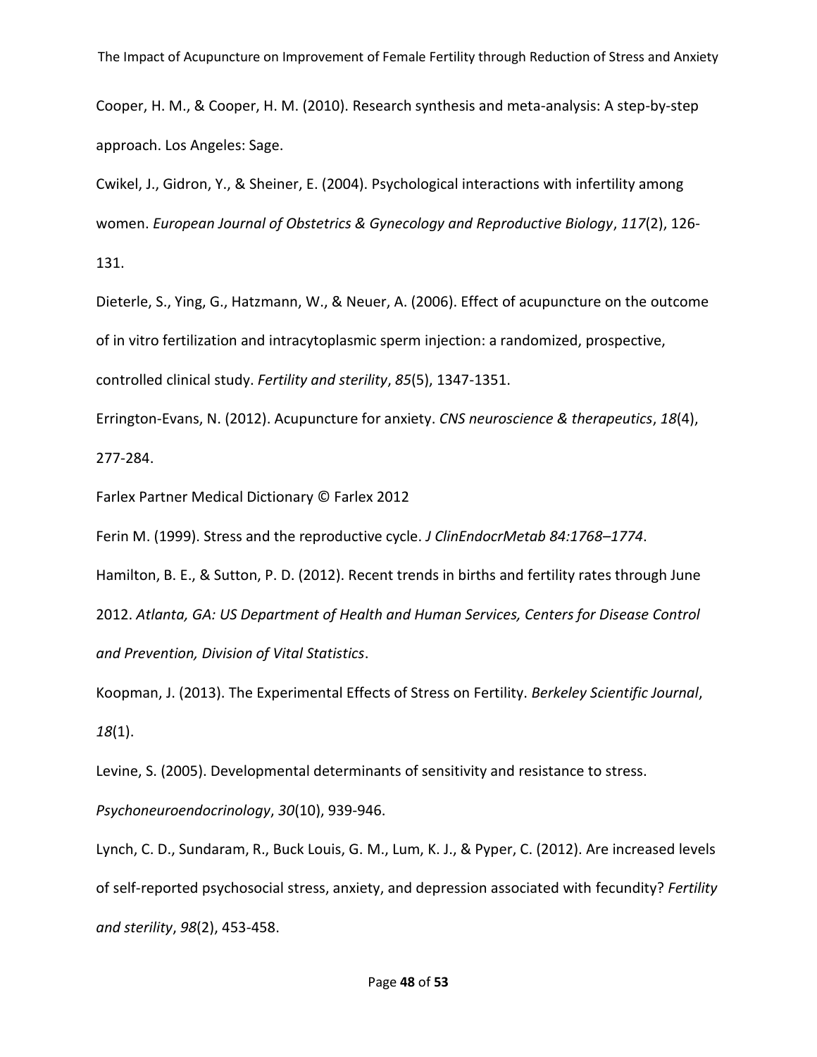Cooper, H. M., & Cooper, H. M. (2010). Research synthesis and meta-analysis: A step-by-step approach. Los Angeles: Sage.

Cwikel, J., Gidron, Y., & Sheiner, E. (2004). Psychological interactions with infertility among women. *European Journal of Obstetrics & Gynecology and Reproductive Biology*, *117*(2), 126-131.

Dieterle, S., Ying, G., Hatzmann, W., & Neuer, A. (2006). Effect of acupuncture on the outcome of in vitro fertilization and intracytoplasmic sperm injection: a randomized, prospective, controlled clinical study. *Fertility and sterility*, *85*(5), 1347-1351.

Errington-Evans, N. (2012). Acupuncture for anxiety. *CNS neuroscience & therapeutics*, *18*(4), 277-284.

Farlex Partner Medical Dictionary © Farlex 2012

Ferin M. (1999). Stress and the reproductive cycle. *J ClinEndocrMetab 84:1768–1774*.

Hamilton, B. E., & Sutton, P. D. (2012). Recent trends in births and fertility rates through June 2012. *Atlanta, GA: US Department of Health and Human Services, Centers for Disease Control and Prevention, Division of Vital Statistics*.

Koopman, J. (2013). The Experimental Effects of Stress on Fertility. *Berkeley Scientific Journal*, *18*(1).

Levine, S. (2005). Developmental determinants of sensitivity and resistance to stress. *Psychoneuroendocrinology*, *30*(10), 939-946.

Lynch, C. D., Sundaram, R., Buck Louis, G. M., Lum, K. J., & Pyper, C. (2012). Are increased levels of self-reported psychosocial stress, anxiety, and depression associated with fecundity? *Fertility and sterility*, *98*(2), 453-458.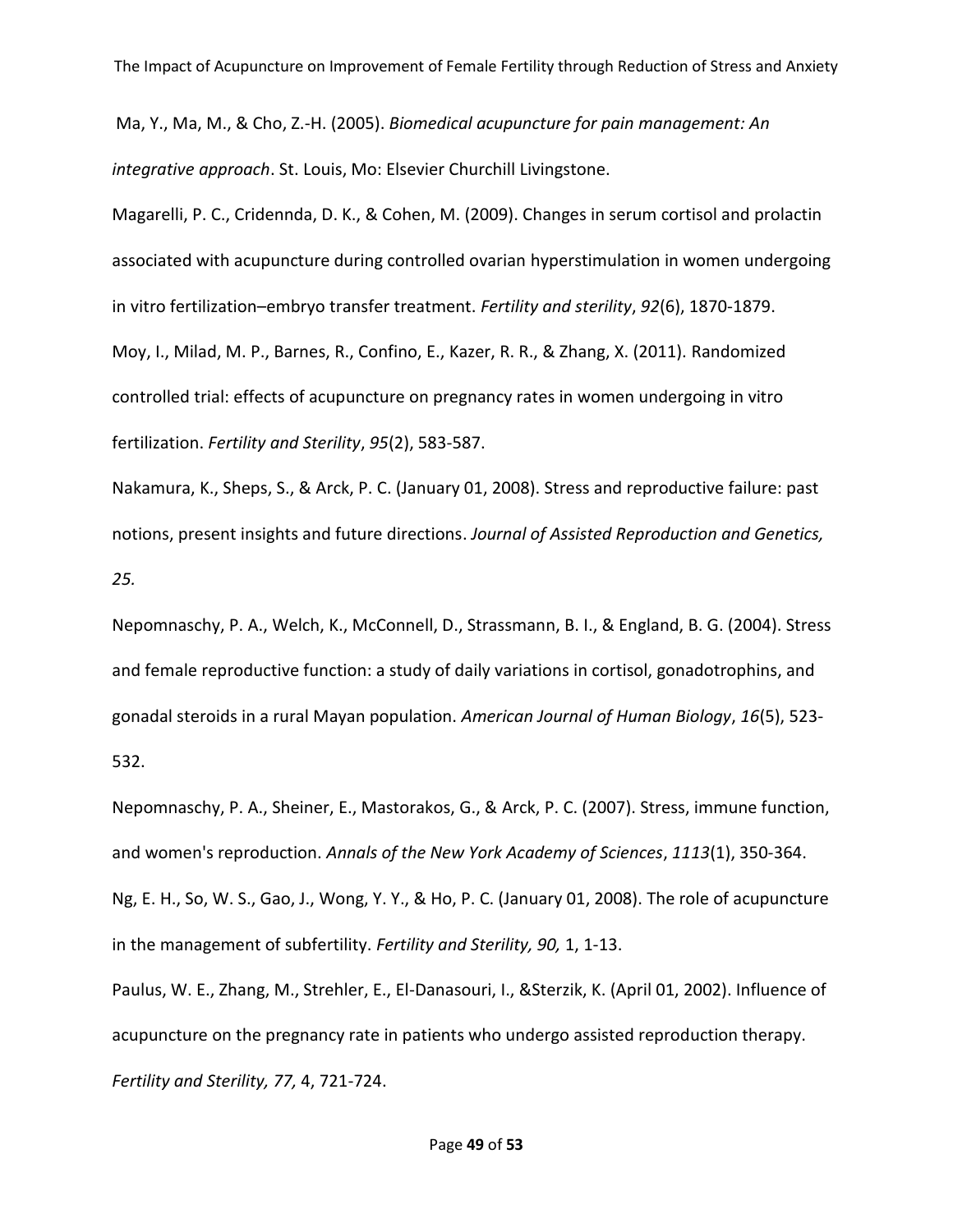Ma, Y., Ma, M., & Cho, Z.-H. (2005). *Biomedical acupuncture for pain management: An integrative approach*. St. Louis, Mo: Elsevier Churchill Livingstone.

Magarelli, P. C., Cridennda, D. K., & Cohen, M. (2009). Changes in serum cortisol and prolactin associated with acupuncture during controlled ovarian hyperstimulation in women undergoing in vitro fertilization–embryo transfer treatment. *Fertility and sterility*, *92*(6), 1870-1879.

Moy, I., Milad, M. P., Barnes, R., Confino, E., Kazer, R. R., & Zhang, X. (2011). Randomized controlled trial: effects of acupuncture on pregnancy rates in women undergoing in vitro fertilization. *Fertility and Sterility*, *95*(2), 583-587.

Nakamura, K., Sheps, S., & Arck, P. C. (January 01, 2008). Stress and reproductive failure: past notions, present insights and future directions. *Journal of Assisted Reproduction and Genetics, 25.*

Nepomnaschy, P. A., Welch, K., McConnell, D., Strassmann, B. I., & England, B. G. (2004). Stress and female reproductive function: a study of daily variations in cortisol, gonadotrophins, and gonadal steroids in a rural Mayan population. *American Journal of Human Biology*, *16*(5), 523-532.

Nepomnaschy, P. A., Sheiner, E., Mastorakos, G., & Arck, P. C. (2007). Stress, immune function, and women's reproduction. *Annals of the New York Academy of Sciences*, *1113*(1), 350-364.

Ng, E. H., So, W. S., Gao, J., Wong, Y. Y., & Ho, P. C. (January 01, 2008). The role of acupuncture in the management of subfertility. *Fertility and Sterility, 90,* 1, 1-13.

Paulus, W. E., Zhang, M., Strehler, E., El-Danasouri, I., &Sterzik, K. (April 01, 2002). Influence of acupuncture on the pregnancy rate in patients who undergo assisted reproduction therapy. *Fertility and Sterility, 77,* 4, 721-724.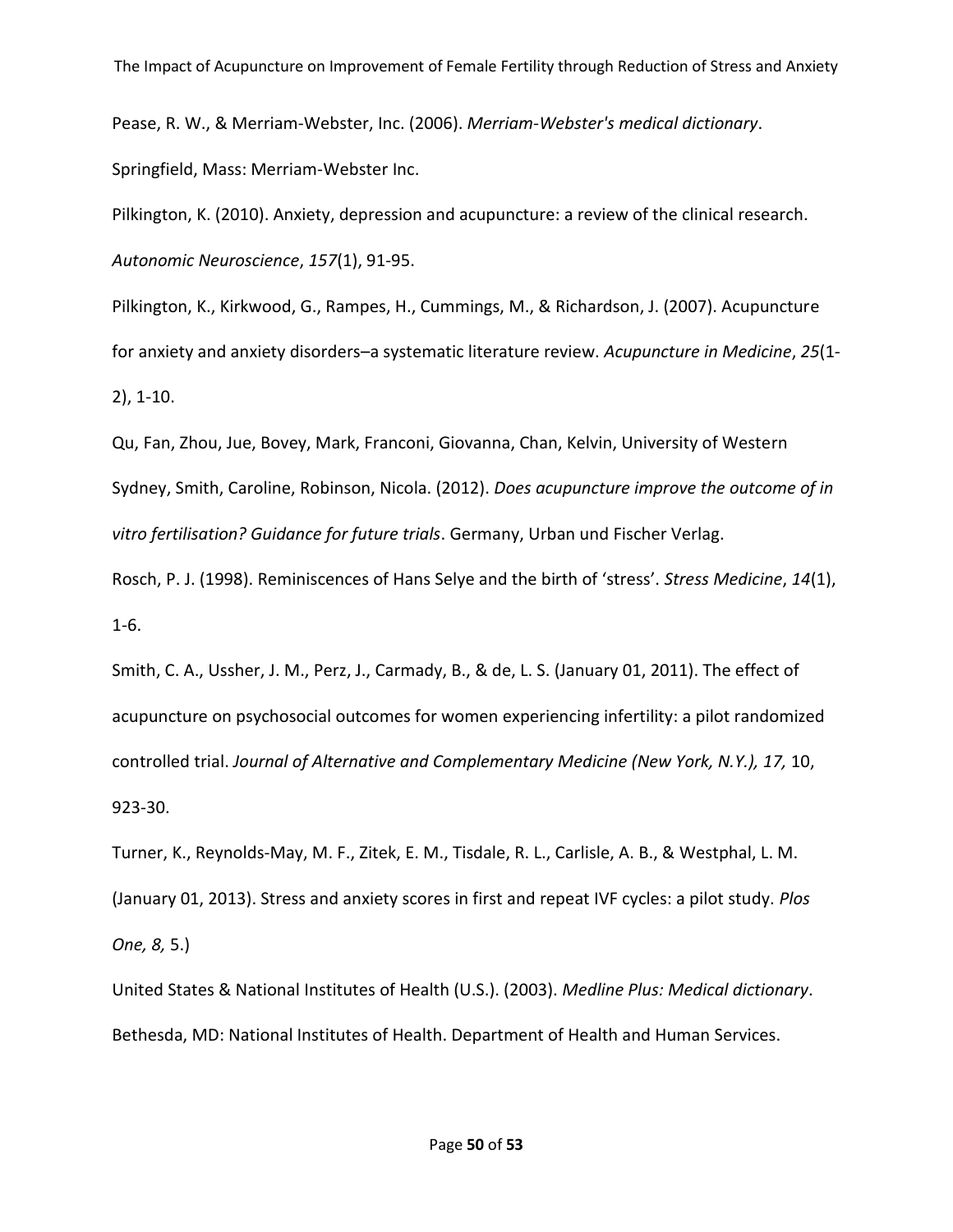Pease, R. W., & Merriam-Webster, Inc. (2006). *Merriam-Webster's medical dictionary*. Springfield, Mass: Merriam-Webster Inc.

Pilkington, K. (2010). Anxiety, depression and acupuncture: a review of the clinical research. *Autonomic Neuroscience*, *157*(1), 91-95.

Pilkington, K., Kirkwood, G., Rampes, H., Cummings, M., & Richardson, J. (2007). Acupuncture for anxiety and anxiety disorders–a systematic literature review. *Acupuncture in Medicine*, *25*(1-2), 1-10.

Qu, Fan, Zhou, Jue, Bovey, Mark, Franconi, Giovanna, Chan, Kelvin, University of Western Sydney, Smith, Caroline, Robinson, Nicola. (2012). *Does acupuncture improve the outcome of in vitro fertilisation? Guidance for future trials*. Germany, Urban und Fischer Verlag.

Rosch, P. J. (1998). Reminiscences of Hans Selye and the birth of 'stress'. *Stress Medicine*, *14*(1), 1-6.

Smith, C. A., Ussher, J. M., Perz, J., Carmady, B., & de, L. S. (January 01, 2011). The effect of acupuncture on psychosocial outcomes for women experiencing infertility: a pilot randomized controlled trial. *Journal of Alternative and Complementary Medicine (New York, N.Y.), 17,* 10, 923-30.

Turner, K., Reynolds-May, M. F., Zitek, E. M., Tisdale, R. L., Carlisle, A. B., & Westphal, L. M. (January 01, 2013). Stress and anxiety scores in first and repeat IVF cycles: a pilot study. *Plos One, 8,* 5.)

United States & National Institutes of Health (U.S.). (2003). *Medline Plus: Medical dictionary*. Bethesda, MD: National Institutes of Health. Department of Health and Human Services.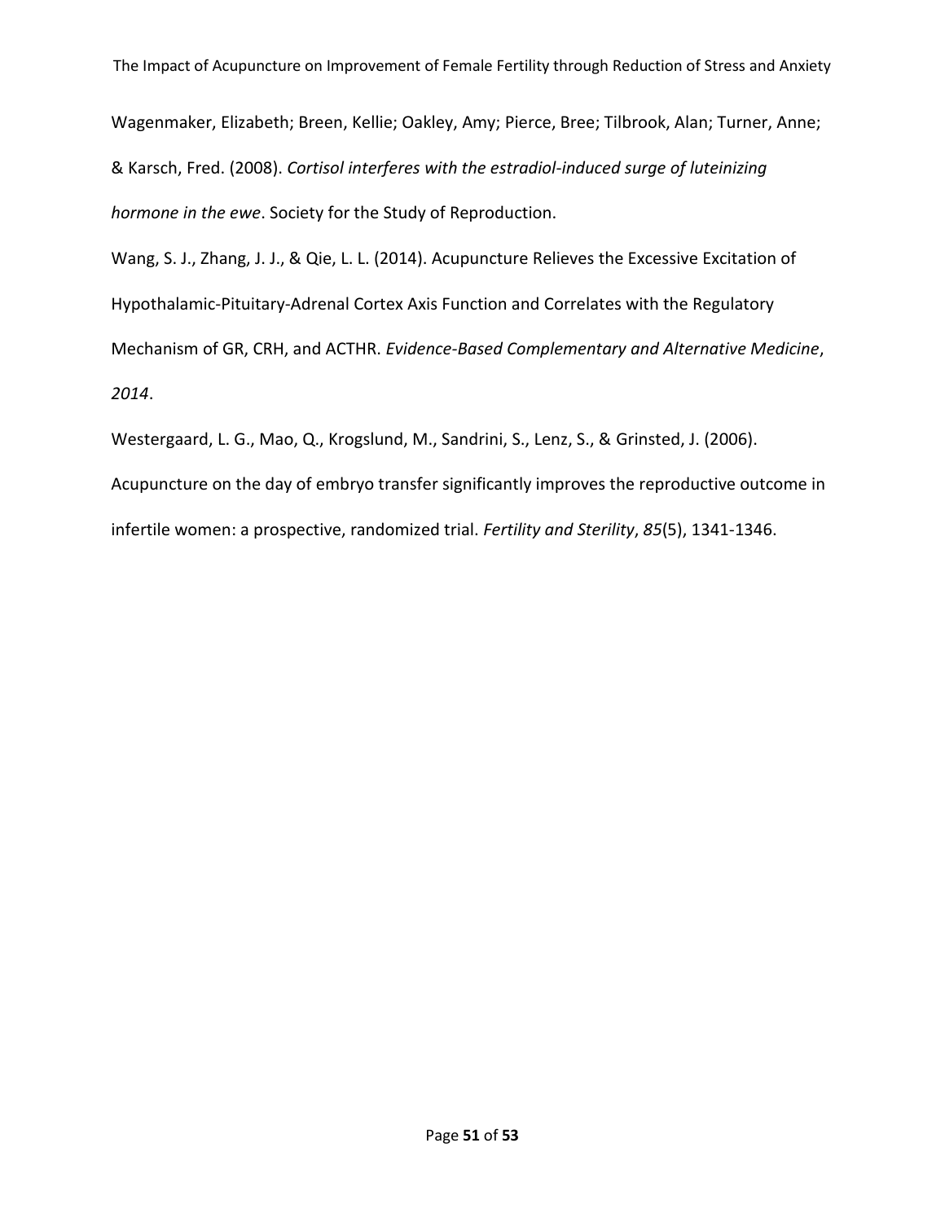Wagenmaker, Elizabeth; Breen, Kellie; Oakley, Amy; Pierce, Bree; Tilbrook, Alan; Turner, Anne; & Karsch, Fred. (2008). *Cortisol interferes with the estradiol-induced surge of luteinizing hormone in the ewe*. Society for the Study of Reproduction.

Wang, S. J., Zhang, J. J., & Qie, L. L. (2014). Acupuncture Relieves the Excessive Excitation of Hypothalamic-Pituitary-Adrenal Cortex Axis Function and Correlates with the Regulatory Mechanism of GR, CRH, and ACTHR. *Evidence-Based Complementary and Alternative Medicine*, *2014*.

Westergaard, L. G., Mao, Q., Krogslund, M., Sandrini, S., Lenz, S., & Grinsted, J. (2006). Acupuncture on the day of embryo transfer significantly improves the reproductive outcome in infertile women: a prospective, randomized trial. *Fertility and Sterility*, *85*(5), 1341-1346.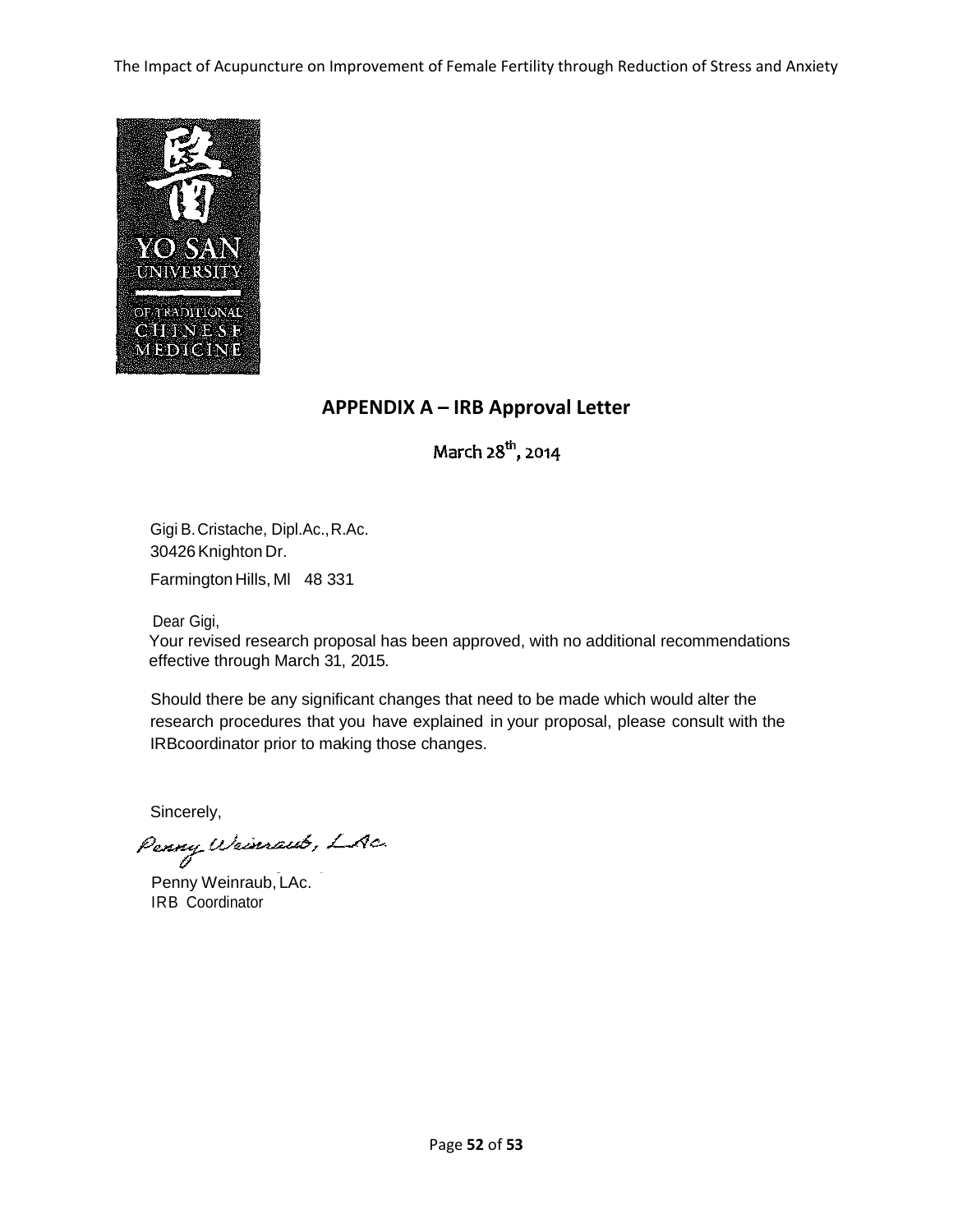## APPENDIX A – IRB Approval Letter

March 28th, 2014

Gigi B. Cristache, Dipl.Ac., R.Ac.
30426 Knighton Dr.
Farmington Hills, Ml 48 331

Dear Gigi,

Your revised research proposal has been approved, with no additional recommendations effective through March 31, 2015.

Should there be any significant changes that need to be made which would alter the research procedures that you have explained in your proposal, please consult with the IRBcoordinator prior to making those changes.

Sincerely,

*Penny Weinraub, LAc.*

Penny Weinraub, LAc.
IRB Coordinator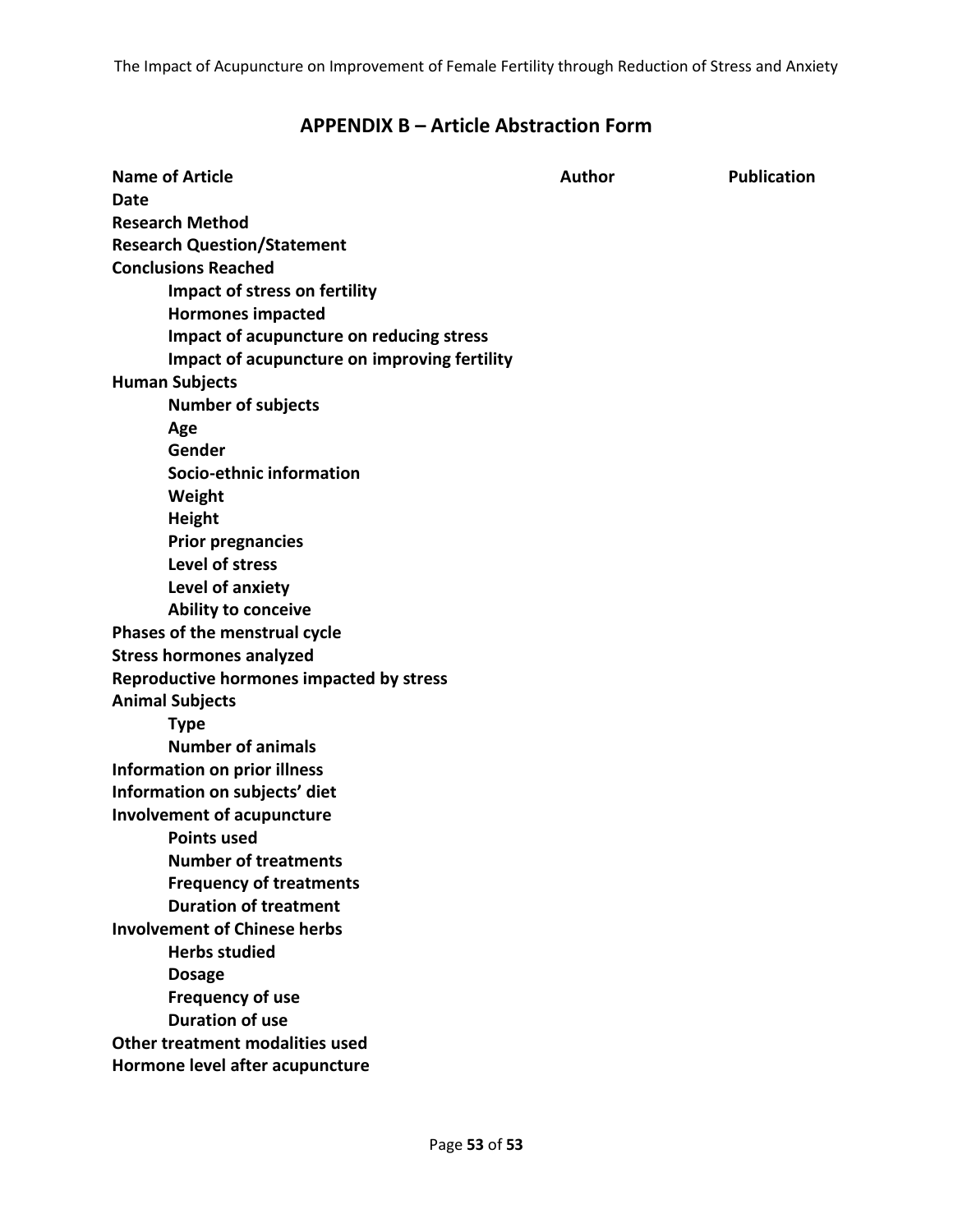## APPENDIX B – Article Abstraction Form

**Name of Article** **Author** **Publication**
**Date**
**Research Method**
**Research Question/Statement**
**Conclusions Reached**
- **Impact of stress on fertility**
- **Hormones impacted**
- **Impact of acupuncture on reducing stress**
- **Impact of acupuncture on improving fertility**

**Human Subjects**
- **Number of subjects**
- **Age**
- **Gender**
- **Socio-ethnic information**
- **Weight**
- **Height**
- **Prior pregnancies**
- **Level of stress**
- **Level of anxiety**
- **Ability to conceive**

**Phases of the menstrual cycle**
**Stress hormones analyzed**
**Reproductive hormones impacted by stress**
**Animal Subjects**
- **Type**
- **Number of animals**

**Information on prior illness**
**Information on subjects' diet**
**Involvement of acupuncture**
- **Points used**
- **Number of treatments**
- **Frequency of treatments**
- **Duration of treatment**

**Involvement of Chinese herbs**
- **Herbs studied**
- **Dosage**
- **Frequency of use**
- **Duration of use**

**Other treatment modalities used**
**Hormone level after acupuncture**